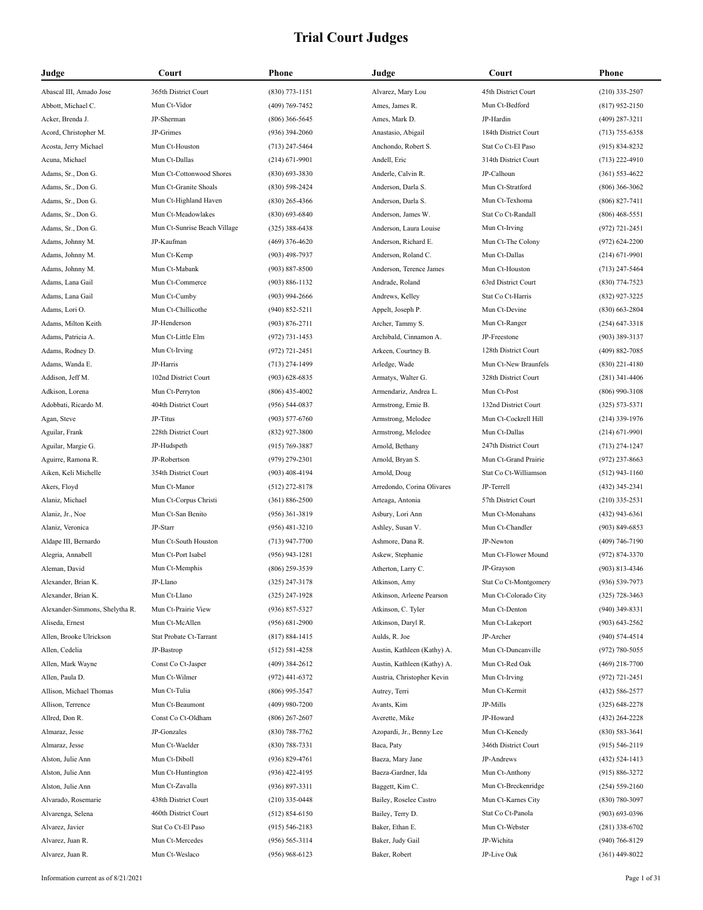# Trial Court Judges

| Judge | Court | Phone |
|---|---|---|
| Abascal III, Amado Jose | 365th District Court | (830) 773-1151 |
| Abbott, Michael C. | Mun Ct-Vidor | (409) 769-7452 |
| Acker, Brenda J. | JP-Sherman | (806) 366-5645 |
| Acord, Christopher M. | JP-Grimes | (936) 394-2060 |
| Acosta, Jerry Michael | Mun Ct-Houston | (713) 247-5464 |
| Acuna, Michael | Mun Ct-Dallas | (214) 671-9901 |
| Adams, Sr., Don G. | Mun Ct-Cottonwood Shores | (830) 693-3830 |
| Adams, Sr., Don G. | Mun Ct-Granite Shoals | (830) 598-2424 |
| Adams, Sr., Don G. | Mun Ct-Highland Haven | (830) 265-4366 |
| Adams, Sr., Don G. | Mun Ct-Meadowlakes | (830) 693-6840 |
| Adams, Sr., Don G. | Mun Ct-Sunrise Beach Village | (325) 388-6438 |
| Adams, Johnny M. | JP-Kaufman | (469) 376-4620 |
| Adams, Johnny M. | Mun Ct-Kemp | (903) 498-7937 |
| Adams, Johnny M. | Mun Ct-Mabank | (903) 887-8500 |
| Adams, Lana Gail | Mun Ct-Commerce | (903) 886-1132 |
| Adams, Lana Gail | Mun Ct-Cumby | (903) 994-2666 |
| Adams, Lori O. | Mun Ct-Chillicothe | (940) 852-5211 |
| Adams, Milton Keith | JP-Henderson | (903) 876-2711 |
| Adams, Patricia A. | Mun Ct-Little Elm | (972) 731-1453 |
| Adams, Rodney D. | Mun Ct-Irving | (972) 721-2451 |
| Adams, Wanda E. | JP-Harris | (713) 274-1499 |
| Addison, Jeff M. | 102nd District Court | (903) 628-6835 |
| Adkison, Lorena | Mun Ct-Perryton | (806) 435-4002 |
| Adobbati, Ricardo M. | 404th District Court | (956) 544-0837 |
| Agan, Steve | JP-Titus | (903) 577-6760 |
| Aguilar, Frank | 228th District Court | (832) 927-3800 |
| Aguilar, Margie G. | JP-Hudspeth | (915) 769-3887 |
| Aguirre, Ramona R. | JP-Robertson | (979) 279-2301 |
| Aiken, Keli Michelle | 354th District Court | (903) 408-4194 |
| Akers, Floyd | Mun Ct-Manor | (512) 272-8178 |
| Alaniz, Michael | Mun Ct-Corpus Christi | (361) 886-2500 |
| Alaniz, Jr., Noe | Mun Ct-San Benito | (956) 361-3819 |
| Alaniz, Veronica | JP-Starr | (956) 481-3210 |
| Aldape III, Bernardo | Mun Ct-South Houston | (713) 947-7700 |
| Alegria, Annabell | Mun Ct-Port Isabel | (956) 943-1281 |
| Aleman, David | Mun Ct-Memphis | (806) 259-3539 |
| Alexander, Brian K. | JP-Llano | (325) 247-3178 |
| Alexander, Brian K. | Mun Ct-Llano | (325) 247-1928 |
| Alexander-Simmons, Shelytha R. | Mun Ct-Prairie View | (936) 857-5327 |
| Aliseda, Ernest | Mun Ct-McAllen | (956) 681-2900 |
| Allen, Brooke Ulrickson | Stat Probate Ct-Tarrant | (817) 884-1415 |
| Allen, Cedelia | JP-Bastrop | (512) 581-4258 |
| Allen, Mark Wayne | Const Co Ct-Jasper | (409) 384-2612 |
| Allen, Paula D. | Mun Ct-Wilmer | (972) 441-6372 |
| Allison, Michael Thomas | Mun Ct-Tulia | (806) 995-3547 |
| Allison, Terrence | Mun Ct-Beaumont | (409) 980-7200 |
| Allred, Don R. | Const Co Ct-Oldham | (806) 267-2607 |
| Almaraz, Jesse | JP-Gonzales | (830) 788-7762 |
| Almaraz, Jesse | Mun Ct-Waelder | (830) 788-7331 |
| Alston, Julie Ann | Mun Ct-Diboll | (936) 829-4761 |
| Alston, Julie Ann | Mun Ct-Huntington | (936) 422-4195 |
| Alston, Julie Ann | Mun Ct-Zavalla | (936) 897-3311 |
| Alvarado, Rosemarie | 438th District Court | (210) 335-0448 |
| Alvarenga, Selena | 460th District Court | (512) 854-6150 |
| Alvarez, Javier | Stat Co Ct-El Paso | (915) 546-2183 |
| Alvarez, Juan R. | Mun Ct-Mercedes | (956) 565-3114 |
| Alvarez, Juan R. | Mun Ct-Weslaco | (956) 968-6123 |
| Alvarez, Mary Lou | 45th District Court | (210) 335-2507 |
| Ames, James R. | Mun Ct-Bedford | (817) 952-2150 |
| Ames, Mark D. | JP-Hardin | (409) 287-3211 |
| Anastasio, Abigail | 184th District Court | (713) 755-6358 |
| Anchondo, Robert S. | Stat Co Ct-El Paso | (915) 834-8232 |
| Andell, Eric | 314th District Court | (713) 222-4910 |
| Anderle, Calvin R. | JP-Calhoun | (361) 553-4622 |
| Anderson, Darla S. | Mun Ct-Stratford | (806) 366-3062 |
| Anderson, Darla S. | Mun Ct-Texhoma | (806) 827-7411 |
| Anderson, James W. | Stat Co Ct-Randall | (806) 468-5551 |
| Anderson, Laura Louise | Mun Ct-Irving | (972) 721-2451 |
| Anderson, Richard E. | Mun Ct-The Colony | (972) 624-2200 |
| Anderson, Roland C. | Mun Ct-Dallas | (214) 671-9901 |
| Anderson, Terence James | Mun Ct-Houston | (713) 247-5464 |
| Andrade, Roland | 63rd District Court | (830) 774-7523 |
| Andrews, Kelley | Stat Co Ct-Harris | (832) 927-3225 |
| Appelt, Joseph P. | Mun Ct-Devine | (830) 663-2804 |
| Archer, Tammy S. | Mun Ct-Ranger | (254) 647-3318 |
| Archibald, Cinnamon A. | JP-Freestone | (903) 389-3137 |
| Arkeen, Courtney B. | 128th District Court | (409) 882-7085 |
| Arledge, Wade | Mun Ct-New Braunfels | (830) 221-4180 |
| Armatys, Walter G. | 328th District Court | (281) 341-4406 |
| Armendariz, Andrea L. | Mun Ct-Post | (806) 990-3108 |
| Armstrong, Ernie B. | 132nd District Court | (325) 573-5371 |
| Armstrong, Melodee | Mun Ct-Cockrell Hill | (214) 339-1976 |
| Armstrong, Melodee | Mun Ct-Dallas | (214) 671-9901 |
| Arnold, Bethany | 247th District Court | (713) 274-1247 |
| Arnold, Bryan S. | Mun Ct-Grand Prairie | (972) 237-8663 |
| Arnold, Doug | Stat Co Ct-Williamson | (512) 943-1160 |
| Arredondo, Corina Olivares | JP-Terrell | (432) 345-2341 |
| Arteaga, Antonia | 57th District Court | (210) 335-2531 |
| Asbury, Lori Ann | Mun Ct-Monahans | (432) 943-6361 |
| Ashley, Susan V. | Mun Ct-Chandler | (903) 849-6853 |
| Ashmore, Dana R. | JP-Newton | (409) 746-7190 |
| Askew, Stephanie | Mun Ct-Flower Mound | (972) 874-3370 |
| Atherton, Larry C. | JP-Grayson | (903) 813-4346 |
| Atkinson, Amy | Stat Co Ct-Montgomery | (936) 539-7973 |
| Atkinson, Arleene Pearson | Mun Ct-Colorado City | (325) 728-3463 |
| Atkinson, C. Tyler | Mun Ct-Denton | (940) 349-8331 |
| Atkinson, Daryl R. | Mun Ct-Lakeport | (903) 643-2562 |
| Aulds, R. Joe | JP-Archer | (940) 574-4514 |
| Austin, Kathleen (Kathy) A. | Mun Ct-Duncanville | (972) 780-5055 |
| Austin, Kathleen (Kathy) A. | Mun Ct-Red Oak | (469) 218-7700 |
| Austria, Christopher Kevin | Mun Ct-Irving | (972) 721-2451 |
| Autrey, Terri | Mun Ct-Kermit | (432) 586-2577 |
| Avants, Kim | JP-Mills | (325) 648-2278 |
| Averette, Mike | JP-Howard | (432) 264-2228 |
| Azopardi, Jr., Benny Lee | Mun Ct-Kenedy | (830) 583-3641 |
| Baca, Paty | 346th District Court | (915) 546-2119 |
| Baeza, Mary Jane | JP-Andrews | (432) 524-1413 |
| Baeza-Gardner, Ida | Mun Ct-Anthony | (915) 886-3272 |
| Baggett, Kim C. | Mun Ct-Breckenridge | (254) 559-2160 |
| Bailey, Roselee Castro | Mun Ct-Karnes City | (830) 780-3097 |
| Bailey, Terry D. | Stat Co Ct-Panola | (903) 693-0396 |
| Baker, Ethan E. | Mun Ct-Webster | (281) 338-6702 |
| Baker, Judy Gail | JP-Wichita | (940) 766-8129 |
| Baker, Robert | JP-Live Oak | (361) 449-8022 |

Information current as of 8/21/2021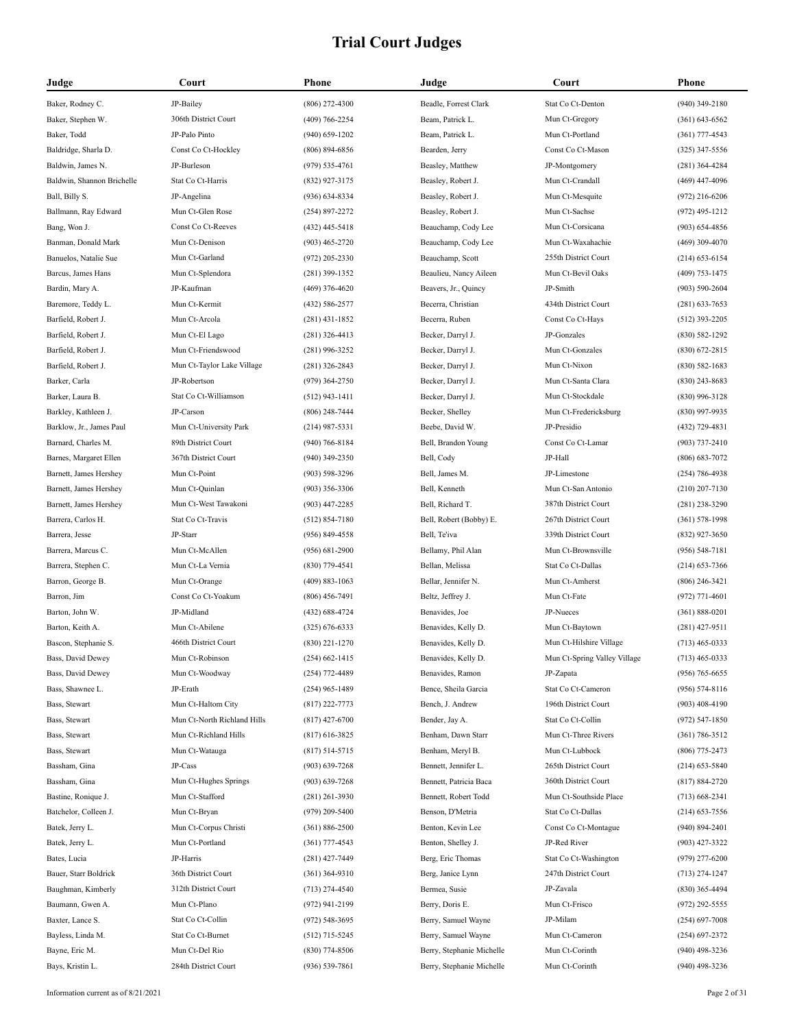# Trial Court Judges

| Judge | Court | Phone |
|---|---|---|
| Baker, Rodney C. | JP-Bailey | (806) 272-4300 |
| Baker, Stephen W. | 306th District Court | (409) 766-2254 |
| Baker, Todd | JP-Palo Pinto | (940) 659-1202 |
| Baldridge, Sharla D. | Const Co Ct-Hockley | (806) 894-6856 |
| Baldwin, James N. | JP-Burleson | (979) 535-4761 |
| Baldwin, Shannon Brichelle | Stat Co Ct-Harris | (832) 927-3175 |
| Ball, Billy S. | JP-Angelina | (936) 634-8334 |
| Ballmann, Ray Edward | Mun Ct-Glen Rose | (254) 897-2272 |
| Bang, Won J. | Const Co Ct-Reeves | (432) 445-5418 |
| Banman, Donald Mark | Mun Ct-Denison | (903) 465-2720 |
| Banuelos, Natalie Sue | Mun Ct-Garland | (972) 205-2330 |
| Barcus, James Hans | Mun Ct-Splendora | (281) 399-1352 |
| Bardin, Mary A. | JP-Kaufman | (469) 376-4620 |
| Baremore, Teddy L. | Mun Ct-Kermit | (432) 586-2577 |
| Barfield, Robert J. | Mun Ct-Arcola | (281) 431-1852 |
| Barfield, Robert J. | Mun Ct-El Lago | (281) 326-4413 |
| Barfield, Robert J. | Mun Ct-Friendswood | (281) 996-3252 |
| Barfield, Robert J. | Mun Ct-Taylor Lake Village | (281) 326-2843 |
| Barker, Carla | JP-Robertson | (979) 364-2750 |
| Barker, Laura B. | Stat Co Ct-Williamson | (512) 943-1411 |
| Barkley, Kathleen J. | JP-Carson | (806) 248-7444 |
| Barklow, Jr., James Paul | Mun Ct-University Park | (214) 987-5331 |
| Barnard, Charles M. | 89th District Court | (940) 766-8184 |
| Barnes, Margaret Ellen | 367th District Court | (940) 349-2350 |
| Barnett, James Hershey | Mun Ct-Point | (903) 598-3296 |
| Barnett, James Hershey | Mun Ct-Quinlan | (903) 356-3306 |
| Barnett, James Hershey | Mun Ct-West Tawakoni | (903) 447-2285 |
| Barrera, Carlos H. | Stat Co Ct-Travis | (512) 854-7180 |
| Barrera, Jesse | JP-Starr | (956) 849-4558 |
| Barrera, Marcus C. | Mun Ct-McAllen | (956) 681-2900 |
| Barrera, Stephen C. | Mun Ct-La Vernia | (830) 779-4541 |
| Barron, George B. | Mun Ct-Orange | (409) 883-1063 |
| Barron, Jim | Const Co Ct-Yoakum | (806) 456-7491 |
| Barton, John W. | JP-Midland | (432) 688-4724 |
| Barton, Keith A. | Mun Ct-Abilene | (325) 676-6333 |
| Bascon, Stephanie S. | 466th District Court | (830) 221-1270 |
| Bass, David Dewey | Mun Ct-Robinson | (254) 662-1415 |
| Bass, David Dewey | Mun Ct-Woodway | (254) 772-4489 |
| Bass, Shawnee L. | JP-Erath | (254) 965-1489 |
| Bass, Stewart | Mun Ct-Haltom City | (817) 222-7773 |
| Bass, Stewart | Mun Ct-North Richland Hills | (817) 427-6700 |
| Bass, Stewart | Mun Ct-Richland Hills | (817) 616-3825 |
| Bass, Stewart | Mun Ct-Watauga | (817) 514-5715 |
| Bassham, Gina | JP-Cass | (903) 639-7268 |
| Bassham, Gina | Mun Ct-Hughes Springs | (903) 639-7268 |
| Bastine, Ronique J. | Mun Ct-Stafford | (281) 261-3930 |
| Batchelor, Colleen J. | Mun Ct-Bryan | (979) 209-5400 |
| Batek, Jerry L. | Mun Ct-Corpus Christi | (361) 886-2500 |
| Batek, Jerry L. | Mun Ct-Portland | (361) 777-4543 |
| Bates, Lucia | JP-Harris | (281) 427-7449 |
| Bauer, Starr Boldrick | 36th District Court | (361) 364-9310 |
| Baughman, Kimberly | 312th District Court | (713) 274-4540 |
| Baumann, Gwen A. | Mun Ct-Plano | (972) 941-2199 |
| Baxter, Lance S. | Stat Co Ct-Collin | (972) 548-3695 |
| Bayless, Linda M. | Stat Co Ct-Burnet | (512) 715-5245 |
| Bayne, Eric M. | Mun Ct-Del Rio | (830) 774-8506 |
| Bays, Kristin L. | 284th District Court | (936) 539-7861 |
| Beadle, Forrest Clark | Stat Co Ct-Denton | (940) 349-2180 |
| Beam, Patrick L. | Mun Ct-Gregory | (361) 643-6562 |
| Beam, Patrick L. | Mun Ct-Portland | (361) 777-4543 |
| Bearden, Jerry | Const Co Ct-Mason | (325) 347-5556 |
| Beasley, Matthew | JP-Montgomery | (281) 364-4284 |
| Beasley, Robert J. | Mun Ct-Crandall | (469) 447-4096 |
| Beasley, Robert J. | Mun Ct-Mesquite | (972) 216-6206 |
| Beasley, Robert J. | Mun Ct-Sachse | (972) 495-1212 |
| Beauchamp, Cody Lee | Mun Ct-Corsicana | (903) 654-4856 |
| Beauchamp, Cody Lee | Mun Ct-Waxahachie | (469) 309-4070 |
| Beauchamp, Scott | 255th District Court | (214) 653-6154 |
| Beaulieu, Nancy Aileen | Mun Ct-Bevil Oaks | (409) 753-1475 |
| Beavers, Jr., Quincy | JP-Smith | (903) 590-2604 |
| Becerra, Christian | 434th District Court | (281) 633-7653 |
| Becerra, Ruben | Const Co Ct-Hays | (512) 393-2205 |
| Becker, Darryl J. | JP-Gonzales | (830) 582-1292 |
| Becker, Darryl J. | Mun Ct-Gonzales | (830) 672-2815 |
| Becker, Darryl J. | Mun Ct-Nixon | (830) 582-1683 |
| Becker, Darryl J. | Mun Ct-Santa Clara | (830) 243-8683 |
| Becker, Darryl J. | Mun Ct-Stockdale | (830) 996-3128 |
| Becker, Shelley | Mun Ct-Fredericksburg | (830) 997-9935 |
| Beebe, David W. | JP-Presidio | (432) 729-4831 |
| Bell, Brandon Young | Const Co Ct-Lamar | (903) 737-2410 |
| Bell, Cody | JP-Hall | (806) 683-7072 |
| Bell, James M. | JP-Limestone | (254) 786-4938 |
| Bell, Kenneth | Mun Ct-San Antonio | (210) 207-7130 |
| Bell, Richard T. | 387th District Court | (281) 238-3290 |
| Bell, Robert (Bobby) E. | 267th District Court | (361) 578-1998 |
| Bell, Te'iva | 339th District Court | (832) 927-3650 |
| Bellamy, Phil Alan | Mun Ct-Brownsville | (956) 548-7181 |
| Bellan, Melissa | Stat Co Ct-Dallas | (214) 653-7366 |
| Bellar, Jennifer N. | Mun Ct-Amherst | (806) 246-3421 |
| Beltz, Jeffrey J. | Mun Ct-Fate | (972) 771-4601 |
| Benavides, Joe | JP-Nueces | (361) 888-0201 |
| Benavides, Kelly D. | Mun Ct-Baytown | (281) 427-9511 |
| Benavides, Kelly D. | Mun Ct-Hilshire Village | (713) 465-0333 |
| Benavides, Kelly D. | Mun Ct-Spring Valley Village | (713) 465-0333 |
| Benavides, Ramon | JP-Zapata | (956) 765-6655 |
| Bence, Sheila Garcia | Stat Co Ct-Cameron | (956) 574-8116 |
| Bench, J. Andrew | 196th District Court | (903) 408-4190 |
| Bender, Jay A. | Stat Co Ct-Collin | (972) 547-1850 |
| Benham, Dawn Starr | Mun Ct-Three Rivers | (361) 786-3512 |
| Benham, Meryl B. | Mun Ct-Lubbock | (806) 775-2473 |
| Bennett, Jennifer L. | 265th District Court | (214) 653-5840 |
| Bennett, Patricia Baca | 360th District Court | (817) 884-2720 |
| Bennett, Robert Todd | Mun Ct-Southside Place | (713) 668-2341 |
| Benson, D'Metria | Stat Co Ct-Dallas | (214) 653-7556 |
| Benton, Kevin Lee | Const Co Ct-Montague | (940) 894-2401 |
| Benton, Shelley J. | JP-Red River | (903) 427-3322 |
| Berg, Eric Thomas | Stat Co Ct-Washington | (979) 277-6200 |
| Berg, Janice Lynn | 247th District Court | (713) 274-1247 |
| Bermea, Susie | JP-Zavala | (830) 365-4494 |
| Berry, Doris E. | Mun Ct-Frisco | (972) 292-5555 |
| Berry, Samuel Wayne | JP-Milam | (254) 697-7008 |
| Berry, Samuel Wayne | Mun Ct-Cameron | (254) 697-2372 |
| Berry, Stephanie Michelle | Mun Ct-Corinth | (940) 498-3236 |
| Berry, Stephanie Michelle | Mun Ct-Corinth | (940) 498-3236 |

Information current as of 8/21/2021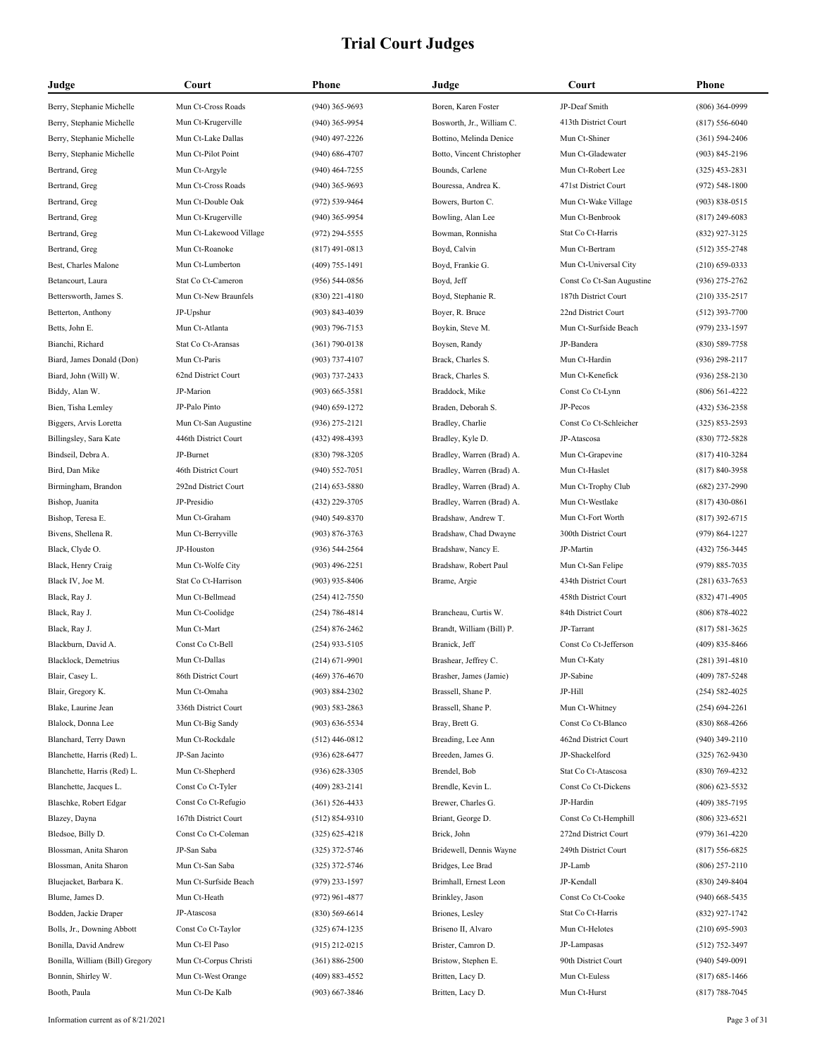# Trial Court Judges

| Judge | Court | Phone |
|---|---|---|
| Berry, Stephanie Michelle | Mun Ct-Cross Roads | (940) 365-9693 |
| Berry, Stephanie Michelle | Mun Ct-Krugerville | (940) 365-9954 |
| Berry, Stephanie Michelle | Mun Ct-Lake Dallas | (940) 497-2226 |
| Berry, Stephanie Michelle | Mun Ct-Pilot Point | (940) 686-4707 |
| Bertrand, Greg | Mun Ct-Argyle | (940) 464-7255 |
| Bertrand, Greg | Mun Ct-Cross Roads | (940) 365-9693 |
| Bertrand, Greg | Mun Ct-Double Oak | (972) 539-9464 |
| Bertrand, Greg | Mun Ct-Krugerville | (940) 365-9954 |
| Bertrand, Greg | Mun Ct-Lakewood Village | (972) 294-5555 |
| Bertrand, Greg | Mun Ct-Roanoke | (817) 491-0813 |
| Best, Charles Malone | Mun Ct-Lumberton | (409) 755-1491 |
| Betancourt, Laura | Stat Co Ct-Cameron | (956) 544-0856 |
| Bettersworth, James S. | Mun Ct-New Braunfels | (830) 221-4180 |
| Betterton, Anthony | JP-Upshur | (903) 843-4039 |
| Betts, John E. | Mun Ct-Atlanta | (903) 796-7153 |
| Bianchi, Richard | Stat Co Ct-Aransas | (361) 790-0138 |
| Biard, James Donald (Don) | Mun Ct-Paris | (903) 737-4107 |
| Biard, John (Will) W. | 62nd District Court | (903) 737-2433 |
| Biddy, Alan W. | JP-Marion | (903) 665-3581 |
| Bien, Tisha Lemley | JP-Palo Pinto | (940) 659-1272 |
| Biggers, Arvis Loretta | Mun Ct-San Augustine | (936) 275-2121 |
| Billingsley, Sara Kate | 446th District Court | (432) 498-4393 |
| Bindseil, Debra A. | JP-Burnet | (830) 798-3205 |
| Bird, Dan Mike | 46th District Court | (940) 552-7051 |
| Birmingham, Brandon | 292nd District Court | (214) 653-5880 |
| Bishop, Juanita | JP-Presidio | (432) 229-3705 |
| Bishop, Teresa E. | Mun Ct-Graham | (940) 549-8370 |
| Bivens, Shellena R. | Mun Ct-Berryville | (903) 876-3763 |
| Black, Clyde O. | JP-Houston | (936) 544-2564 |
| Black, Henry Craig | Mun Ct-Wolfe City | (903) 496-2251 |
| Black IV, Joe M. | Stat Co Ct-Harrison | (903) 935-8406 |
| Black, Ray J. | Mun Ct-Bellmead | (254) 412-7550 |
| Black, Ray J. | Mun Ct-Coolidge | (254) 786-4814 |
| Black, Ray J. | Mun Ct-Mart | (254) 876-2462 |
| Blackburn, David A. | Const Co Ct-Bell | (254) 933-5105 |
| Blacklock, Demetrius | Mun Ct-Dallas | (214) 671-9901 |
| Blair, Casey L. | 86th District Court | (469) 376-4670 |
| Blair, Gregory K. | Mun Ct-Omaha | (903) 884-2302 |
| Blake, Laurine Jean | 336th District Court | (903) 583-2863 |
| Blalock, Donna Lee | Mun Ct-Big Sandy | (903) 636-5534 |
| Blanchard, Terry Dawn | Mun Ct-Rockdale | (512) 446-0812 |
| Blanchette, Harris (Red) L. | JP-San Jacinto | (936) 628-6477 |
| Blanchette, Harris (Red) L. | Mun Ct-Shepherd | (936) 628-3305 |
| Blanchette, Jacques L. | Const Co Ct-Tyler | (409) 283-2141 |
| Blaschke, Robert Edgar | Const Co Ct-Refugio | (361) 526-4433 |
| Blazey, Dayna | 167th District Court | (512) 854-9310 |
| Bledsoe, Billy D. | Const Co Ct-Coleman | (325) 625-4218 |
| Blossman, Anita Sharon | JP-San Saba | (325) 372-5746 |
| Blossman, Anita Sharon | Mun Ct-San Saba | (325) 372-5746 |
| Bluejacket, Barbara K. | Mun Ct-Surfside Beach | (979) 233-1597 |
| Blume, James D. | Mun Ct-Heath | (972) 961-4877 |
| Bodden, Jackie Draper | JP-Atascosa | (830) 569-6614 |
| Bolls, Jr., Downing Abbott | Const Co Ct-Taylor | (325) 674-1235 |
| Bonilla, David Andrew | Mun Ct-El Paso | (915) 212-0215 |
| Bonilla, William (Bill) Gregory | Mun Ct-Corpus Christi | (361) 886-2500 |
| Bonnin, Shirley W. | Mun Ct-West Orange | (409) 883-4552 |
| Booth, Paula | Mun Ct-De Kalb | (903) 667-3846 |
| Boren, Karen Foster | JP-Deaf Smith | (806) 364-0999 |
| Bosworth, Jr., William C. | 413th District Court | (817) 556-6040 |
| Bottino, Melinda Denice | Mun Ct-Shiner | (361) 594-2406 |
| Botto, Vincent Christopher | Mun Ct-Gladewater | (903) 845-2196 |
| Bounds, Carlene | Mun Ct-Robert Lee | (325) 453-2831 |
| Bouressa, Andrea K. | 471st District Court | (972) 548-1800 |
| Bowers, Burton C. | Mun Ct-Wake Village | (903) 838-0515 |
| Bowling, Alan Lee | Mun Ct-Benbrook | (817) 249-6083 |
| Bowman, Ronnisha | Stat Co Ct-Harris | (832) 927-3125 |
| Boyd, Calvin | Mun Ct-Bertram | (512) 355-2748 |
| Boyd, Frankie G. | Mun Ct-Universal City | (210) 659-0333 |
| Boyd, Jeff | Const Co Ct-San Augustine | (936) 275-2762 |
| Boyd, Stephanie R. | 187th District Court | (210) 335-2517 |
| Boyer, R. Bruce | 22nd District Court | (512) 393-7700 |
| Boykin, Steve M. | Mun Ct-Surfside Beach | (979) 233-1597 |
| Boysen, Randy | JP-Bandera | (830) 589-7758 |
| Brack, Charles S. | Mun Ct-Hardin | (936) 298-2117 |
| Brack, Charles S. | Mun Ct-Kenefick | (936) 258-2130 |
| Braddock, Mike | Const Co Ct-Lynn | (806) 561-4222 |
| Braden, Deborah S. | JP-Pecos | (432) 536-2358 |
| Bradley, Charlie | Const Co Ct-Schleicher | (325) 853-2593 |
| Bradley, Kyle D. | JP-Atascosa | (830) 772-5828 |
| Bradley, Warren (Brad) A. | Mun Ct-Grapevine | (817) 410-3284 |
| Bradley, Warren (Brad) A. | Mun Ct-Haslet | (817) 840-3958 |
| Bradley, Warren (Brad) A. | Mun Ct-Trophy Club | (682) 237-2990 |
| Bradley, Warren (Brad) A. | Mun Ct-Westlake | (817) 430-0861 |
| Bradshaw, Andrew T. | Mun Ct-Fort Worth | (817) 392-6715 |
| Bradshaw, Chad Dwayne | 300th District Court | (979) 864-1227 |
| Bradshaw, Nancy E. | JP-Martin | (432) 756-3445 |
| Bradshaw, Robert Paul | Mun Ct-San Felipe | (979) 885-7035 |
| Brame, Argie | 434th District Court | (281) 633-7653 |
| | 458th District Court | (832) 471-4905 |
| Brancheau, Curtis W. | 84th District Court | (806) 878-4022 |
| Brandt, William (Bill) P. | JP-Tarrant | (817) 581-3625 |
| Branick, Jeff | Const Co Ct-Jefferson | (409) 835-8466 |
| Brashear, Jeffrey C. | Mun Ct-Katy | (281) 391-4810 |
| Brasher, James (Jamie) | JP-Sabine | (409) 787-5248 |
| Brassell, Shane P. | JP-Hill | (254) 582-4025 |
| Brassell, Shane P. | Mun Ct-Whitney | (254) 694-2261 |
| Bray, Brett G. | Const Co Ct-Blanco | (830) 868-4266 |
| Breading, Lee Ann | 462nd District Court | (940) 349-2110 |
| Breeden, James G. | JP-Shackelford | (325) 762-9430 |
| Brendel, Bob | Stat Co Ct-Atascosa | (830) 769-4232 |
| Brendle, Kevin L. | Const Co Ct-Dickens | (806) 623-5532 |
| Brewer, Charles G. | JP-Hardin | (409) 385-7195 |
| Briant, George D. | Const Co Ct-Hemphill | (806) 323-6521 |
| Brick, John | 272nd District Court | (979) 361-4220 |
| Bridewell, Dennis Wayne | 249th District Court | (817) 556-6825 |
| Bridges, Lee Brad | JP-Lamb | (806) 257-2110 |
| Brimhall, Ernest Leon | JP-Kendall | (830) 249-8404 |
| Brinkley, Jason | Const Co Ct-Cooke | (940) 668-5435 |
| Briones, Lesley | Stat Co Ct-Harris | (832) 927-1742 |
| Briseno II, Alvaro | Mun Ct-Helotes | (210) 695-5903 |
| Brister, Camron D. | JP-Lampasas | (512) 752-3497 |
| Bristow, Stephen E. | 90th District Court | (940) 549-0091 |
| Britten, Lacy D. | Mun Ct-Euless | (817) 685-1466 |
| Britten, Lacy D. | Mun Ct-Hurst | (817) 788-7045 |

Information current as of 8/21/2021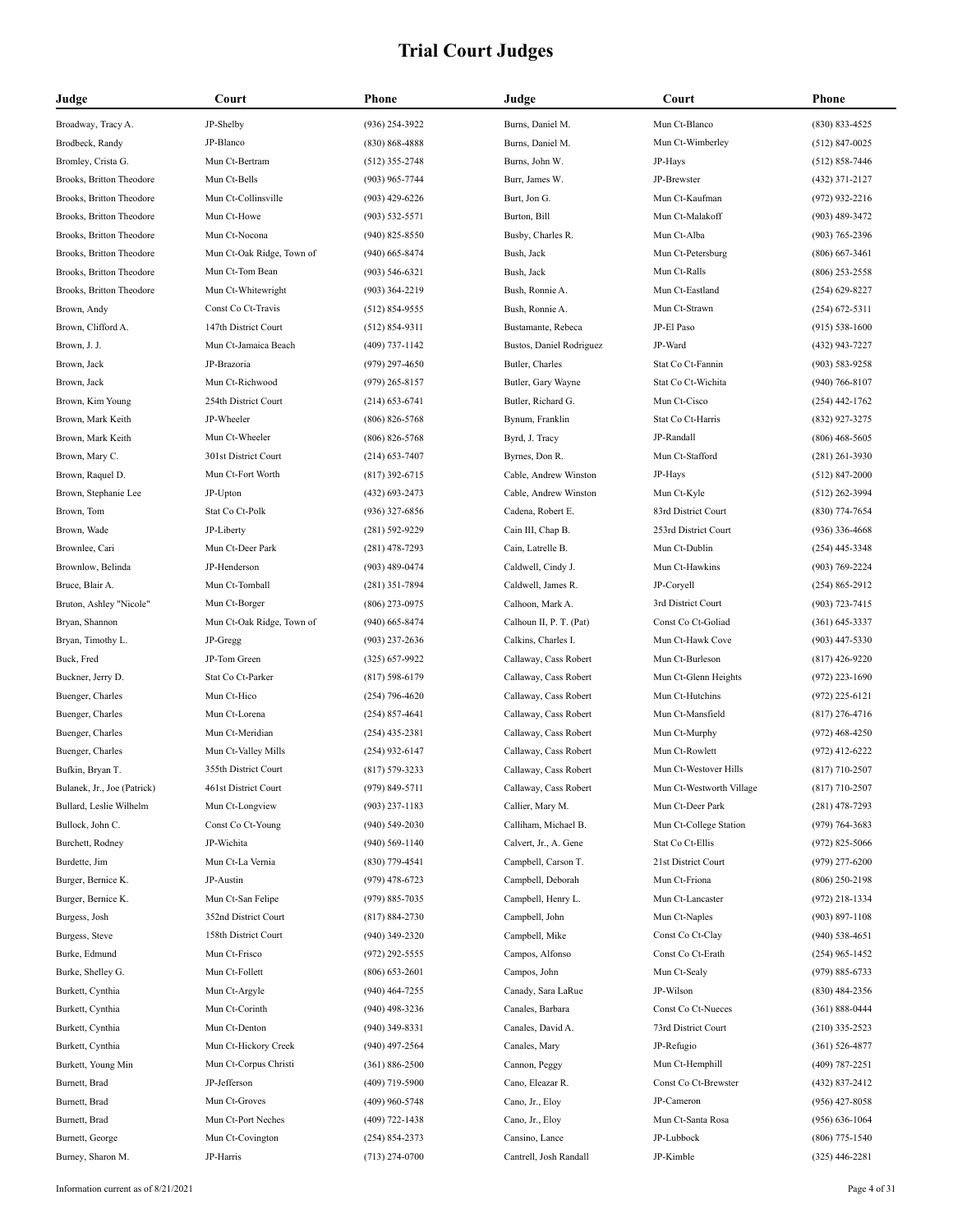# Trial Court Judges

| Judge | Court | Phone |
|---|---|---|
| Broadway, Tracy A. | JP-Shelby | (936) 254-3922 |
| Brodbeck, Randy | JP-Blanco | (830) 868-4888 |
| Bromley, Crista G. | Mun Ct-Bertram | (512) 355-2748 |
| Brooks, Britton Theodore | Mun Ct-Bells | (903) 965-7744 |
| Brooks, Britton Theodore | Mun Ct-Collinsville | (903) 429-6226 |
| Brooks, Britton Theodore | Mun Ct-Howe | (903) 532-5571 |
| Brooks, Britton Theodore | Mun Ct-Nocona | (940) 825-8550 |
| Brooks, Britton Theodore | Mun Ct-Oak Ridge, Town of | (940) 665-8474 |
| Brooks, Britton Theodore | Mun Ct-Tom Bean | (903) 546-6321 |
| Brooks, Britton Theodore | Mun Ct-Whitewright | (903) 364-2219 |
| Brown, Andy | Const Co Ct-Travis | (512) 854-9555 |
| Brown, Clifford A. | 147th District Court | (512) 854-9311 |
| Brown, J. J. | Mun Ct-Jamaica Beach | (409) 737-1142 |
| Brown, Jack | JP-Brazoria | (979) 297-4650 |
| Brown, Jack | Mun Ct-Richwood | (979) 265-8157 |
| Brown, Kim Young | 254th District Court | (214) 653-6741 |
| Brown, Mark Keith | JP-Wheeler | (806) 826-5768 |
| Brown, Mark Keith | Mun Ct-Wheeler | (806) 826-5768 |
| Brown, Mary C. | 301st District Court | (214) 653-7407 |
| Brown, Raquel D. | Mun Ct-Fort Worth | (817) 392-6715 |
| Brown, Stephanie Lee | JP-Upton | (432) 693-2473 |
| Brown, Tom | Stat Co Ct-Polk | (936) 327-6856 |
| Brown, Wade | JP-Liberty | (281) 592-9229 |
| Brownlee, Cari | Mun Ct-Deer Park | (281) 478-7293 |
| Brownlow, Belinda | JP-Henderson | (903) 489-0474 |
| Bruce, Blair A. | Mun Ct-Tomball | (281) 351-7894 |
| Bruton, Ashley "Nicole" | Mun Ct-Borger | (806) 273-0975 |
| Bryan, Shannon | Mun Ct-Oak Ridge, Town of | (940) 665-8474 |
| Bryan, Timothy L. | JP-Gregg | (903) 237-2636 |
| Buck, Fred | JP-Tom Green | (325) 657-9922 |
| Buckner, Jerry D. | Stat Co Ct-Parker | (817) 598-6179 |
| Buenger, Charles | Mun Ct-Hico | (254) 796-4620 |
| Buenger, Charles | Mun Ct-Lorena | (254) 857-4641 |
| Buenger, Charles | Mun Ct-Meridian | (254) 435-2381 |
| Buenger, Charles | Mun Ct-Valley Mills | (254) 932-6147 |
| Bufkin, Bryan T. | 355th District Court | (817) 579-3233 |
| Bulanek, Jr., Joe (Patrick) | 461st District Court | (979) 849-5711 |
| Bullard, Leslie Wilhelm | Mun Ct-Longview | (903) 237-1183 |
| Bullock, John C. | Const Co Ct-Young | (940) 549-2030 |
| Burchett, Rodney | JP-Wichita | (940) 569-1140 |
| Burdette, Jim | Mun Ct-La Vernia | (830) 779-4541 |
| Burger, Bernice K. | JP-Austin | (979) 478-6723 |
| Burger, Bernice K. | Mun Ct-San Felipe | (979) 885-7035 |
| Burgess, Josh | 352nd District Court | (817) 884-2730 |
| Burgess, Steve | 158th District Court | (940) 349-2320 |
| Burke, Edmund | Mun Ct-Frisco | (972) 292-5555 |
| Burke, Shelley G. | Mun Ct-Follett | (806) 653-2601 |
| Burkett, Cynthia | Mun Ct-Argyle | (940) 464-7255 |
| Burkett, Cynthia | Mun Ct-Corinth | (940) 498-3236 |
| Burkett, Cynthia | Mun Ct-Denton | (940) 349-8331 |
| Burkett, Cynthia | Mun Ct-Hickory Creek | (940) 497-2564 |
| Burkett, Young Min | Mun Ct-Corpus Christi | (361) 886-2500 |
| Burnett, Brad | JP-Jefferson | (409) 719-5900 |
| Burnett, Brad | Mun Ct-Groves | (409) 960-5748 |
| Burnett, Brad | Mun Ct-Port Neches | (409) 722-1438 |
| Burnett, George | Mun Ct-Covington | (254) 854-2373 |
| Burney, Sharon M. | JP-Harris | (713) 274-0700 |
| Burns, Daniel M. | Mun Ct-Blanco | (830) 833-4525 |
| Burns, Daniel M. | Mun Ct-Wimberley | (512) 847-0025 |
| Burns, John W. | JP-Hays | (512) 858-7446 |
| Burr, James W. | JP-Brewster | (432) 371-2127 |
| Burt, Jon G. | Mun Ct-Kaufman | (972) 932-2216 |
| Burton, Bill | Mun Ct-Malakoff | (903) 489-3472 |
| Busby, Charles R. | Mun Ct-Alba | (903) 765-2396 |
| Bush, Jack | Mun Ct-Petersburg | (806) 667-3461 |
| Bush, Jack | Mun Ct-Ralls | (806) 253-2558 |
| Bush, Ronnie A. | Mun Ct-Eastland | (254) 629-8227 |
| Bush, Ronnie A. | Mun Ct-Strawn | (254) 672-5311 |
| Bustamante, Rebeca | JP-El Paso | (915) 538-1600 |
| Bustos, Daniel Rodriguez | JP-Ward | (432) 943-7227 |
| Butler, Charles | Stat Co Ct-Fannin | (903) 583-9258 |
| Butler, Gary Wayne | Stat Co Ct-Wichita | (940) 766-8107 |
| Butler, Richard G. | Mun Ct-Cisco | (254) 442-1762 |
| Bynum, Franklin | Stat Co Ct-Harris | (832) 927-3275 |
| Byrd, J. Tracy | JP-Randall | (806) 468-5605 |
| Byrnes, Don R. | Mun Ct-Stafford | (281) 261-3930 |
| Cable, Andrew Winston | JP-Hays | (512) 847-2000 |
| Cable, Andrew Winston | Mun Ct-Kyle | (512) 262-3994 |
| Cadena, Robert E. | 83rd District Court | (830) 774-7654 |
| Cain III, Chap B. | 253rd District Court | (936) 336-4668 |
| Cain, Latrelle B. | Mun Ct-Dublin | (254) 445-3348 |
| Caldwell, Cindy J. | Mun Ct-Hawkins | (903) 769-2224 |
| Caldwell, James R. | JP-Coryell | (254) 865-2912 |
| Calhoon, Mark A. | 3rd District Court | (903) 723-7415 |
| Calhoun II, P. T. (Pat) | Const Co Ct-Goliad | (361) 645-3337 |
| Calkins, Charles I. | Mun Ct-Hawk Cove | (903) 447-5330 |
| Callaway, Cass Robert | Mun Ct-Burleson | (817) 426-9220 |
| Callaway, Cass Robert | Mun Ct-Glenn Heights | (972) 223-1690 |
| Callaway, Cass Robert | Mun Ct-Hutchins | (972) 225-6121 |
| Callaway, Cass Robert | Mun Ct-Mansfield | (817) 276-4716 |
| Callaway, Cass Robert | Mun Ct-Murphy | (972) 468-4250 |
| Callaway, Cass Robert | Mun Ct-Rowlett | (972) 412-6222 |
| Callaway, Cass Robert | Mun Ct-Westover Hills | (817) 710-2507 |
| Callaway, Cass Robert | Mun Ct-Westworth Village | (817) 710-2507 |
| Callier, Mary M. | Mun Ct-Deer Park | (281) 478-7293 |
| Calliham, Michael B. | Mun Ct-College Station | (979) 764-3683 |
| Calvert, Jr., A. Gene | Stat Co Ct-Ellis | (972) 825-5066 |
| Campbell, Carson T. | 21st District Court | (979) 277-6200 |
| Campbell, Deborah | Mun Ct-Friona | (806) 250-2198 |
| Campbell, Henry L. | Mun Ct-Lancaster | (972) 218-1334 |
| Campbell, John | Mun Ct-Naples | (903) 897-1108 |
| Campbell, Mike | Const Co Ct-Clay | (940) 538-4651 |
| Campos, Alfonso | Const Co Ct-Erath | (254) 965-1452 |
| Campos, John | Mun Ct-Sealy | (979) 885-6733 |
| Canady, Sara LaRue | JP-Wilson | (830) 484-2356 |
| Canales, Barbara | Const Co Ct-Nueces | (361) 888-0444 |
| Canales, David A. | 73rd District Court | (210) 335-2523 |
| Canales, Mary | JP-Refugio | (361) 526-4877 |
| Cannon, Peggy | Mun Ct-Hemphill | (409) 787-2251 |
| Cano, Eleazar R. | Const Co Ct-Brewster | (432) 837-2412 |
| Cano, Jr., Eloy | JP-Cameron | (956) 427-8058 |
| Cano, Jr., Eloy | Mun Ct-Santa Rosa | (956) 636-1064 |
| Cansino, Lance | JP-Lubbock | (806) 775-1540 |
| Cantrell, Josh Randall | JP-Kimble | (325) 446-2281 |

Information current as of 8/21/2021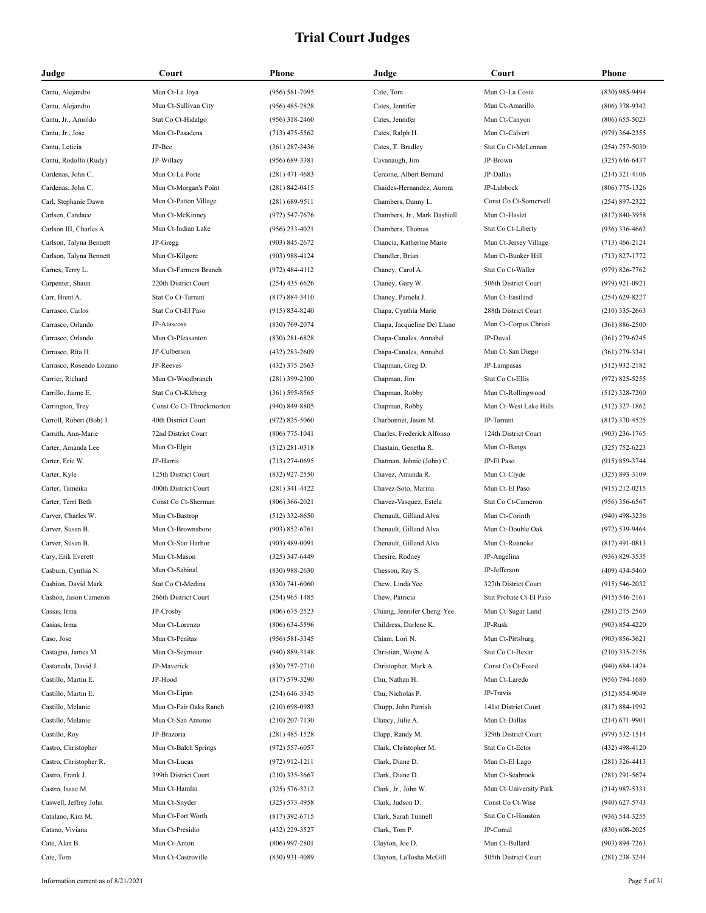# Trial Court Judges

| Judge | Court | Phone |
|---|---|---|
| Cantu, Alejandro | Mun Ct-La Joya | (956) 581-7095 |
| Cantu, Alejandro | Mun Ct-Sullivan City | (956) 485-2828 |
| Cantu, Jr., Arnoldo | Stat Co Ct-Hidalgo | (956) 318-2460 |
| Cantu, Jr., Jose | Mun Ct-Pasadena | (713) 475-5562 |
| Cantu, Leticia | JP-Bee | (361) 287-3436 |
| Cantu, Rodolfo (Rudy) | JP-Willacy | (956) 689-3381 |
| Cardenas, John C. | Mun Ct-La Porte | (281) 471-4683 |
| Cardenas, John C. | Mun Ct-Morgan's Point | (281) 842-0415 |
| Carl, Stephanie Dawn | Mun Ct-Patton Village | (281) 689-9511 |
| Carlsen, Candace | Mun Ct-McKinney | (972) 547-7676 |
| Carlson III, Charles A. | Mun Ct-Indian Lake | (956) 233-4021 |
| Carlson, Talyna Bennett | JP-Gregg | (903) 845-2672 |
| Carlson, Talyna Bennett | Mun Ct-Kilgore | (903) 988-4124 |
| Carnes, Terry L. | Mun Ct-Farmers Branch | (972) 484-4112 |
| Carpenter, Shaun | 220th District Court | (254) 435-6626 |
| Carr, Brent A. | Stat Co Ct-Tarrant | (817) 884-3410 |
| Carrasco, Carlos | Stat Co Ct-El Paso | (915) 834-8240 |
| Carrasco, Orlando | JP-Atascosa | (830) 769-2074 |
| Carrasco, Orlando | Mun Ct-Pleasanton | (830) 281-6828 |
| Carrasco, Rita H. | JP-Culberson | (432) 283-2609 |
| Carrasco, Rosendo Lozano | JP-Reeves | (432) 375-2663 |
| Carrier, Richard | Mun Ct-Woodbranch | (281) 399-2300 |
| Carrillo, Jaime E. | Stat Co Ct-Kleberg | (361) 595-8565 |
| Carrington, Trey | Const Co Ct-Throckmorton | (940) 849-8805 |
| Carroll, Robert (Bob) J. | 40th District Court | (972) 825-5060 |
| Carruth, Ann-Marie | 72nd District Court | (806) 775-1041 |
| Carter, Amanda Lee | Mun Ct-Elgin | (512) 281-0318 |
| Carter, Eric W. | JP-Harris | (713) 274-0695 |
| Carter, Kyle | 125th District Court | (832) 927-2550 |
| Carter, Tameika | 400th District Court | (281) 341-4422 |
| Carter, Terri Beth | Const Co Ct-Sherman | (806) 366-2021 |
| Carver, Charles W. | Mun Ct-Bastrop | (512) 332-8650 |
| Carver, Susan B. | Mun Ct-Brownsboro | (903) 852-6761 |
| Carver, Susan B. | Mun Ct-Star Harbor | (903) 489-0091 |
| Cary, Erik Everett | Mun Ct-Mason | (325) 347-6449 |
| Casburn, Cynthia N. | Mun Ct-Sabinal | (830) 988-2630 |
| Cashion, David Mark | Stat Co Ct-Medina | (830) 741-6060 |
| Cashon, Jason Cameron | 266th District Court | (254) 965-1485 |
| Casias, Irma | JP-Crosby | (806) 675-2523 |
| Casias, Irma | Mun Ct-Lorenzo | (806) 634-5596 |
| Caso, Jose | Mun Ct-Penitas | (956) 581-3345 |
| Castagna, James M. | Mun Ct-Seymour | (940) 889-3148 |
| Castaneda, David J. | JP-Maverick | (830) 757-2710 |
| Castillo, Martin E. | JP-Hood | (817) 579-3290 |
| Castillo, Martin E. | Mun Ct-Lipan | (254) 646-3345 |
| Castillo, Melanie | Mun Ct-Fair Oaks Ranch | (210) 698-0983 |
| Castillo, Melanie | Mun Ct-San Antonio | (210) 207-7130 |
| Castillo, Roy | JP-Brazoria | (281) 485-1528 |
| Castro, Christopher | Mun Ct-Balch Springs | (972) 557-6057 |
| Castro, Christopher R. | Mun Ct-Lucas | (972) 912-1211 |
| Castro, Frank J. | 399th District Court | (210) 335-3667 |
| Castro, Isaac M. | Mun Ct-Hamlin | (325) 576-3212 |
| Caswell, Jeffrey John | Mun Ct-Snyder | (325) 573-4958 |
| Catalano, Kim M. | Mun Ct-Fort Worth | (817) 392-6715 |
| Catano, Viviana | Mun Ct-Presidio | (432) 229-3527 |
| Cate, Alan B. | Mun Ct-Anton | (806) 997-2801 |
| Cate, Tom | Mun Ct-Castroville | (830) 931-4089 |
| Cate, Tom | Mun Ct-La Coste | (830) 985-9494 |
| Cates, Jennifer | Mun Ct-Amarillo | (806) 378-9342 |
| Cates, Jennifer | Mun Ct-Canyon | (806) 655-5023 |
| Cates, Ralph H. | Mun Ct-Calvert | (979) 364-2355 |
| Cates, T. Bradley | Stat Co Ct-McLennan | (254) 757-5030 |
| Cavanaugh, Jim | JP-Brown | (325) 646-6437 |
| Cercone, Albert Bernard | JP-Dallas | (214) 321-4106 |
| Chaides-Hernandez, Aurora | JP-Lubbock | (806) 775-1326 |
| Chambers, Danny L. | Const Co Ct-Somervell | (254) 897-2322 |
| Chambers, Jr., Mark Dashiell | Mun Ct-Haslet | (817) 840-3958 |
| Chambers, Thomas | Stat Co Ct-Liberty | (936) 336-4662 |
| Chancia, Katherine Marie | Mun Ct-Jersey Village | (713) 466-2124 |
| Chandler, Brian | Mun Ct-Bunker Hill | (713) 827-1772 |
| Chaney, Carol A. | Stat Co Ct-Waller | (979) 826-7762 |
| Chaney, Gary W. | 506th District Court | (979) 921-0921 |
| Chaney, Pamela J. | Mun Ct-Eastland | (254) 629-8227 |
| Chapa, Cynthia Marie | 288th District Court | (210) 335-2663 |
| Chapa, Jacqueline Del Llano | Mun Ct-Corpus Christi | (361) 886-2500 |
| Chapa-Canales, Annabel | JP-Duval | (361) 279-6245 |
| Chapa-Canales, Annabel | Mun Ct-San Diego | (361) 279-3341 |
| Chapman, Greg D. | JP-Lampasas | (512) 932-2182 |
| Chapman, Jim | Stat Co Ct-Ellis | (972) 825-5255 |
| Chapman, Robby | Mun Ct-Rollingwood | (512) 328-7200 |
| Chapman, Robby | Mun Ct-West Lake Hills | (512) 327-1862 |
| Charbonnet, Jason M. | JP-Tarrant | (817) 370-4525 |
| Charles, Frederick Alfonso | 124th District Court | (903) 236-1765 |
| Chastain, Genetha R. | Mun Ct-Bangs | (325) 752-6223 |
| Chatman, Johnie (John) C. | JP-El Paso | (915) 859-3744 |
| Chavez, Amanda R. | Mun Ct-Clyde | (325) 893-3109 |
| Chavez-Soto, Marina | Mun Ct-El Paso | (915) 212-0215 |
| Chavez-Vasquez, Estela | Stat Co Ct-Cameron | (956) 356-6567 |
| Chenault, Gilland Alva | Mun Ct-Corinth | (940) 498-3236 |
| Chenault, Gilland Alva | Mun Ct-Double Oak | (972) 539-9464 |
| Chenault, Gilland Alva | Mun Ct-Roanoke | (817) 491-0813 |
| Chesire, Rodney | JP-Angelina | (936) 829-3535 |
| Chesson, Ray S. | JP-Jefferson | (409) 434-5460 |
| Chew, Linda Yee | 327th District Court | (915) 546-2032 |
| Chew, Patricia | Stat Probate Ct-El Paso | (915) 546-2161 |
| Chiang, Jennifer Cheng-Yee | Mun Ct-Sugar Land | (281) 275-2560 |
| Childress, Darlene K. | JP-Rusk | (903) 854-4220 |
| Chism, Lori N. | Mun Ct-Pittsburg | (903) 856-3621 |
| Christian, Wayne A. | Stat Co Ct-Bexar | (210) 335-2156 |
| Christopher, Mark A. | Const Co Ct-Foard | (940) 684-1424 |
| Chu, Nathan H. | Mun Ct-Laredo | (956) 794-1680 |
| Chu, Nicholas P. | JP-Travis | (512) 854-9049 |
| Chupp, John Parrish | 141st District Court | (817) 884-1992 |
| Clancy, Julie A. | Mun Ct-Dallas | (214) 671-9901 |
| Clapp, Randy M. | 329th District Court | (979) 532-1514 |
| Clark, Christopher M. | Stat Co Ct-Ector | (432) 498-4120 |
| Clark, Diane D. | Mun Ct-El Lago | (281) 326-4413 |
| Clark, Diane D. | Mun Ct-Seabrook | (281) 291-5674 |
| Clark, Jr., John W. | Mun Ct-University Park | (214) 987-5331 |
| Clark, Judson D. | Const Co Ct-Wise | (940) 627-5743 |
| Clark, Sarah Tunnell | Stat Co Ct-Houston | (936) 544-3255 |
| Clark, Tom P. | JP-Comal | (830) 608-2025 |
| Clayton, Joe D. | Mun Ct-Bullard | (903) 894-7263 |
| Clayton, LaTosha McGill | 505th District Court | (281) 238-3244 |

Information current as of 8/21/2021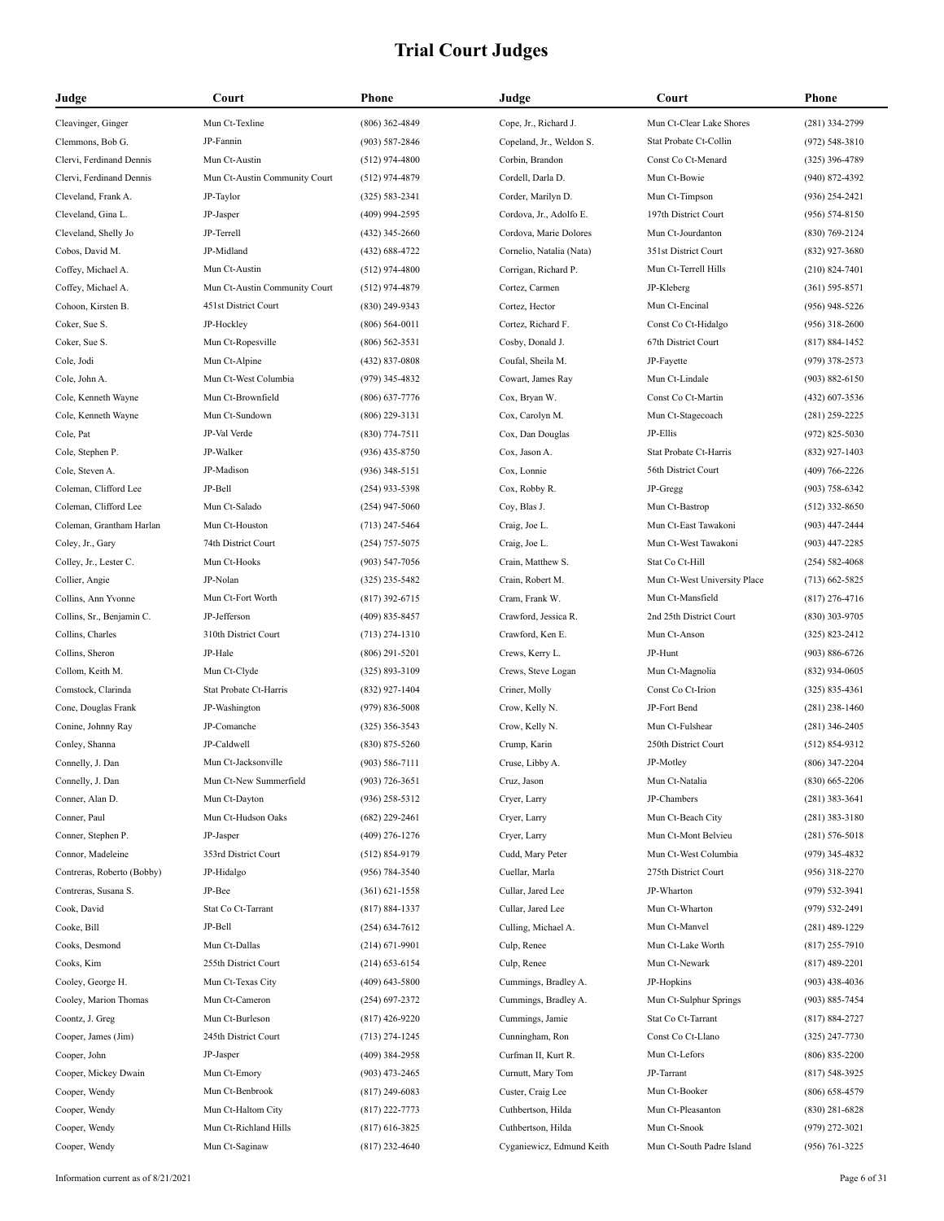# Trial Court Judges

| Judge | Court | Phone |
| --- | --- | --- |
| Cleavinger, Ginger | Mun Ct-Texline | (806) 362-4849 |
| Clemmons, Bob G. | JP-Fannin | (903) 587-2846 |
| Clervi, Ferdinand Dennis | Mun Ct-Austin | (512) 974-4800 |
| Clervi, Ferdinand Dennis | Mun Ct-Austin Community Court | (512) 974-4879 |
| Cleveland, Frank A. | JP-Taylor | (325) 583-2341 |
| Cleveland, Gina L. | JP-Jasper | (409) 994-2595 |
| Cleveland, Shelly Jo | JP-Terrell | (432) 345-2660 |
| Cobos, David M. | JP-Midland | (432) 688-4722 |
| Coffey, Michael A. | Mun Ct-Austin | (512) 974-4800 |
| Coffey, Michael A. | Mun Ct-Austin Community Court | (512) 974-4879 |
| Cohoon, Kirsten B. | 451st District Court | (830) 249-9343 |
| Coker, Sue S. | JP-Hockley | (806) 564-0011 |
| Coker, Sue S. | Mun Ct-Ropesville | (806) 562-3531 |
| Cole, Jodi | Mun Ct-Alpine | (432) 837-0808 |
| Cole, John A. | Mun Ct-West Columbia | (979) 345-4832 |
| Cole, Kenneth Wayne | Mun Ct-Brownfield | (806) 637-7776 |
| Cole, Kenneth Wayne | Mun Ct-Sundown | (806) 229-3131 |
| Cole, Pat | JP-Val Verde | (830) 774-7511 |
| Cole, Stephen P. | JP-Walker | (936) 435-8750 |
| Cole, Steven A. | JP-Madison | (936) 348-5151 |
| Coleman, Clifford Lee | JP-Bell | (254) 933-5398 |
| Coleman, Clifford Lee | Mun Ct-Salado | (254) 947-5060 |
| Coleman, Grantham Harlan | Mun Ct-Houston | (713) 247-5464 |
| Coley, Jr., Gary | 74th District Court | (254) 757-5075 |
| Colley, Jr., Lester C. | Mun Ct-Hooks | (903) 547-7056 |
| Collier, Angie | JP-Nolan | (325) 235-5482 |
| Collins, Ann Yvonne | Mun Ct-Fort Worth | (817) 392-6715 |
| Collins, Sr., Benjamin C. | JP-Jefferson | (409) 835-8457 |
| Collins, Charles | 310th District Court | (713) 274-1310 |
| Collins, Sheron | JP-Hale | (806) 291-5201 |
| Collom, Keith M. | Mun Ct-Clyde | (325) 893-3109 |
| Comstock, Clarinda | Stat Probate Ct-Harris | (832) 927-1404 |
| Cone, Douglas Frank | JP-Washington | (979) 836-5008 |
| Conine, Johnny Ray | JP-Comanche | (325) 356-3543 |
| Conley, Shanna | JP-Caldwell | (830) 875-5260 |
| Connelly, J. Dan | Mun Ct-Jacksonville | (903) 586-7111 |
| Connelly, J. Dan | Mun Ct-New Summerfield | (903) 726-3651 |
| Conner, Alan D. | Mun Ct-Dayton | (936) 258-5312 |
| Conner, Paul | Mun Ct-Hudson Oaks | (682) 229-2461 |
| Conner, Stephen P. | JP-Jasper | (409) 276-1276 |
| Connor, Madeleine | 353rd District Court | (512) 854-9179 |
| Contreras, Roberto (Bobby) | JP-Hidalgo | (956) 784-3540 |
| Contreras, Susana S. | JP-Bee | (361) 621-1558 |
| Cook, David | Stat Co Ct-Tarrant | (817) 884-1337 |
| Cooke, Bill | JP-Bell | (254) 634-7612 |
| Cooks, Desmond | Mun Ct-Dallas | (214) 671-9901 |
| Cooks, Kim | 255th District Court | (214) 653-6154 |
| Cooley, George H. | Mun Ct-Texas City | (409) 643-5800 |
| Cooley, Marion Thomas | Mun Ct-Cameron | (254) 697-2372 |
| Coontz, J. Greg | Mun Ct-Burleson | (817) 426-9220 |
| Cooper, James (Jim) | 245th District Court | (713) 274-1245 |
| Cooper, John | JP-Jasper | (409) 384-2958 |
| Cooper, Mickey Dwain | Mun Ct-Emory | (903) 473-2465 |
| Cooper, Wendy | Mun Ct-Benbrook | (817) 249-6083 |
| Cooper, Wendy | Mun Ct-Haltom City | (817) 222-7773 |
| Cooper, Wendy | Mun Ct-Richland Hills | (817) 616-3825 |
| Cooper, Wendy | Mun Ct-Saginaw | (817) 232-4640 |
| Cope, Jr., Richard J. | Mun Ct-Clear Lake Shores | (281) 334-2799 |
| Copeland, Jr., Weldon S. | Stat Probate Ct-Collin | (972) 548-3810 |
| Corbin, Brandon | Const Co Ct-Menard | (325) 396-4789 |
| Cordell, Darla D. | Mun Ct-Bowie | (940) 872-4392 |
| Corder, Marilyn D. | Mun Ct-Timpson | (936) 254-2421 |
| Cordova, Jr., Adolfo E. | 197th District Court | (956) 574-8150 |
| Cordova, Marie Dolores | Mun Ct-Jourdanton | (830) 769-2124 |
| Cornelio, Natalia (Nata) | 351st District Court | (832) 927-3680 |
| Corrigan, Richard P. | Mun Ct-Terrell Hills | (210) 824-7401 |
| Cortez, Carmen | JP-Kleberg | (361) 595-8571 |
| Cortez, Hector | Mun Ct-Encinal | (956) 948-5226 |
| Cortez, Richard F. | Const Co Ct-Hidalgo | (956) 318-2600 |
| Cosby, Donald J. | 67th District Court | (817) 884-1452 |
| Coufal, Sheila M. | JP-Fayette | (979) 378-2573 |
| Cowart, James Ray | Mun Ct-Lindale | (903) 882-6150 |
| Cox, Bryan W. | Const Co Ct-Martin | (432) 607-3536 |
| Cox, Carolyn M. | Mun Ct-Stagecoach | (281) 259-2225 |
| Cox, Dan Douglas | JP-Ellis | (972) 825-5030 |
| Cox, Jason A. | Stat Probate Ct-Harris | (832) 927-1403 |
| Cox, Lonnie | 56th District Court | (409) 766-2226 |
| Cox, Robby R. | JP-Gregg | (903) 758-6342 |
| Coy, Blas J. | Mun Ct-Bastrop | (512) 332-8650 |
| Craig, Joe L. | Mun Ct-East Tawakoni | (903) 447-2444 |
| Craig, Joe L. | Mun Ct-West Tawakoni | (903) 447-2285 |
| Crain, Matthew S. | Stat Co Ct-Hill | (254) 582-4068 |
| Crain, Robert M. | Mun Ct-West University Place | (713) 662-5825 |
| Cram, Frank W. | Mun Ct-Mansfield | (817) 276-4716 |
| Crawford, Jessica R. | 2nd 25th District Court | (830) 303-9705 |
| Crawford, Ken E. | Mun Ct-Anson | (325) 823-2412 |
| Crews, Kerry L. | JP-Hunt | (903) 886-6726 |
| Crews, Steve Logan | Mun Ct-Magnolia | (832) 934-0605 |
| Criner, Molly | Const Co Ct-Irion | (325) 835-4361 |
| Crow, Kelly N. | JP-Fort Bend | (281) 238-1460 |
| Crow, Kelly N. | Mun Ct-Fulshear | (281) 346-2405 |
| Crump, Karin | 250th District Court | (512) 854-9312 |
| Cruse, Libby A. | JP-Motley | (806) 347-2204 |
| Cruz, Jason | Mun Ct-Natalia | (830) 665-2206 |
| Cryer, Larry | JP-Chambers | (281) 383-3641 |
| Cryer, Larry | Mun Ct-Beach City | (281) 383-3180 |
| Cryer, Larry | Mun Ct-Mont Belvieu | (281) 576-5018 |
| Cudd, Mary Peter | Mun Ct-West Columbia | (979) 345-4832 |
| Cuellar, Marla | 275th District Court | (956) 318-2270 |
| Cullar, Jared Lee | JP-Wharton | (979) 532-3941 |
| Cullar, Jared Lee | Mun Ct-Wharton | (979) 532-2491 |
| Culling, Michael A. | Mun Ct-Manvel | (281) 489-1229 |
| Culp, Renee | Mun Ct-Lake Worth | (817) 255-7910 |
| Culp, Renee | Mun Ct-Newark | (817) 489-2201 |
| Cummings, Bradley A. | JP-Hopkins | (903) 438-4036 |
| Cummings, Bradley A. | Mun Ct-Sulphur Springs | (903) 885-7454 |
| Cummings, Jamie | Stat Co Ct-Tarrant | (817) 884-2727 |
| Cunningham, Ron | Const Co Ct-Llano | (325) 247-7730 |
| Curfman II, Kurt R. | Mun Ct-Lefors | (806) 835-2200 |
| Curnutt, Mary Tom | JP-Tarrant | (817) 548-3925 |
| Custer, Craig Lee | Mun Ct-Booker | (806) 658-4579 |
| Cuthbertson, Hilda | Mun Ct-Pleasanton | (830) 281-6828 |
| Cuthbertson, Hilda | Mun Ct-Snook | (979) 272-3021 |
| Cyganiewicz, Edmund Keith | Mun Ct-South Padre Island | (956) 761-3225 |

Information current as of 8/21/2021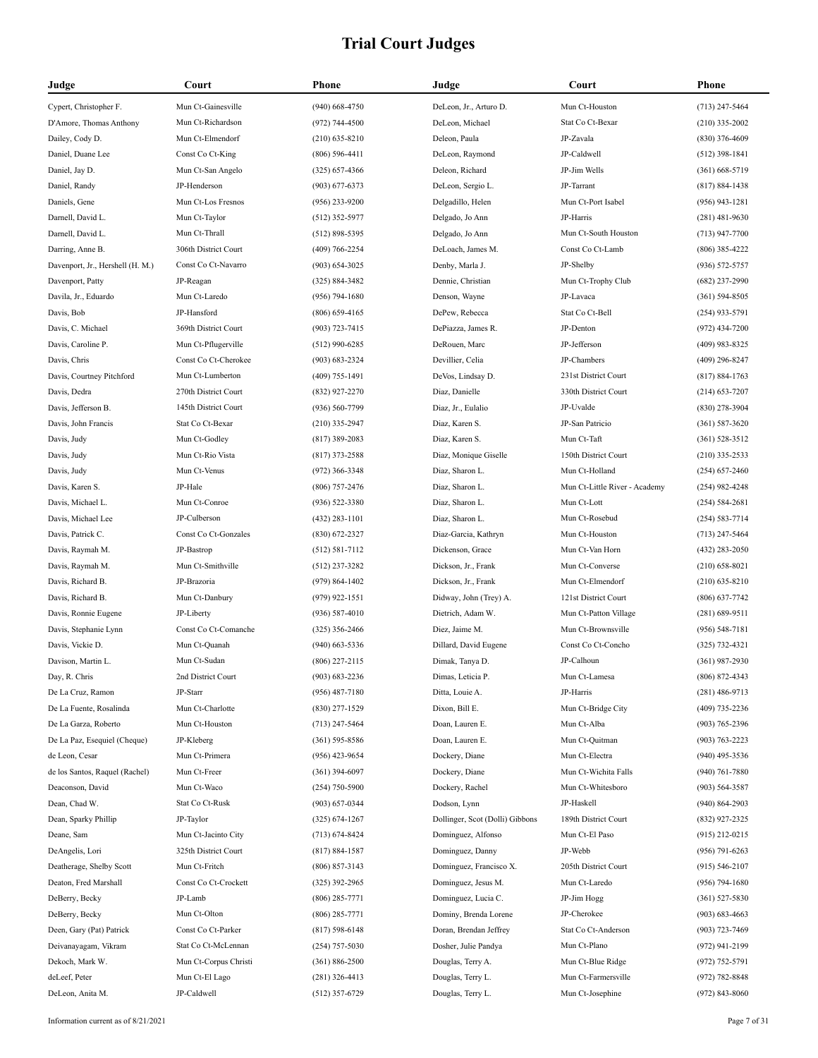# Trial Court Judges

| Judge | Court | Phone |
|---|---|---|
| Cypert, Christopher F. | Mun Ct-Gainesville | (940) 668-4750 |
| D'Amore, Thomas Anthony | Mun Ct-Richardson | (972) 744-4500 |
| Dailey, Cody D. | Mun Ct-Elmendorf | (210) 635-8210 |
| Daniel, Duane Lee | Const Co Ct-King | (806) 596-4411 |
| Daniel, Jay D. | Mun Ct-San Angelo | (325) 657-4366 |
| Daniel, Randy | JP-Henderson | (903) 677-6373 |
| Daniels, Gene | Mun Ct-Los Fresnos | (956) 233-9200 |
| Darnell, David L. | Mun Ct-Taylor | (512) 352-5977 |
| Darnell, David L. | Mun Ct-Thrall | (512) 898-5395 |
| Darring, Anne B. | 306th District Court | (409) 766-2254 |
| Davenport, Jr., Hershell (H. M.) | Const Co Ct-Navarro | (903) 654-3025 |
| Davenport, Patty | JP-Reagan | (325) 884-3482 |
| Davila, Jr., Eduardo | Mun Ct-Laredo | (956) 794-1680 |
| Davis, Bob | JP-Hansford | (806) 659-4165 |
| Davis, C. Michael | 369th District Court | (903) 723-7415 |
| Davis, Caroline P. | Mun Ct-Pflugerville | (512) 990-6285 |
| Davis, Chris | Const Co Ct-Cherokee | (903) 683-2324 |
| Davis, Courtney Pitchford | Mun Ct-Lumberton | (409) 755-1491 |
| Davis, Dedra | 270th District Court | (832) 927-2270 |
| Davis, Jefferson B. | 145th District Court | (936) 560-7799 |
| Davis, John Francis | Stat Co Ct-Bexar | (210) 335-2947 |
| Davis, Judy | Mun Ct-Godley | (817) 389-2083 |
| Davis, Judy | Mun Ct-Rio Vista | (817) 373-2588 |
| Davis, Judy | Mun Ct-Venus | (972) 366-3348 |
| Davis, Karen S. | JP-Hale | (806) 757-2476 |
| Davis, Michael L. | Mun Ct-Conroe | (936) 522-3380 |
| Davis, Michael Lee | JP-Culberson | (432) 283-1101 |
| Davis, Patrick C. | Const Co Ct-Gonzales | (830) 672-2327 |
| Davis, Raymah M. | JP-Bastrop | (512) 581-7112 |
| Davis, Raymah M. | Mun Ct-Smithville | (512) 237-3282 |
| Davis, Richard B. | JP-Brazoria | (979) 864-1402 |
| Davis, Richard B. | Mun Ct-Danbury | (979) 922-1551 |
| Davis, Ronnie Eugene | JP-Liberty | (936) 587-4010 |
| Davis, Stephanie Lynn | Const Co Ct-Comanche | (325) 356-2466 |
| Davis, Vickie D. | Mun Ct-Quanah | (940) 663-5336 |
| Davison, Martin L. | Mun Ct-Sudan | (806) 227-2115 |
| Day, R. Chris | 2nd District Court | (903) 683-2236 |
| De La Cruz, Ramon | JP-Starr | (956) 487-7180 |
| De La Fuente, Rosalinda | Mun Ct-Charlotte | (830) 277-1529 |
| De La Garza, Roberto | Mun Ct-Houston | (713) 247-5464 |
| De La Paz, Esequiel (Cheque) | JP-Kleberg | (361) 595-8586 |
| de Leon, Cesar | Mun Ct-Primera | (956) 423-9654 |
| de los Santos, Raquel (Rachel) | Mun Ct-Freer | (361) 394-6097 |
| Deaconson, David | Mun Ct-Waco | (254) 750-5900 |
| Dean, Chad W. | Stat Co Ct-Rusk | (903) 657-0344 |
| Dean, Sparky Phillip | JP-Taylor | (325) 674-1267 |
| Deane, Sam | Mun Ct-Jacinto City | (713) 674-8424 |
| DeAngelis, Lori | 325th District Court | (817) 884-1587 |
| Deatherage, Shelby Scott | Mun Ct-Fritch | (806) 857-3143 |
| Deaton, Fred Marshall | Const Co Ct-Crockett | (325) 392-2965 |
| DeBerry, Becky | JP-Lamb | (806) 285-7771 |
| DeBerry, Becky | Mun Ct-Olton | (806) 285-7771 |
| Deen, Gary (Pat) Patrick | Const Co Ct-Parker | (817) 598-6148 |
| Deivanayagam, Vikram | Stat Co Ct-McLennan | (254) 757-5030 |
| Dekoch, Mark W. | Mun Ct-Corpus Christi | (361) 886-2500 |
| deLeef, Peter | Mun Ct-El Lago | (281) 326-4413 |
| DeLeon, Anita M. | JP-Caldwell | (512) 357-6729 |
| DeLeon, Jr., Arturo D. | Mun Ct-Houston | (713) 247-5464 |
| DeLeon, Michael | Stat Co Ct-Bexar | (210) 335-2002 |
| Deleon, Paula | JP-Zavala | (830) 376-4609 |
| DeLeon, Raymond | JP-Caldwell | (512) 398-1841 |
| Deleon, Richard | JP-Jim Wells | (361) 668-5719 |
| DeLeon, Sergio L. | JP-Tarrant | (817) 884-1438 |
| Delgadillo, Helen | Mun Ct-Port Isabel | (956) 943-1281 |
| Delgado, Jo Ann | JP-Harris | (281) 481-9630 |
| Delgado, Jo Ann | Mun Ct-South Houston | (713) 947-7700 |
| DeLoach, James M. | Const Co Ct-Lamb | (806) 385-4222 |
| Denby, Marla J. | JP-Shelby | (936) 572-5757 |
| Dennie, Christian | Mun Ct-Trophy Club | (682) 237-2990 |
| Denson, Wayne | JP-Lavaca | (361) 594-8505 |
| DePew, Rebecca | Stat Co Ct-Bell | (254) 933-5791 |
| DePiazza, James R. | JP-Denton | (972) 434-7200 |
| DeRouen, Marc | JP-Jefferson | (409) 983-8325 |
| Devillier, Celia | JP-Chambers | (409) 296-8247 |
| DeVos, Lindsay D. | 231st District Court | (817) 884-1763 |
| Diaz, Danielle | 330th District Court | (214) 653-7207 |
| Diaz, Jr., Eulalio | JP-Uvalde | (830) 278-3904 |
| Diaz, Karen S. | JP-San Patricio | (361) 587-3620 |
| Diaz, Karen S. | Mun Ct-Taft | (361) 528-3512 |
| Diaz, Monique Giselle | 150th District Court | (210) 335-2533 |
| Diaz, Sharon L. | Mun Ct-Holland | (254) 657-2460 |
| Diaz, Sharon L. | Mun Ct-Little River - Academy | (254) 982-4248 |
| Diaz, Sharon L. | Mun Ct-Lott | (254) 584-2681 |
| Diaz, Sharon L. | Mun Ct-Rosebud | (254) 583-7714 |
| Diaz-Garcia, Kathryn | Mun Ct-Houston | (713) 247-5464 |
| Dickenson, Grace | Mun Ct-Van Horn | (432) 283-2050 |
| Dickson, Jr., Frank | Mun Ct-Converse | (210) 658-8021 |
| Dickson, Jr., Frank | Mun Ct-Elmendorf | (210) 635-8210 |
| Didway, John (Trey) A. | 121st District Court | (806) 637-7742 |
| Dietrich, Adam W. | Mun Ct-Patton Village | (281) 689-9511 |
| Diez, Jaime M. | Mun Ct-Brownsville | (956) 548-7181 |
| Dillard, David Eugene | Const Co Ct-Concho | (325) 732-4321 |
| Dimak, Tanya D. | JP-Calhoun | (361) 987-2930 |
| Dimas, Leticia P. | Mun Ct-Lamesa | (806) 872-4343 |
| Ditta, Louie A. | JP-Harris | (281) 486-9713 |
| Dixon, Bill E. | Mun Ct-Bridge City | (409) 735-2236 |
| Doan, Lauren E. | Mun Ct-Alba | (903) 765-2396 |
| Doan, Lauren E. | Mun Ct-Quitman | (903) 763-2223 |
| Dockery, Diane | Mun Ct-Electra | (940) 495-3536 |
| Dockery, Diane | Mun Ct-Wichita Falls | (940) 761-7880 |
| Dockery, Rachel | Mun Ct-Whitesboro | (903) 564-3587 |
| Dodson, Lynn | JP-Haskell | (940) 864-2903 |
| Dollinger, Scot (Dolli) Gibbons | 189th District Court | (832) 927-2325 |
| Dominguez, Alfonso | Mun Ct-El Paso | (915) 212-0215 |
| Dominguez, Danny | JP-Webb | (956) 791-6263 |
| Dominguez, Francisco X. | 205th District Court | (915) 546-2107 |
| Dominguez, Jesus M. | Mun Ct-Laredo | (956) 794-1680 |
| Dominguez, Lucia C. | JP-Jim Hogg | (361) 527-5830 |
| Dominy, Brenda Lorene | JP-Cherokee | (903) 683-4663 |
| Doran, Brendan Jeffrey | Stat Co Ct-Anderson | (903) 723-7469 |
| Dosher, Julie Pandya | Mun Ct-Plano | (972) 941-2199 |
| Douglas, Terry A. | Mun Ct-Blue Ridge | (972) 752-5791 |
| Douglas, Terry L. | Mun Ct-Farmersville | (972) 782-8848 |
| Douglas, Terry L. | Mun Ct-Josephine | (972) 843-8060 |

Information current as of 8/21/2021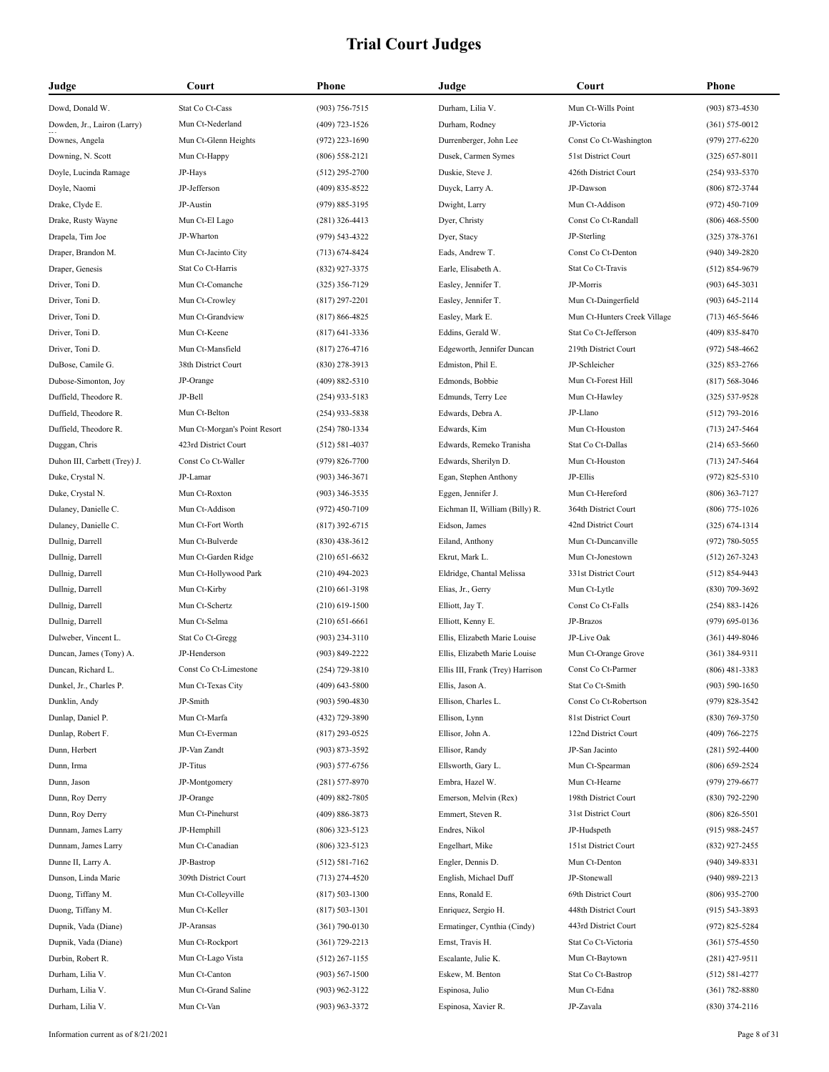# Trial Court Judges

| Judge | Court | Phone |
|---|---|---|
| Dowd, Donald W. | Stat Co Ct-Cass | (903) 756-7515 |
| Dowden, Jr., Lairon (Larry) | Mun Ct-Nederland | (409) 723-1526 |
| Downes, Angela | Mun Ct-Glenn Heights | (972) 223-1690 |
| Downing, N. Scott | Mun Ct-Happy | (806) 558-2121 |
| Doyle, Lucinda Ramage | JP-Hays | (512) 295-2700 |
| Doyle, Naomi | JP-Jefferson | (409) 835-8522 |
| Drake, Clyde E. | JP-Austin | (979) 885-3195 |
| Drake, Rusty Wayne | Mun Ct-El Lago | (281) 326-4413 |
| Drapela, Tim Joe | JP-Wharton | (979) 543-4322 |
| Draper, Brandon M. | Mun Ct-Jacinto City | (713) 674-8424 |
| Draper, Genesis | Stat Co Ct-Harris | (832) 927-3375 |
| Driver, Toni D. | Mun Ct-Comanche | (325) 356-7129 |
| Driver, Toni D. | Mun Ct-Crowley | (817) 297-2201 |
| Driver, Toni D. | Mun Ct-Grandview | (817) 866-4825 |
| Driver, Toni D. | Mun Ct-Keene | (817) 641-3336 |
| Driver, Toni D. | Mun Ct-Mansfield | (817) 276-4716 |
| DuBose, Camile G. | 38th District Court | (830) 278-3913 |
| Dubose-Simonton, Joy | JP-Orange | (409) 882-5310 |
| Duffield, Theodore R. | JP-Bell | (254) 933-5183 |
| Duffield, Theodore R. | Mun Ct-Belton | (254) 933-5838 |
| Duffield, Theodore R. | Mun Ct-Morgan's Point Resort | (254) 780-1334 |
| Duggan, Chris | 423rd District Court | (512) 581-4037 |
| Duhon III, Carbett (Trey) J. | Const Co Ct-Waller | (979) 826-7700 |
| Duke, Crystal N. | JP-Lamar | (903) 346-3671 |
| Duke, Crystal N. | Mun Ct-Roxton | (903) 346-3535 |
| Dulaney, Danielle C. | Mun Ct-Addison | (972) 450-7109 |
| Dulaney, Danielle C. | Mun Ct-Fort Worth | (817) 392-6715 |
| Dullnig, Darrell | Mun Ct-Bulverde | (830) 438-3612 |
| Dullnig, Darrell | Mun Ct-Garden Ridge | (210) 651-6632 |
| Dullnig, Darrell | Mun Ct-Hollywood Park | (210) 494-2023 |
| Dullnig, Darrell | Mun Ct-Kirby | (210) 661-3198 |
| Dullnig, Darrell | Mun Ct-Schertz | (210) 619-1500 |
| Dullnig, Darrell | Mun Ct-Selma | (210) 651-6661 |
| Dulweber, Vincent L. | Stat Co Ct-Gregg | (903) 234-3110 |
| Duncan, James (Tony) A. | JP-Henderson | (903) 849-2222 |
| Duncan, Richard L. | Const Co Ct-Limestone | (254) 729-3810 |
| Dunkel, Jr., Charles P. | Mun Ct-Texas City | (409) 643-5800 |
| Dunklin, Andy | JP-Smith | (903) 590-4830 |
| Dunlap, Daniel P. | Mun Ct-Marfa | (432) 729-3890 |
| Dunlap, Robert F. | Mun Ct-Everman | (817) 293-0525 |
| Dunn, Herbert | JP-Van Zandt | (903) 873-3592 |
| Dunn, Irma | JP-Titus | (903) 577-6756 |
| Dunn, Jason | JP-Montgomery | (281) 577-8970 |
| Dunn, Roy Derry | JP-Orange | (409) 882-7805 |
| Dunn, Roy Derry | Mun Ct-Pinehurst | (409) 886-3873 |
| Dunnam, James Larry | JP-Hemphill | (806) 323-5123 |
| Dunnam, James Larry | Mun Ct-Canadian | (806) 323-5123 |
| Dunne II, Larry A. | JP-Bastrop | (512) 581-7162 |
| Dunson, Linda Marie | 309th District Court | (713) 274-4520 |
| Duong, Tiffany M. | Mun Ct-Colleyville | (817) 503-1300 |
| Duong, Tiffany M. | Mun Ct-Keller | (817) 503-1301 |
| Dupnik, Vada (Diane) | JP-Aransas | (361) 790-0130 |
| Dupnik, Vada (Diane) | Mun Ct-Rockport | (361) 729-2213 |
| Durbin, Robert R. | Mun Ct-Lago Vista | (512) 267-1155 |
| Durham, Lilia V. | Mun Ct-Canton | (903) 567-1500 |
| Durham, Lilia V. | Mun Ct-Grand Saline | (903) 962-3122 |
| Durham, Lilia V. | Mun Ct-Van | (903) 963-3372 |
| Durham, Lilia V. | Mun Ct-Wills Point | (903) 873-4530 |
| Durham, Rodney | JP-Victoria | (361) 575-0012 |
| Durrenberger, John Lee | Const Co Ct-Washington | (979) 277-6220 |
| Dusek, Carmen Symes | 51st District Court | (325) 657-8011 |
| Duskie, Steve J. | 426th District Court | (254) 933-5370 |
| Duyck, Larry A. | JP-Dawson | (806) 872-3744 |
| Dwight, Larry | Mun Ct-Addison | (972) 450-7109 |
| Dyer, Christy | Const Co Ct-Randall | (806) 468-5500 |
| Dyer, Stacy | JP-Sterling | (325) 378-3761 |
| Eads, Andrew T. | Const Co Ct-Denton | (940) 349-2820 |
| Earle, Elisabeth A. | Stat Co Ct-Travis | (512) 854-9679 |
| Easley, Jennifer T. | JP-Morris | (903) 645-3031 |
| Easley, Jennifer T. | Mun Ct-Daingerfield | (903) 645-2114 |
| Easley, Mark E. | Mun Ct-Hunters Creek Village | (713) 465-5646 |
| Eddins, Gerald W. | Stat Co Ct-Jefferson | (409) 835-8470 |
| Edgeworth, Jennifer Duncan | 219th District Court | (972) 548-4662 |
| Edmiston, Phil E. | JP-Schleicher | (325) 853-2766 |
| Edmonds, Bobbie | Mun Ct-Forest Hill | (817) 568-3046 |
| Edmunds, Terry Lee | Mun Ct-Hawley | (325) 537-9528 |
| Edwards, Debra A. | JP-Llano | (512) 793-2016 |
| Edwards, Kim | Mun Ct-Houston | (713) 247-5464 |
| Edwards, Remeko Tranisha | Stat Co Ct-Dallas | (214) 653-5660 |
| Edwards, Sherilyn D. | Mun Ct-Houston | (713) 247-5464 |
| Egan, Stephen Anthony | JP-Ellis | (972) 825-5310 |
| Eggen, Jennifer J. | Mun Ct-Hereford | (806) 363-7127 |
| Eichman II, William (Billy) R. | 364th District Court | (806) 775-1026 |
| Eidson, James | 42nd District Court | (325) 674-1314 |
| Eiland, Anthony | Mun Ct-Duncanville | (972) 780-5055 |
| Ekrut, Mark L. | Mun Ct-Jonestown | (512) 267-3243 |
| Eldridge, Chantal Melissa | 331st District Court | (512) 854-9443 |
| Elias, Jr., Gerry | Mun Ct-Lytle | (830) 709-3692 |
| Elliott, Jay T. | Const Co Ct-Falls | (254) 883-1426 |
| Elliott, Kenny E. | JP-Brazos | (979) 695-0136 |
| Ellis, Elizabeth Marie Louise | JP-Live Oak | (361) 449-8046 |
| Ellis, Elizabeth Marie Louise | Mun Ct-Orange Grove | (361) 384-9311 |
| Ellis III, Frank (Trey) Harrison | Const Co Ct-Parmer | (806) 481-3383 |
| Ellis, Jason A. | Stat Co Ct-Smith | (903) 590-1650 |
| Ellison, Charles L. | Const Co Ct-Robertson | (979) 828-3542 |
| Ellison, Lynn | 81st District Court | (830) 769-3750 |
| Ellisor, John A. | 122nd District Court | (409) 766-2275 |
| Ellisor, Randy | JP-San Jacinto | (281) 592-4400 |
| Ellsworth, Gary L. | Mun Ct-Spearman | (806) 659-2524 |
| Embra, Hazel W. | Mun Ct-Hearne | (979) 279-6677 |
| Emerson, Melvin (Rex) | 198th District Court | (830) 792-2290 |
| Emmert, Steven R. | 31st District Court | (806) 826-5501 |
| Endres, Nikol | JP-Hudspeth | (915) 988-2457 |
| Engelhart, Mike | 151st District Court | (832) 927-2455 |
| Engler, Dennis D. | Mun Ct-Denton | (940) 349-8331 |
| English, Michael Duff | JP-Stonewall | (940) 989-2213 |
| Enns, Ronald E. | 69th District Court | (806) 935-2700 |
| Enriquez, Sergio H. | 448th District Court | (915) 543-3893 |
| Ermatinger, Cynthia (Cindy) | 443rd District Court | (972) 825-5284 |
| Ernst, Travis H. | Stat Co Ct-Victoria | (361) 575-4550 |
| Escalante, Julie K. | Mun Ct-Baytown | (281) 427-9511 |
| Eskew, M. Benton | Stat Co Ct-Bastrop | (512) 581-4277 |
| Espinosa, Julio | Mun Ct-Edna | (361) 782-8880 |
| Espinosa, Xavier R. | JP-Zavala | (830) 374-2116 |

Information current as of 8/21/2021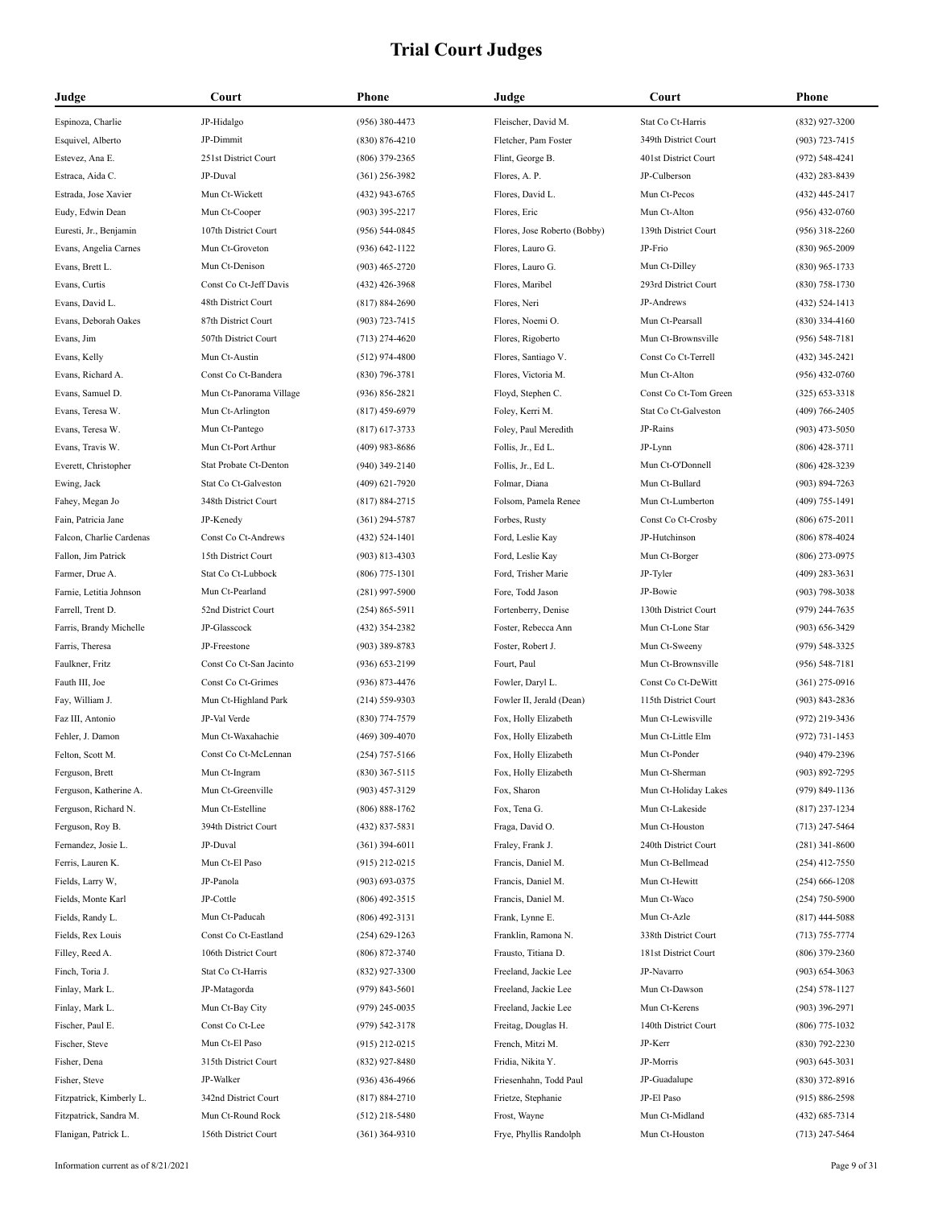# Trial Court Judges

| Judge | Court | Phone |
|---|---|---|
| Espinoza, Charlie | JP-Hidalgo | (956) 380-4473 |
| Esquivel, Alberto | JP-Dimmit | (830) 876-4210 |
| Estevez, Ana E. | 251st District Court | (806) 379-2365 |
| Estraca, Aida C. | JP-Duval | (361) 256-3982 |
| Estrada, Jose Xavier | Mun Ct-Wickett | (432) 943-6765 |
| Eudy, Edwin Dean | Mun Ct-Cooper | (903) 395-2217 |
| Euresti, Jr., Benjamin | 107th District Court | (956) 544-0845 |
| Evans, Angelia Carnes | Mun Ct-Groveton | (936) 642-1122 |
| Evans, Brett L. | Mun Ct-Denison | (903) 465-2720 |
| Evans, Curtis | Const Co Ct-Jeff Davis | (432) 426-3968 |
| Evans, David L. | 48th District Court | (817) 884-2690 |
| Evans, Deborah Oakes | 87th District Court | (903) 723-7415 |
| Evans, Jim | 507th District Court | (713) 274-4620 |
| Evans, Kelly | Mun Ct-Austin | (512) 974-4800 |
| Evans, Richard A. | Const Co Ct-Bandera | (830) 796-3781 |
| Evans, Samuel D. | Mun Ct-Panorama Village | (936) 856-2821 |
| Evans, Teresa W. | Mun Ct-Arlington | (817) 459-6979 |
| Evans, Teresa W. | Mun Ct-Pantego | (817) 617-3733 |
| Evans, Travis W. | Mun Ct-Port Arthur | (409) 983-8686 |
| Everett, Christopher | Stat Probate Ct-Denton | (940) 349-2140 |
| Ewing, Jack | Stat Co Ct-Galveston | (409) 621-7920 |
| Fahey, Megan Jo | 348th District Court | (817) 884-2715 |
| Fain, Patricia Jane | JP-Kenedy | (361) 294-5787 |
| Falcon, Charlie Cardenas | Const Co Ct-Andrews | (432) 524-1401 |
| Fallon, Jim Patrick | 15th District Court | (903) 813-4303 |
| Farmer, Drue A. | Stat Co Ct-Lubbock | (806) 775-1301 |
| Farnie, Letitia Johnson | Mun Ct-Pearland | (281) 997-5900 |
| Farrell, Trent D. | 52nd District Court | (254) 865-5911 |
| Farris, Brandy Michelle | JP-Glasscock | (432) 354-2382 |
| Farris, Theresa | JP-Freestone | (903) 389-8783 |
| Faulkner, Fritz | Const Co Ct-San Jacinto | (936) 653-2199 |
| Fauth III, Joe | Const Co Ct-Grimes | (936) 873-4476 |
| Fay, William J. | Mun Ct-Highland Park | (214) 559-9303 |
| Faz III, Antonio | JP-Val Verde | (830) 774-7579 |
| Fehler, J. Damon | Mun Ct-Waxahachie | (469) 309-4070 |
| Felton, Scott M. | Const Co Ct-McLennan | (254) 757-5166 |
| Ferguson, Brett | Mun Ct-Ingram | (830) 367-5115 |
| Ferguson, Katherine A. | Mun Ct-Greenville | (903) 457-3129 |
| Ferguson, Richard N. | Mun Ct-Estelline | (806) 888-1762 |
| Ferguson, Roy B. | 394th District Court | (432) 837-5831 |
| Fernandez, Josie L. | JP-Duval | (361) 394-6011 |
| Ferris, Lauren K. | Mun Ct-El Paso | (915) 212-0215 |
| Fields, Larry W, | JP-Panola | (903) 693-0375 |
| Fields, Monte Karl | JP-Cottle | (806) 492-3515 |
| Fields, Randy L. | Mun Ct-Paducah | (806) 492-3131 |
| Fields, Rex Louis | Const Co Ct-Eastland | (254) 629-1263 |
| Filley, Reed A. | 106th District Court | (806) 872-3740 |
| Finch, Toria J. | Stat Co Ct-Harris | (832) 927-3300 |
| Finlay, Mark L. | JP-Matagorda | (979) 843-5601 |
| Finlay, Mark L. | Mun Ct-Bay City | (979) 245-0035 |
| Fischer, Paul E. | Const Co Ct-Lee | (979) 542-3178 |
| Fischer, Steve | Mun Ct-El Paso | (915) 212-0215 |
| Fisher, Dena | 315th District Court | (832) 927-8480 |
| Fisher, Steve | JP-Walker | (936) 436-4966 |
| Fitzpatrick, Kimberly L. | 342nd District Court | (817) 884-2710 |
| Fitzpatrick, Sandra M. | Mun Ct-Round Rock | (512) 218-5480 |
| Flanigan, Patrick L. | 156th District Court | (361) 364-9310 |
| Fleischer, David M. | Stat Co Ct-Harris | (832) 927-3200 |
| Fletcher, Pam Foster | 349th District Court | (903) 723-7415 |
| Flint, George B. | 401st District Court | (972) 548-4241 |
| Flores, A. P. | JP-Culberson | (432) 283-8439 |
| Flores, David L. | Mun Ct-Pecos | (432) 445-2417 |
| Flores, Eric | Mun Ct-Alton | (956) 432-0760 |
| Flores, Jose Roberto (Bobby) | 139th District Court | (956) 318-2260 |
| Flores, Lauro G. | JP-Frio | (830) 965-2009 |
| Flores, Lauro G. | Mun Ct-Dilley | (830) 965-1733 |
| Flores, Maribel | 293rd District Court | (830) 758-1730 |
| Flores, Neri | JP-Andrews | (432) 524-1413 |
| Flores, Noemi O. | Mun Ct-Pearsall | (830) 334-4160 |
| Flores, Rigoberto | Mun Ct-Brownsville | (956) 548-7181 |
| Flores, Santiago V. | Const Co Ct-Terrell | (432) 345-2421 |
| Flores, Victoria M. | Mun Ct-Alton | (956) 432-0760 |
| Floyd, Stephen C. | Const Co Ct-Tom Green | (325) 653-3318 |
| Foley, Kerri M. | Stat Co Ct-Galveston | (409) 766-2405 |
| Foley, Paul Meredith | JP-Rains | (903) 473-5050 |
| Follis, Jr., Ed L. | JP-Lynn | (806) 428-3711 |
| Follis, Jr., Ed L. | Mun Ct-O'Donnell | (806) 428-3239 |
| Folmar, Diana | Mun Ct-Bullard | (903) 894-7263 |
| Folsom, Pamela Renee | Mun Ct-Lumberton | (409) 755-1491 |
| Forbes, Rusty | Const Co Ct-Crosby | (806) 675-2011 |
| Ford, Leslie Kay | JP-Hutchinson | (806) 878-4024 |
| Ford, Leslie Kay | Mun Ct-Borger | (806) 273-0975 |
| Ford, Trisher Marie | JP-Tyler | (409) 283-3631 |
| Fore, Todd Jason | JP-Bowie | (903) 798-3038 |
| Fortenberry, Denise | 130th District Court | (979) 244-7635 |
| Foster, Rebecca Ann | Mun Ct-Lone Star | (903) 656-3429 |
| Foster, Robert J. | Mun Ct-Sweeny | (979) 548-3325 |
| Fourt, Paul | Mun Ct-Brownsville | (956) 548-7181 |
| Fowler, Daryl L. | Const Co Ct-DeWitt | (361) 275-0916 |
| Fowler II, Jerald (Dean) | 115th District Court | (903) 843-2836 |
| Fox, Holly Elizabeth | Mun Ct-Lewisville | (972) 219-3436 |
| Fox, Holly Elizabeth | Mun Ct-Little Elm | (972) 731-1453 |
| Fox, Holly Elizabeth | Mun Ct-Ponder | (940) 479-2396 |
| Fox, Holly Elizabeth | Mun Ct-Sherman | (903) 892-7295 |
| Fox, Sharon | Mun Ct-Holiday Lakes | (979) 849-1136 |
| Fox, Tena G. | Mun Ct-Lakeside | (817) 237-1234 |
| Fraga, David O. | Mun Ct-Houston | (713) 247-5464 |
| Fraley, Frank J. | 240th District Court | (281) 341-8600 |
| Francis, Daniel M. | Mun Ct-Bellmead | (254) 412-7550 |
| Francis, Daniel M. | Mun Ct-Hewitt | (254) 666-1208 |
| Francis, Daniel M. | Mun Ct-Waco | (254) 750-5900 |
| Frank, Lynne E. | Mun Ct-Azle | (817) 444-5088 |
| Franklin, Ramona N. | 338th District Court | (713) 755-7774 |
| Frausto, Titiana D. | 181st District Court | (806) 379-2360 |
| Freeland, Jackie Lee | JP-Navarro | (903) 654-3063 |
| Freeland, Jackie Lee | Mun Ct-Dawson | (254) 578-1127 |
| Freeland, Jackie Lee | Mun Ct-Kerens | (903) 396-2971 |
| Freitag, Douglas H. | 140th District Court | (806) 775-1032 |
| French, Mitzi M. | JP-Kerr | (830) 792-2230 |
| Fridia, Nikita Y. | JP-Morris | (903) 645-3031 |
| Friesenhahn, Todd Paul | JP-Guadalupe | (830) 372-8916 |
| Frietze, Stephanie | JP-El Paso | (915) 886-2598 |
| Frost, Wayne | Mun Ct-Midland | (432) 685-7314 |
| Frye, Phyllis Randolph | Mun Ct-Houston | (713) 247-5464 |

Information current as of 8/21/2021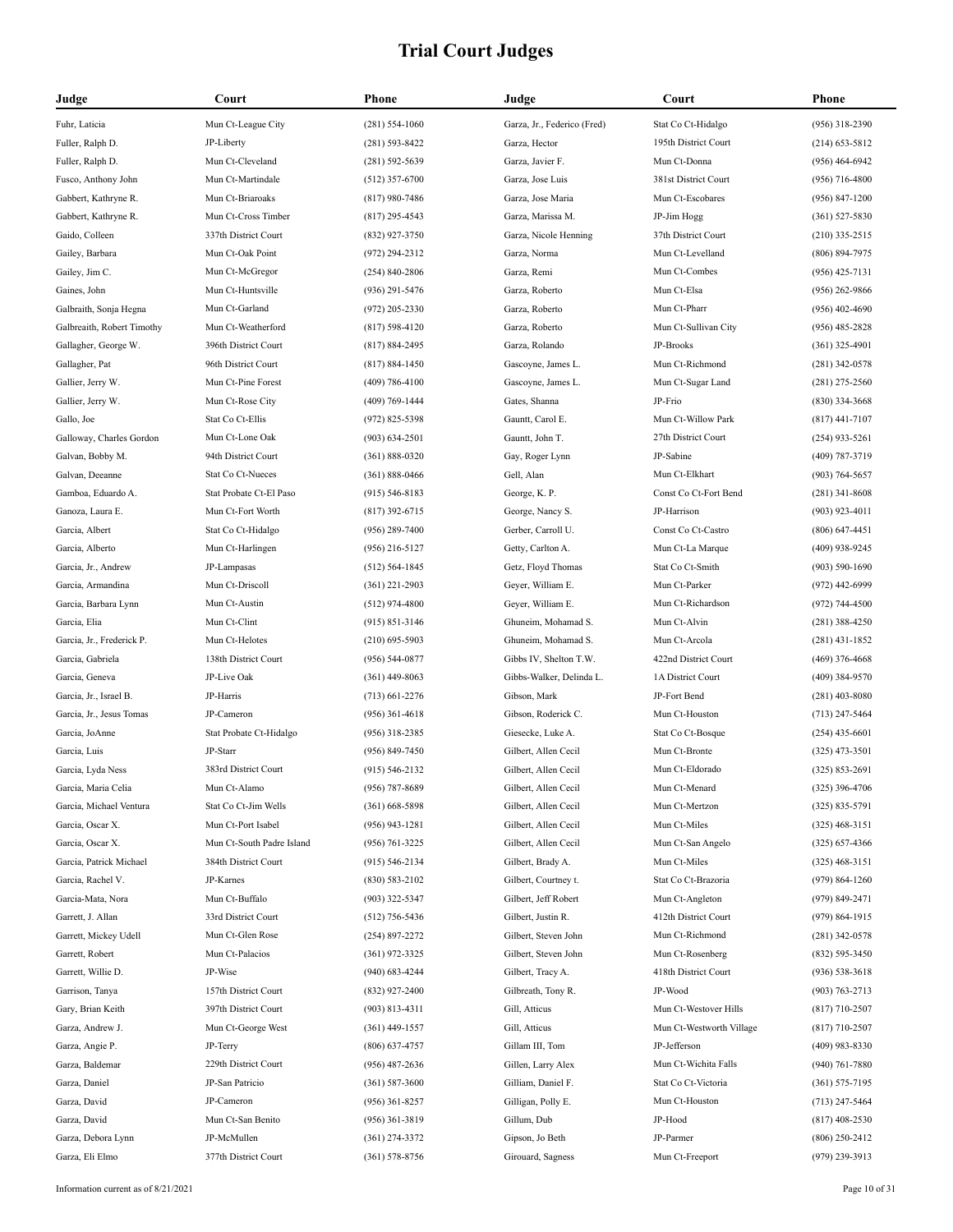# Trial Court Judges

| Judge | Court | Phone |
|---|---|---|
| Fuhr, Laticia | Mun Ct-League City | (281) 554-1060 |
| Fuller, Ralph D. | JP-Liberty | (281) 593-8422 |
| Fuller, Ralph D. | Mun Ct-Cleveland | (281) 592-5639 |
| Fusco, Anthony John | Mun Ct-Martindale | (512) 357-6700 |
| Gabbert, Kathryne R. | Mun Ct-Briaroaks | (817) 980-7486 |
| Gabbert, Kathryne R. | Mun Ct-Cross Timber | (817) 295-4543 |
| Gaido, Colleen | 337th District Court | (832) 927-3750 |
| Gailey, Barbara | Mun Ct-Oak Point | (972) 294-2312 |
| Gailey, Jim C. | Mun Ct-McGregor | (254) 840-2806 |
| Gaines, John | Mun Ct-Huntsville | (936) 291-5476 |
| Galbraith, Sonja Hegna | Mun Ct-Garland | (972) 205-2330 |
| Galbreaith, Robert Timothy | Mun Ct-Weatherford | (817) 598-4120 |
| Gallagher, George W. | 396th District Court | (817) 884-2495 |
| Gallagher, Pat | 96th District Court | (817) 884-1450 |
| Gallier, Jerry W. | Mun Ct-Pine Forest | (409) 786-4100 |
| Gallier, Jerry W. | Mun Ct-Rose City | (409) 769-1444 |
| Gallo, Joe | Stat Co Ct-Ellis | (972) 825-5398 |
| Galloway, Charles Gordon | Mun Ct-Lone Oak | (903) 634-2501 |
| Galvan, Bobby M. | 94th District Court | (361) 888-0320 |
| Galvan, Deeanne | Stat Co Ct-Nueces | (361) 888-0466 |
| Gamboa, Eduardo A. | Stat Probate Ct-El Paso | (915) 546-8183 |
| Ganoza, Laura E. | Mun Ct-Fort Worth | (817) 392-6715 |
| Garcia, Albert | Stat Co Ct-Hidalgo | (956) 289-7400 |
| Garcia, Alberto | Mun Ct-Harlingen | (956) 216-5127 |
| Garcia, Jr., Andrew | JP-Lampasas | (512) 564-1845 |
| Garcia, Armandina | Mun Ct-Driscoll | (361) 221-2903 |
| Garcia, Barbara Lynn | Mun Ct-Austin | (512) 974-4800 |
| Garcia, Elia | Mun Ct-Clint | (915) 851-3146 |
| Garcia, Jr., Frederick P. | Mun Ct-Helotes | (210) 695-5903 |
| Garcia, Gabriela | 138th District Court | (956) 544-0877 |
| Garcia, Geneva | JP-Live Oak | (361) 449-8063 |
| Garcia, Jr., Israel B. | JP-Harris | (713) 661-2276 |
| Garcia, Jr., Jesus Tomas | JP-Cameron | (956) 361-4618 |
| Garcia, JoAnne | Stat Probate Ct-Hidalgo | (956) 318-2385 |
| Garcia, Luis | JP-Starr | (956) 849-7450 |
| Garcia, Lyda Ness | 383rd District Court | (915) 546-2132 |
| Garcia, Maria Celia | Mun Ct-Alamo | (956) 787-8689 |
| Garcia, Michael Ventura | Stat Co Ct-Jim Wells | (361) 668-5898 |
| Garcia, Oscar X. | Mun Ct-Port Isabel | (956) 943-1281 |
| Garcia, Oscar X. | Mun Ct-South Padre Island | (956) 761-3225 |
| Garcia, Patrick Michael | 384th District Court | (915) 546-2134 |
| Garcia, Rachel V. | JP-Karnes | (830) 583-2102 |
| Garcia-Mata, Nora | Mun Ct-Buffalo | (903) 322-5347 |
| Garrett, J. Allan | 33rd District Court | (512) 756-5436 |
| Garrett, Mickey Udell | Mun Ct-Glen Rose | (254) 897-2272 |
| Garrett, Robert | Mun Ct-Palacios | (361) 972-3325 |
| Garrett, Willie D. | JP-Wise | (940) 683-4244 |
| Garrison, Tanya | 157th District Court | (832) 927-2400 |
| Gary, Brian Keith | 397th District Court | (903) 813-4311 |
| Garza, Andrew J. | Mun Ct-George West | (361) 449-1557 |
| Garza, Angie P. | JP-Terry | (806) 637-4757 |
| Garza, Baldemar | 229th District Court | (956) 487-2636 |
| Garza, Daniel | JP-San Patricio | (361) 587-3600 |
| Garza, David | JP-Cameron | (956) 361-8257 |
| Garza, David | Mun Ct-San Benito | (956) 361-3819 |
| Garza, Debora Lynn | JP-McMullen | (361) 274-3372 |
| Garza, Eli Elmo | 377th District Court | (361) 578-8756 |
| Garza, Jr., Federico (Fred) | Stat Co Ct-Hidalgo | (956) 318-2390 |
| Garza, Hector | 195th District Court | (214) 653-5812 |
| Garza, Javier F. | Mun Ct-Donna | (956) 464-6942 |
| Garza, Jose Luis | 381st District Court | (956) 716-4800 |
| Garza, Jose Maria | Mun Ct-Escobares | (956) 847-1200 |
| Garza, Marissa M. | JP-Jim Hogg | (361) 527-5830 |
| Garza, Nicole Henning | 37th District Court | (210) 335-2515 |
| Garza, Norma | Mun Ct-Levelland | (806) 894-7975 |
| Garza, Remi | Mun Ct-Combes | (956) 425-7131 |
| Garza, Roberto | Mun Ct-Elsa | (956) 262-9866 |
| Garza, Roberto | Mun Ct-Pharr | (956) 402-4690 |
| Garza, Roberto | Mun Ct-Sullivan City | (956) 485-2828 |
| Garza, Rolando | JP-Brooks | (361) 325-4901 |
| Gascoyne, James L. | Mun Ct-Richmond | (281) 342-0578 |
| Gascoyne, James L. | Mun Ct-Sugar Land | (281) 275-2560 |
| Gates, Shanna | JP-Frio | (830) 334-3668 |
| Gauntt, Carol E. | Mun Ct-Willow Park | (817) 441-7107 |
| Gauntt, John T. | 27th District Court | (254) 933-5261 |
| Gay, Roger Lynn | JP-Sabine | (409) 787-3719 |
| Gell, Alan | Mun Ct-Elkhart | (903) 764-5657 |
| George, K. P. | Const Co Ct-Fort Bend | (281) 341-8608 |
| George, Nancy S. | JP-Harrison | (903) 923-4011 |
| Gerber, Carroll U. | Const Co Ct-Castro | (806) 647-4451 |
| Getty, Carlton A. | Mun Ct-La Marque | (409) 938-9245 |
| Getz, Floyd Thomas | Stat Co Ct-Smith | (903) 590-1690 |
| Geyer, William E. | Mun Ct-Parker | (972) 442-6999 |
| Geyer, William E. | Mun Ct-Richardson | (972) 744-4500 |
| Ghuneim, Mohamad S. | Mun Ct-Alvin | (281) 388-4250 |
| Ghuneim, Mohamad S. | Mun Ct-Arcola | (281) 431-1852 |
| Gibbs IV, Shelton T.W. | 422nd District Court | (469) 376-4668 |
| Gibbs-Walker, Delinda L. | 1A District Court | (409) 384-9570 |
| Gibson, Mark | JP-Fort Bend | (281) 403-8080 |
| Gibson, Roderick C. | Mun Ct-Houston | (713) 247-5464 |
| Giesecke, Luke A. | Stat Co Ct-Bosque | (254) 435-6601 |
| Gilbert, Allen Cecil | Mun Ct-Bronte | (325) 473-3501 |
| Gilbert, Allen Cecil | Mun Ct-Eldorado | (325) 853-2691 |
| Gilbert, Allen Cecil | Mun Ct-Menard | (325) 396-4706 |
| Gilbert, Allen Cecil | Mun Ct-Mertzon | (325) 835-5791 |
| Gilbert, Allen Cecil | Mun Ct-Miles | (325) 468-3151 |
| Gilbert, Allen Cecil | Mun Ct-San Angelo | (325) 657-4366 |
| Gilbert, Brady A. | Mun Ct-Miles | (325) 468-3151 |
| Gilbert, Courtney t. | Stat Co Ct-Brazoria | (979) 864-1260 |
| Gilbert, Jeff Robert | Mun Ct-Angleton | (979) 849-2471 |
| Gilbert, Justin R. | 412th District Court | (979) 864-1915 |
| Gilbert, Steven John | Mun Ct-Richmond | (281) 342-0578 |
| Gilbert, Steven John | Mun Ct-Rosenberg | (832) 595-3450 |
| Gilbert, Tracy A. | 418th District Court | (936) 538-3618 |
| Gilbreath, Tony R. | JP-Wood | (903) 763-2713 |
| Gill, Atticus | Mun Ct-Westover Hills | (817) 710-2507 |
| Gill, Atticus | Mun Ct-Westworth Village | (817) 710-2507 |
| Gillam III, Tom | JP-Jefferson | (409) 983-8330 |
| Gillen, Larry Alex | Mun Ct-Wichita Falls | (940) 761-7880 |
| Gilliam, Daniel F. | Stat Co Ct-Victoria | (361) 575-7195 |
| Gilligan, Polly E. | Mun Ct-Houston | (713) 247-5464 |
| Gillum, Dub | JP-Hood | (817) 408-2530 |
| Gipson, Jo Beth | JP-Parmer | (806) 250-2412 |
| Girouard, Sagness | Mun Ct-Freeport | (979) 239-3913 |

Information current as of 8/21/2021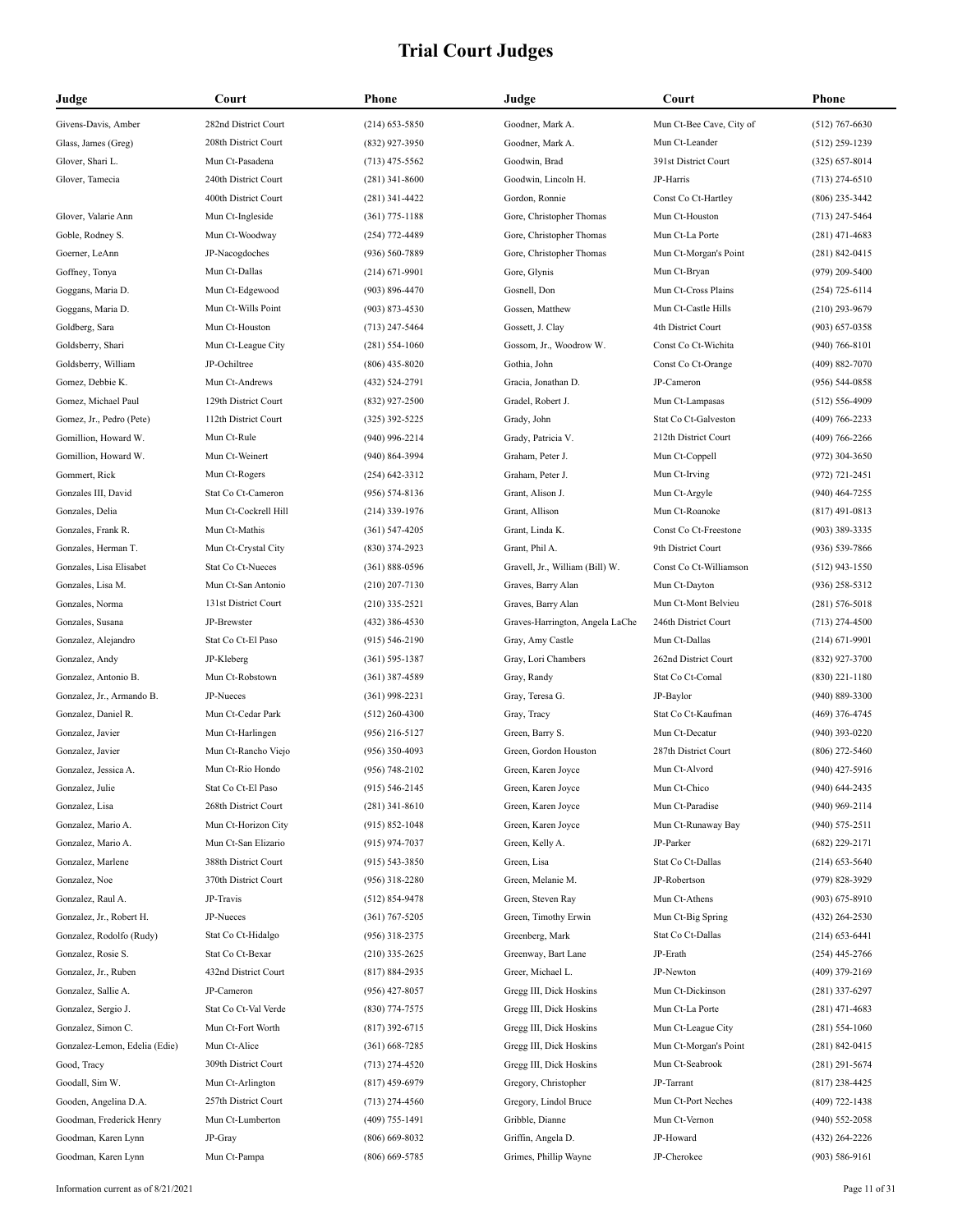# Trial Court Judges

| Judge | Court | Phone |
|---|---|---|
| Givens-Davis, Amber | 282nd District Court | (214) 653-5850 |
| Glass, James (Greg) | 208th District Court | (832) 927-3950 |
| Glover, Shari L. | Mun Ct-Pasadena | (713) 475-5562 |
| Glover, Tamecia | 240th District Court | (281) 341-8600 |
| | 400th District Court | (281) 341-4422 |
| Glover, Valarie Ann | Mun Ct-Ingleside | (361) 775-1188 |
| Goble, Rodney S. | Mun Ct-Woodway | (254) 772-4489 |
| Goerner, LeAnn | JP-Nacogdoches | (936) 560-7889 |
| Goffney, Tonya | Mun Ct-Dallas | (214) 671-9901 |
| Goggans, Maria D. | Mun Ct-Edgewood | (903) 896-4470 |
| Goggans, Maria D. | Mun Ct-Wills Point | (903) 873-4530 |
| Goldberg, Sara | Mun Ct-Houston | (713) 247-5464 |
| Goldsberry, Shari | Mun Ct-League City | (281) 554-1060 |
| Goldsberry, William | JP-Ochiltree | (806) 435-8020 |
| Gomez, Debbie K. | Mun Ct-Andrews | (432) 524-2791 |
| Gomez, Michael Paul | 129th District Court | (832) 927-2500 |
| Gomez, Jr., Pedro (Pete) | 112th District Court | (325) 392-5225 |
| Gomillion, Howard W. | Mun Ct-Rule | (940) 996-2214 |
| Gomillion, Howard W. | Mun Ct-Weinert | (940) 864-3994 |
| Gommert, Rick | Mun Ct-Rogers | (254) 642-3312 |
| Gonzales III, David | Stat Co Ct-Cameron | (956) 574-8136 |
| Gonzales, Delia | Mun Ct-Cockrell Hill | (214) 339-1976 |
| Gonzales, Frank R. | Mun Ct-Mathis | (361) 547-4205 |
| Gonzales, Herman T. | Mun Ct-Crystal City | (830) 374-2923 |
| Gonzales, Lisa Elisabet | Stat Co Ct-Nueces | (361) 888-0596 |
| Gonzales, Lisa M. | Mun Ct-San Antonio | (210) 207-7130 |
| Gonzales, Norma | 131st District Court | (210) 335-2521 |
| Gonzales, Susana | JP-Brewster | (432) 386-4530 |
| Gonzalez, Alejandro | Stat Co Ct-El Paso | (915) 546-2190 |
| Gonzalez, Andy | JP-Kleberg | (361) 595-1387 |
| Gonzalez, Antonio B. | Mun Ct-Robstown | (361) 387-4589 |
| Gonzalez, Jr., Armando B. | JP-Nueces | (361) 998-2231 |
| Gonzalez, Daniel R. | Mun Ct-Cedar Park | (512) 260-4300 |
| Gonzalez, Javier | Mun Ct-Harlingen | (956) 216-5127 |
| Gonzalez, Javier | Mun Ct-Rancho Viejo | (956) 350-4093 |
| Gonzalez, Jessica A. | Mun Ct-Rio Hondo | (956) 748-2102 |
| Gonzalez, Julie | Stat Co Ct-El Paso | (915) 546-2145 |
| Gonzalez, Lisa | 268th District Court | (281) 341-8610 |
| Gonzalez, Mario A. | Mun Ct-Horizon City | (915) 852-1048 |
| Gonzalez, Mario A. | Mun Ct-San Elizario | (915) 974-7037 |
| Gonzalez, Marlene | 388th District Court | (915) 543-3850 |
| Gonzalez, Noe | 370th District Court | (956) 318-2280 |
| Gonzalez, Raul A. | JP-Travis | (512) 854-9478 |
| Gonzalez, Jr., Robert H. | JP-Nueces | (361) 767-5205 |
| Gonzalez, Rodolfo (Rudy) | Stat Co Ct-Hidalgo | (956) 318-2375 |
| Gonzalez, Rosie S. | Stat Co Ct-Bexar | (210) 335-2625 |
| Gonzalez, Jr., Ruben | 432nd District Court | (817) 884-2935 |
| Gonzalez, Sallie A. | JP-Cameron | (956) 427-8057 |
| Gonzalez, Sergio J. | Stat Co Ct-Val Verde | (830) 774-7575 |
| Gonzalez, Simon C. | Mun Ct-Fort Worth | (817) 392-6715 |
| Gonzalez-Lemon, Edelia (Edie) | Mun Ct-Alice | (361) 668-7285 |
| Good, Tracy | 309th District Court | (713) 274-4520 |
| Goodall, Sim W. | Mun Ct-Arlington | (817) 459-6979 |
| Gooden, Angelina D.A. | 257th District Court | (713) 274-4560 |
| Goodman, Frederick Henry | Mun Ct-Lumberton | (409) 755-1491 |
| Goodman, Karen Lynn | JP-Gray | (806) 669-8032 |
| Goodman, Karen Lynn | Mun Ct-Pampa | (806) 669-5785 |
| Goodner, Mark A. | Mun Ct-Bee Cave, City of | (512) 767-6630 |
| Goodner, Mark A. | Mun Ct-Leander | (512) 259-1239 |
| Goodwin, Brad | 391st District Court | (325) 657-8014 |
| Goodwin, Lincoln H. | JP-Harris | (713) 274-6510 |
| Gordon, Ronnie | Const Co Ct-Hartley | (806) 235-3442 |
| Gore, Christopher Thomas | Mun Ct-Houston | (713) 247-5464 |
| Gore, Christopher Thomas | Mun Ct-La Porte | (281) 471-4683 |
| Gore, Christopher Thomas | Mun Ct-Morgan's Point | (281) 842-0415 |
| Gore, Glynis | Mun Ct-Bryan | (979) 209-5400 |
| Gosnell, Don | Mun Ct-Cross Plains | (254) 725-6114 |
| Gossen, Matthew | Mun Ct-Castle Hills | (210) 293-9679 |
| Gossett, J. Clay | 4th District Court | (903) 657-0358 |
| Gossom, Jr., Woodrow W. | Const Co Ct-Wichita | (940) 766-8101 |
| Gothia, John | Const Co Ct-Orange | (409) 882-7070 |
| Gracia, Jonathan D. | JP-Cameron | (956) 544-0858 |
| Gradel, Robert J. | Mun Ct-Lampasas | (512) 556-4909 |
| Grady, John | Stat Co Ct-Galveston | (409) 766-2233 |
| Grady, Patricia V. | 212th District Court | (409) 766-2266 |
| Graham, Peter J. | Mun Ct-Coppell | (972) 304-3650 |
| Graham, Peter J. | Mun Ct-Irving | (972) 721-2451 |
| Grant, Alison J. | Mun Ct-Argyle | (940) 464-7255 |
| Grant, Allison | Mun Ct-Roanoke | (817) 491-0813 |
| Grant, Linda K. | Const Co Ct-Freestone | (903) 389-3335 |
| Grant, Phil A. | 9th District Court | (936) 539-7866 |
| Gravell, Jr., William (Bill) W. | Const Co Ct-Williamson | (512) 943-1550 |
| Graves, Barry Alan | Mun Ct-Dayton | (936) 258-5312 |
| Graves, Barry Alan | Mun Ct-Mont Belvieu | (281) 576-5018 |
| Graves-Harrington, Angela LaChe | 246th District Court | (713) 274-4500 |
| Gray, Amy Castle | Mun Ct-Dallas | (214) 671-9901 |
| Gray, Lori Chambers | 262nd District Court | (832) 927-3700 |
| Gray, Randy | Stat Co Ct-Comal | (830) 221-1180 |
| Gray, Teresa G. | JP-Baylor | (940) 889-3300 |
| Gray, Tracy | Stat Co Ct-Kaufman | (469) 376-4745 |
| Green, Barry S. | Mun Ct-Decatur | (940) 393-0220 |
| Green, Gordon Houston | 287th District Court | (806) 272-5460 |
| Green, Karen Joyce | Mun Ct-Alvord | (940) 427-5916 |
| Green, Karen Joyce | Mun Ct-Chico | (940) 644-2435 |
| Green, Karen Joyce | Mun Ct-Paradise | (940) 969-2114 |
| Green, Karen Joyce | Mun Ct-Runaway Bay | (940) 575-2511 |
| Green, Kelly A. | JP-Parker | (682) 229-2171 |
| Green, Lisa | Stat Co Ct-Dallas | (214) 653-5640 |
| Green, Melanie M. | JP-Robertson | (979) 828-3929 |
| Green, Steven Ray | Mun Ct-Athens | (903) 675-8910 |
| Green, Timothy Erwin | Mun Ct-Big Spring | (432) 264-2530 |
| Greenberg, Mark | Stat Co Ct-Dallas | (214) 653-6441 |
| Greenway, Bart Lane | JP-Erath | (254) 445-2766 |
| Greer, Michael L. | JP-Newton | (409) 379-2169 |
| Gregg III, Dick Hoskins | Mun Ct-Dickinson | (281) 337-6297 |
| Gregg III, Dick Hoskins | Mun Ct-La Porte | (281) 471-4683 |
| Gregg III, Dick Hoskins | Mun Ct-League City | (281) 554-1060 |
| Gregg III, Dick Hoskins | Mun Ct-Morgan's Point | (281) 842-0415 |
| Gregg III, Dick Hoskins | Mun Ct-Seabrook | (281) 291-5674 |
| Gregory, Christopher | JP-Tarrant | (817) 238-4425 |
| Gregory, Lindol Bruce | Mun Ct-Port Neches | (409) 722-1438 |
| Gribble, Dianne | Mun Ct-Vernon | (940) 552-2058 |
| Griffin, Angela D. | JP-Howard | (432) 264-2226 |
| Grimes, Phillip Wayne | JP-Cherokee | (903) 586-9161 |

Information current as of 8/21/2021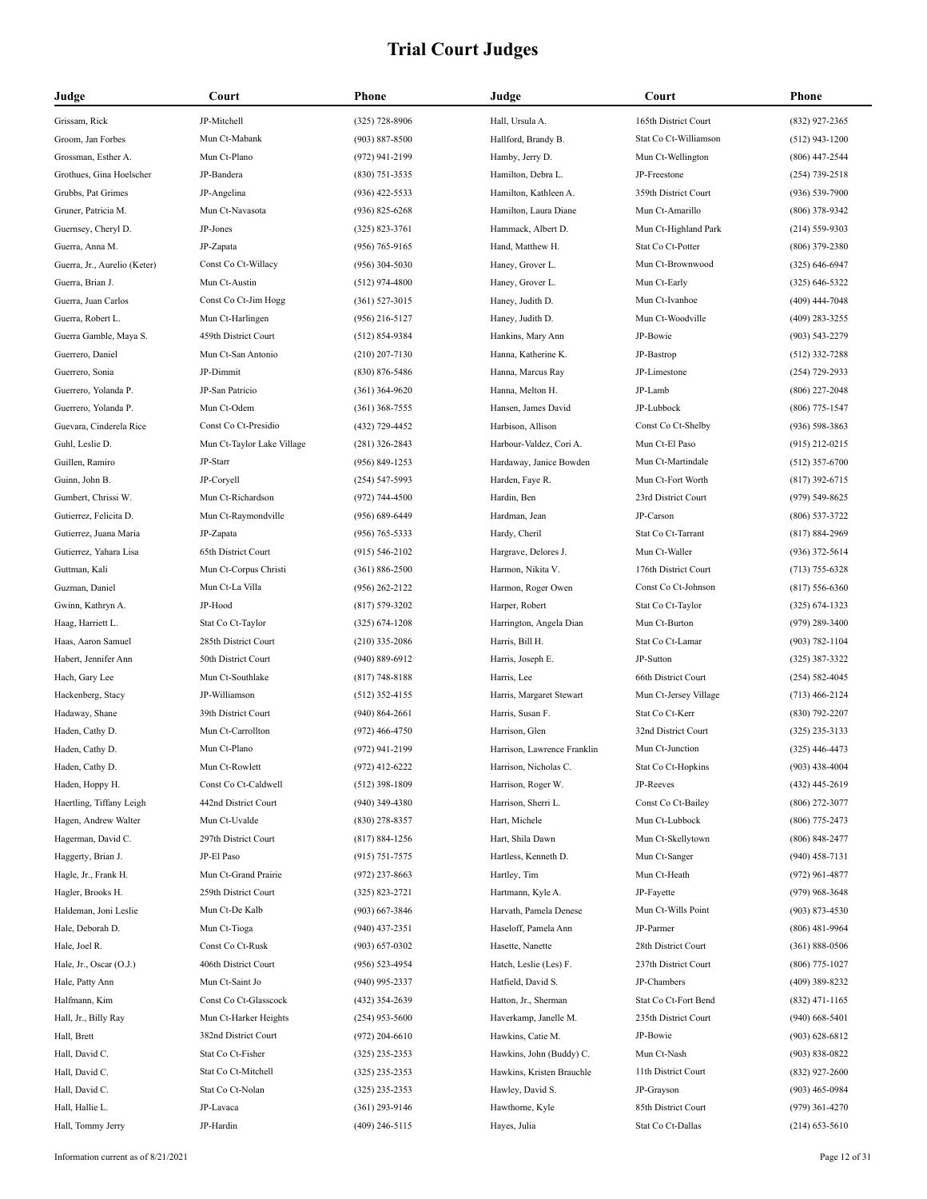# Trial Court Judges

| Judge | Court | Phone |
|---|---|---|
| Grissam, Rick | JP-Mitchell | (325) 728-8906 |
| Groom, Jan Forbes | Mun Ct-Mabank | (903) 887-8500 |
| Grossman, Esther A. | Mun Ct-Plano | (972) 941-2199 |
| Grothues, Gina Hoelscher | JP-Bandera | (830) 751-3535 |
| Grubbs, Pat Grimes | JP-Angelina | (936) 422-5533 |
| Gruner, Patricia M. | Mun Ct-Navasota | (936) 825-6268 |
| Guernsey, Cheryl D. | JP-Jones | (325) 823-3761 |
| Guerra, Anna M. | JP-Zapata | (956) 765-9165 |
| Guerra, Jr., Aurelio (Keter) | Const Co Ct-Willacy | (956) 304-5030 |
| Guerra, Brian J. | Mun Ct-Austin | (512) 974-4800 |
| Guerra, Juan Carlos | Const Co Ct-Jim Hogg | (361) 527-3015 |
| Guerra, Robert L. | Mun Ct-Harlingen | (956) 216-5127 |
| Guerra Gamble, Maya S. | 459th District Court | (512) 854-9384 |
| Guerrero, Daniel | Mun Ct-San Antonio | (210) 207-7130 |
| Guerrero, Sonia | JP-Dimmit | (830) 876-5486 |
| Guerrero, Yolanda P. | JP-San Patricio | (361) 364-9620 |
| Guerrero, Yolanda P. | Mun Ct-Odem | (361) 368-7555 |
| Guevara, Cinderela Rice | Const Co Ct-Presidio | (432) 729-4452 |
| Guhl, Leslie D. | Mun Ct-Taylor Lake Village | (281) 326-2843 |
| Guillen, Ramiro | JP-Starr | (956) 849-1253 |
| Guinn, John B. | JP-Coryell | (254) 547-5993 |
| Gumbert, Chrissi W. | Mun Ct-Richardson | (972) 744-4500 |
| Gutierrez, Felicita D. | Mun Ct-Raymondville | (956) 689-6449 |
| Gutierrez, Juana Maria | JP-Zapata | (956) 765-5333 |
| Gutierrez, Yahara Lisa | 65th District Court | (915) 546-2102 |
| Guttman, Kali | Mun Ct-Corpus Christi | (361) 886-2500 |
| Guzman, Daniel | Mun Ct-La Villa | (956) 262-2122 |
| Gwinn, Kathryn A. | JP-Hood | (817) 579-3202 |
| Haag, Harriett L. | Stat Co Ct-Taylor | (325) 674-1208 |
| Haas, Aaron Samuel | 285th District Court | (210) 335-2086 |
| Habert, Jennifer Ann | 50th District Court | (940) 889-6912 |
| Hach, Gary Lee | Mun Ct-Southlake | (817) 748-8188 |
| Hackenberg, Stacy | JP-Williamson | (512) 352-4155 |
| Hadaway, Shane | 39th District Court | (940) 864-2661 |
| Haden, Cathy D. | Mun Ct-Carrollton | (972) 466-4750 |
| Haden, Cathy D. | Mun Ct-Plano | (972) 941-2199 |
| Haden, Cathy D. | Mun Ct-Rowlett | (972) 412-6222 |
| Haden, Hoppy H. | Const Co Ct-Caldwell | (512) 398-1809 |
| Haertling, Tiffany Leigh | 442nd District Court | (940) 349-4380 |
| Hagen, Andrew Walter | Mun Ct-Uvalde | (830) 278-8357 |
| Hagerman, David C. | 297th District Court | (817) 884-1256 |
| Haggerty, Brian J. | JP-El Paso | (915) 751-7575 |
| Hagle, Jr., Frank H. | Mun Ct-Grand Prairie | (972) 237-8663 |
| Hagler, Brooks H. | 259th District Court | (325) 823-2721 |
| Haldeman, Joni Leslie | Mun Ct-De Kalb | (903) 667-3846 |
| Hale, Deborah D. | Mun Ct-Tioga | (940) 437-2351 |
| Hale, Joel R. | Const Co Ct-Rusk | (903) 657-0302 |
| Hale, Jr., Oscar (O.J.) | 406th District Court | (956) 523-4954 |
| Hale, Patty Ann | Mun Ct-Saint Jo | (940) 995-2337 |
| Halfmann, Kim | Const Co Ct-Glasscock | (432) 354-2639 |
| Hall, Jr., Billy Ray | Mun Ct-Harker Heights | (254) 953-5600 |
| Hall, Brett | 382nd District Court | (972) 204-6610 |
| Hall, David C. | Stat Co Ct-Fisher | (325) 235-2353 |
| Hall, David C. | Stat Co Ct-Mitchell | (325) 235-2353 |
| Hall, David C. | Stat Co Ct-Nolan | (325) 235-2353 |
| Hall, Hallie L. | JP-Lavaca | (361) 293-9146 |
| Hall, Tommy Jerry | JP-Hardin | (409) 246-5115 |
| Hall, Ursula A. | 165th District Court | (832) 927-2365 |
| Hallford, Brandy B. | Stat Co Ct-Williamson | (512) 943-1200 |
| Hamby, Jerry D. | Mun Ct-Wellington | (806) 447-2544 |
| Hamilton, Debra L. | JP-Freestone | (254) 739-2518 |
| Hamilton, Kathleen A. | 359th District Court | (936) 539-7900 |
| Hamilton, Laura Diane | Mun Ct-Amarillo | (806) 378-9342 |
| Hammack, Albert D. | Mun Ct-Highland Park | (214) 559-9303 |
| Hand, Matthew H. | Stat Co Ct-Potter | (806) 379-2380 |
| Haney, Grover L. | Mun Ct-Brownwood | (325) 646-6947 |
| Haney, Grover L. | Mun Ct-Early | (325) 646-5322 |
| Haney, Judith D. | Mun Ct-Ivanhoe | (409) 444-7048 |
| Haney, Judith D. | Mun Ct-Woodville | (409) 283-3255 |
| Hankins, Mary Ann | JP-Bowie | (903) 543-2279 |
| Hanna, Katherine K. | JP-Bastrop | (512) 332-7288 |
| Hanna, Marcus Ray | JP-Limestone | (254) 729-2933 |
| Hanna, Melton H. | JP-Lamb | (806) 227-2048 |
| Hansen, James David | JP-Lubbock | (806) 775-1547 |
| Harbison, Allison | Const Co Ct-Shelby | (936) 598-3863 |
| Harbour-Valdez, Cori A. | Mun Ct-El Paso | (915) 212-0215 |
| Hardaway, Janice Bowden | Mun Ct-Martindale | (512) 357-6700 |
| Harden, Faye R. | Mun Ct-Fort Worth | (817) 392-6715 |
| Hardin, Ben | 23rd District Court | (979) 549-8625 |
| Hardman, Jean | JP-Carson | (806) 537-3722 |
| Hardy, Cheril | Stat Co Ct-Tarrant | (817) 884-2969 |
| Hargrave, Delores J. | Mun Ct-Waller | (936) 372-5614 |
| Harmon, Nikita V. | 176th District Court | (713) 755-6328 |
| Harmon, Roger Owen | Const Co Ct-Johnson | (817) 556-6360 |
| Harper, Robert | Stat Co Ct-Taylor | (325) 674-1323 |
| Harrington, Angela Dian | Mun Ct-Burton | (979) 289-3400 |
| Harris, Bill H. | Stat Co Ct-Lamar | (903) 782-1104 |
| Harris, Joseph E. | JP-Sutton | (325) 387-3322 |
| Harris, Lee | 66th District Court | (254) 582-4045 |
| Harris, Margaret Stewart | Mun Ct-Jersey Village | (713) 466-2124 |
| Harris, Susan F. | Stat Co Ct-Kerr | (830) 792-2207 |
| Harrison, Glen | 32nd District Court | (325) 235-3133 |
| Harrison, Lawrence Franklin | Mun Ct-Junction | (325) 446-4473 |
| Harrison, Nicholas C. | Stat Co Ct-Hopkins | (903) 438-4004 |
| Harrison, Roger W. | JP-Reeves | (432) 445-2619 |
| Harrison, Sherri L. | Const Co Ct-Bailey | (806) 272-3077 |
| Hart, Michele | Mun Ct-Lubbock | (806) 775-2473 |
| Hart, Shila Dawn | Mun Ct-Skellytown | (806) 848-2477 |
| Hartless, Kenneth D. | Mun Ct-Sanger | (940) 458-7131 |
| Hartley, Tim | Mun Ct-Heath | (972) 961-4877 |
| Hartmann, Kyle A. | JP-Fayette | (979) 968-3648 |
| Harvath, Pamela Denese | Mun Ct-Wills Point | (903) 873-4530 |
| Haseloff, Pamela Ann | JP-Parmer | (806) 481-9964 |
| Hasette, Nanette | 28th District Court | (361) 888-0506 |
| Hatch, Leslie (Les) F. | 237th District Court | (806) 775-1027 |
| Hatfield, David S. | JP-Chambers | (409) 389-8232 |
| Hatton, Jr., Sherman | Stat Co Ct-Fort Bend | (832) 471-1165 |
| Haverkamp, Janelle M. | 235th District Court | (940) 668-5401 |
| Hawkins, Catie M. | JP-Bowie | (903) 628-6812 |
| Hawkins, John (Buddy) C. | Mun Ct-Nash | (903) 838-0822 |
| Hawkins, Kristen Brauchle | 11th District Court | (832) 927-2600 |
| Hawley, David S. | JP-Grayson | (903) 465-0984 |
| Hawthorne, Kyle | 85th District Court | (979) 361-4270 |
| Hayes, Julia | Stat Co Ct-Dallas | (214) 653-5610 |

Information current as of 8/21/2021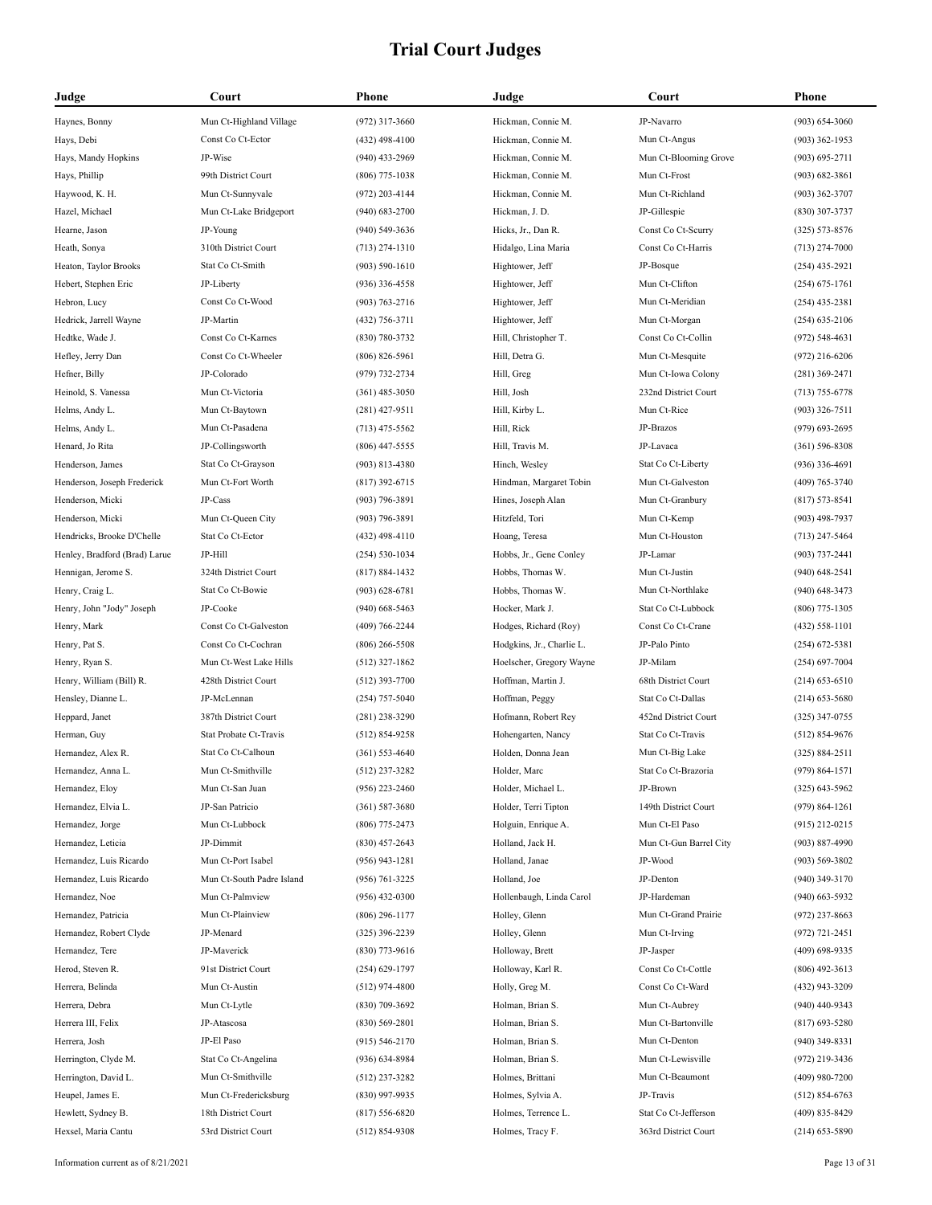# Trial Court Judges

| Judge | Court | Phone |
|---|---|---|
| Haynes, Bonny | Mun Ct-Highland Village | (972) 317-3660 |
| Hays, Debi | Const Co Ct-Ector | (432) 498-4100 |
| Hays, Mandy Hopkins | JP-Wise | (940) 433-2969 |
| Hays, Phillip | 99th District Court | (806) 775-1038 |
| Haywood, K. H. | Mun Ct-Sunnyvale | (972) 203-4144 |
| Hazel, Michael | Mun Ct-Lake Bridgeport | (940) 683-2700 |
| Hearne, Jason | JP-Young | (940) 549-3636 |
| Heath, Sonya | 310th District Court | (713) 274-1310 |
| Heaton, Taylor Brooks | Stat Co Ct-Smith | (903) 590-1610 |
| Hebert, Stephen Eric | JP-Liberty | (936) 336-4558 |
| Hebron, Lucy | Const Co Ct-Wood | (903) 763-2716 |
| Hedrick, Jarrell Wayne | JP-Martin | (432) 756-3711 |
| Hedtke, Wade J. | Const Co Ct-Karnes | (830) 780-3732 |
| Hefley, Jerry Dan | Const Co Ct-Wheeler | (806) 826-5961 |
| Hefner, Billy | JP-Colorado | (979) 732-2734 |
| Heinold, S. Vanessa | Mun Ct-Victoria | (361) 485-3050 |
| Helms, Andy L. | Mun Ct-Baytown | (281) 427-9511 |
| Helms, Andy L. | Mun Ct-Pasadena | (713) 475-5562 |
| Henard, Jo Rita | JP-Collingsworth | (806) 447-5555 |
| Henderson, James | Stat Co Ct-Grayson | (903) 813-4380 |
| Henderson, Joseph Frederick | Mun Ct-Fort Worth | (817) 392-6715 |
| Henderson, Micki | JP-Cass | (903) 796-3891 |
| Henderson, Micki | Mun Ct-Queen City | (903) 796-3891 |
| Hendricks, Brooke D'Chelle | Stat Co Ct-Ector | (432) 498-4110 |
| Henley, Bradford (Brad) Larue | JP-Hill | (254) 530-1034 |
| Hennigan, Jerome S. | 324th District Court | (817) 884-1432 |
| Henry, Craig L. | Stat Co Ct-Bowie | (903) 628-6781 |
| Henry, John "Jody" Joseph | JP-Cooke | (940) 668-5463 |
| Henry, Mark | Const Co Ct-Galveston | (409) 766-2244 |
| Henry, Pat S. | Const Co Ct-Cochran | (806) 266-5508 |
| Henry, Ryan S. | Mun Ct-West Lake Hills | (512) 327-1862 |
| Henry, William (Bill) R. | 428th District Court | (512) 393-7700 |
| Hensley, Dianne L. | JP-McLennan | (254) 757-5040 |
| Heppard, Janet | 387th District Court | (281) 238-3290 |
| Herman, Guy | Stat Probate Ct-Travis | (512) 854-9258 |
| Hernandez, Alex R. | Stat Co Ct-Calhoun | (361) 553-4640 |
| Hernandez, Anna L. | Mun Ct-Smithville | (512) 237-3282 |
| Hernandez, Eloy | Mun Ct-San Juan | (956) 223-2460 |
| Hernandez, Elvia L. | JP-San Patricio | (361) 587-3680 |
| Hernandez, Jorge | Mun Ct-Lubbock | (806) 775-2473 |
| Hernandez, Leticia | JP-Dimmit | (830) 457-2643 |
| Hernandez, Luis Ricardo | Mun Ct-Port Isabel | (956) 943-1281 |
| Hernandez, Luis Ricardo | Mun Ct-South Padre Island | (956) 761-3225 |
| Hernandez, Noe | Mun Ct-Palmview | (956) 432-0300 |
| Hernandez, Patricia | Mun Ct-Plainview | (806) 296-1177 |
| Hernandez, Robert Clyde | JP-Menard | (325) 396-2239 |
| Hernandez, Tere | JP-Maverick | (830) 773-9616 |
| Herod, Steven R. | 91st District Court | (254) 629-1797 |
| Herrera, Belinda | Mun Ct-Austin | (512) 974-4800 |
| Herrera, Debra | Mun Ct-Lytle | (830) 709-3692 |
| Herrera III, Felix | JP-Atascosa | (830) 569-2801 |
| Herrera, Josh | JP-El Paso | (915) 546-2170 |
| Herrington, Clyde M. | Stat Co Ct-Angelina | (936) 634-8984 |
| Herrington, David L. | Mun Ct-Smithville | (512) 237-3282 |
| Heupel, James E. | Mun Ct-Fredericksburg | (830) 997-9935 |
| Hewlett, Sydney B. | 18th District Court | (817) 556-6820 |
| Hexsel, Maria Cantu | 53rd District Court | (512) 854-9308 |
| Hickman, Connie M. | JP-Navarro | (903) 654-3060 |
| Hickman, Connie M. | Mun Ct-Angus | (903) 362-1953 |
| Hickman, Connie M. | Mun Ct-Blooming Grove | (903) 695-2711 |
| Hickman, Connie M. | Mun Ct-Frost | (903) 682-3861 |
| Hickman, Connie M. | Mun Ct-Richland | (903) 362-3707 |
| Hickman, J. D. | JP-Gillespie | (830) 307-3737 |
| Hicks, Jr., Dan R. | Const Co Ct-Scurry | (325) 573-8576 |
| Hidalgo, Lina Maria | Const Co Ct-Harris | (713) 274-7000 |
| Hightower, Jeff | JP-Bosque | (254) 435-2921 |
| Hightower, Jeff | Mun Ct-Clifton | (254) 675-1761 |
| Hightower, Jeff | Mun Ct-Meridian | (254) 435-2381 |
| Hightower, Jeff | Mun Ct-Morgan | (254) 635-2106 |
| Hill, Christopher T. | Const Co Ct-Collin | (972) 548-4631 |
| Hill, Detra G. | Mun Ct-Mesquite | (972) 216-6206 |
| Hill, Greg | Mun Ct-Iowa Colony | (281) 369-2471 |
| Hill, Josh | 232nd District Court | (713) 755-6778 |
| Hill, Kirby L. | Mun Ct-Rice | (903) 326-7511 |
| Hill, Rick | JP-Brazos | (979) 693-2695 |
| Hill, Travis M. | JP-Lavaca | (361) 596-8308 |
| Hinch, Wesley | Stat Co Ct-Liberty | (936) 336-4691 |
| Hindman, Margaret Tobin | Mun Ct-Galveston | (409) 765-3740 |
| Hines, Joseph Alan | Mun Ct-Granbury | (817) 573-8541 |
| Hitzfeld, Tori | Mun Ct-Kemp | (903) 498-7937 |
| Hoang, Teresa | Mun Ct-Houston | (713) 247-5464 |
| Hobbs, Jr., Gene Conley | JP-Lamar | (903) 737-2441 |
| Hobbs, Thomas W. | Mun Ct-Justin | (940) 648-2541 |
| Hobbs, Thomas W. | Mun Ct-Northlake | (940) 648-3473 |
| Hocker, Mark J. | Stat Co Ct-Lubbock | (806) 775-1305 |
| Hodges, Richard (Roy) | Const Co Ct-Crane | (432) 558-1101 |
| Hodgkins, Jr., Charlie L. | JP-Palo Pinto | (254) 672-5381 |
| Hoelscher, Gregory Wayne | JP-Milam | (254) 697-7004 |
| Hoffman, Martin J. | 68th District Court | (214) 653-6510 |
| Hoffman, Peggy | Stat Co Ct-Dallas | (214) 653-5680 |
| Hofmann, Robert Rey | 452nd District Court | (325) 347-0755 |
| Hohengarten, Nancy | Stat Co Ct-Travis | (512) 854-9676 |
| Holden, Donna Jean | Mun Ct-Big Lake | (325) 884-2511 |
| Holder, Marc | Stat Co Ct-Brazoria | (979) 864-1571 |
| Holder, Michael L. | JP-Brown | (325) 643-5962 |
| Holder, Terri Tipton | 149th District Court | (979) 864-1261 |
| Holguin, Enrique A. | Mun Ct-El Paso | (915) 212-0215 |
| Holland, Jack H. | Mun Ct-Gun Barrel City | (903) 887-4990 |
| Holland, Janae | JP-Wood | (903) 569-3802 |
| Holland, Joe | JP-Denton | (940) 349-3170 |
| Hollenbaugh, Linda Carol | JP-Hardeman | (940) 663-5932 |
| Holley, Glenn | Mun Ct-Grand Prairie | (972) 237-8663 |
| Holley, Glenn | Mun Ct-Irving | (972) 721-2451 |
| Holloway, Brett | JP-Jasper | (409) 698-9335 |
| Holloway, Karl R. | Const Co Ct-Cottle | (806) 492-3613 |
| Holly, Greg M. | Const Co Ct-Ward | (432) 943-3209 |
| Holman, Brian S. | Mun Ct-Aubrey | (940) 440-9343 |
| Holman, Brian S. | Mun Ct-Bartonville | (817) 693-5280 |
| Holman, Brian S. | Mun Ct-Denton | (940) 349-8331 |
| Holman, Brian S. | Mun Ct-Lewisville | (972) 219-3436 |
| Holmes, Brittani | Mun Ct-Beaumont | (409) 980-7200 |
| Holmes, Sylvia A. | JP-Travis | (512) 854-6763 |
| Holmes, Terrence L. | Stat Co Ct-Jefferson | (409) 835-8429 |
| Holmes, Tracy F. | 363rd District Court | (214) 653-5890 |

Information current as of 8/21/2021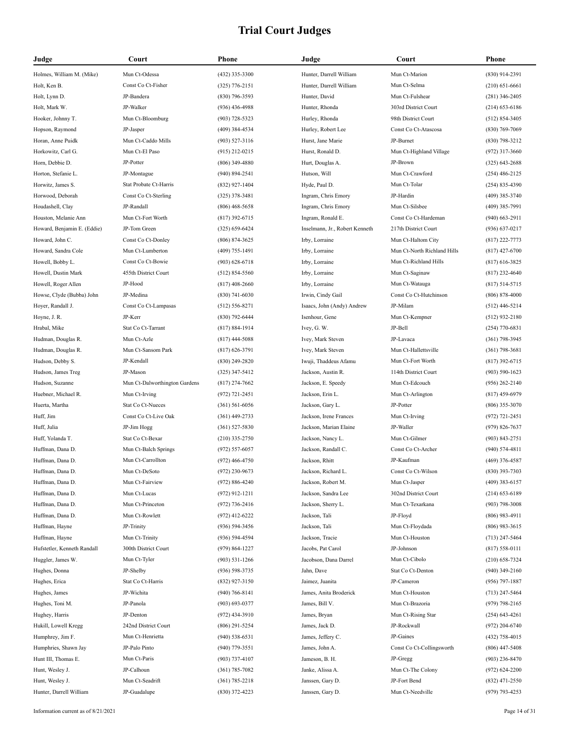# Trial Court Judges

| Judge | Court | Phone |
|---|---|---|
| Holmes, William M. (Mike) | Mun Ct-Odessa | (432) 335-3300 |
| Holt, Ken B. | Const Co Ct-Fisher | (325) 776-2151 |
| Holt, Lynn D. | JP-Bandera | (830) 796-3593 |
| Holt, Mark W. | JP-Walker | (936) 436-4988 |
| Hooker, Johnny T. | Mun Ct-Bloomburg | (903) 728-5323 |
| Hopson, Raymond | JP-Jasper | (409) 384-4534 |
| Horan, Anne Puidk | Mun Ct-Caddo Mills | (903) 527-3116 |
| Horkowitz, Carl G. | Mun Ct-El Paso | (915) 212-0215 |
| Horn, Debbie D. | JP-Potter | (806) 349-4880 |
| Horton, Stefanie L. | JP-Montague | (940) 894-2541 |
| Horwitz, James S. | Stat Probate Ct-Harris | (832) 927-1404 |
| Horwood, Deborah | Const Co Ct-Sterling | (325) 378-3481 |
| Houdashell, Clay | JP-Randall | (806) 468-5658 |
| Houston, Melanie Ann | Mun Ct-Fort Worth | (817) 392-6715 |
| Howard, Benjamin E. (Eddie) | JP-Tom Green | (325) 659-6424 |
| Howard, John C. | Const Co Ct-Donley | (806) 874-3625 |
| Howard, Sandra Cole | Mun Ct-Lumberton | (409) 755-1491 |
| Howell, Bobby L. | Const Co Ct-Bowie | (903) 628-6718 |
| Howell, Dustin Mark | 455th District Court | (512) 854-5560 |
| Howell, Roger Allen | JP-Hood | (817) 408-2660 |
| Howse, Clyde (Bubba) John | JP-Medina | (830) 741-6030 |
| Hoyer, Randall J. | Const Co Ct-Lampasas | (512) 556-8271 |
| Hoyne, J. R. | JP-Kerr | (830) 792-6444 |
| Hrabal, Mike | Stat Co Ct-Tarrant | (817) 884-1914 |
| Hudman, Douglas R. | Mun Ct-Azle | (817) 444-5088 |
| Hudman, Douglas R. | Mun Ct-Sansom Park | (817) 626-3791 |
| Hudson, Debby S. | JP-Kendall | (830) 249-2820 |
| Hudson, James Treg | JP-Mason | (325) 347-5412 |
| Hudson, Suzanne | Mun Ct-Dalworthington Gardens | (817) 274-7662 |
| Huebner, Michael R. | Mun Ct-Irving | (972) 721-2451 |
| Huerta, Martha | Stat Co Ct-Nueces | (361) 561-6056 |
| Huff, Jim | Const Co Ct-Live Oak | (361) 449-2733 |
| Huff, Julia | JP-Jim Hogg | (361) 527-5830 |
| Huff, Yolanda T. | Stat Co Ct-Bexar | (210) 335-2750 |
| Huffman, Dana D. | Mun Ct-Balch Springs | (972) 557-6057 |
| Huffman, Dana D. | Mun Ct-Carrollton | (972) 466-4750 |
| Huffman, Dana D. | Mun Ct-DeSoto | (972) 230-9673 |
| Huffman, Dana D. | Mun Ct-Fairview | (972) 886-4240 |
| Huffman, Dana D. | Mun Ct-Lucas | (972) 912-1211 |
| Huffman, Dana D. | Mun Ct-Princeton | (972) 736-2416 |
| Huffman, Dana D. | Mun Ct-Rowlett | (972) 412-6222 |
| Huffman, Hayne | JP-Trinity | (936) 594-3456 |
| Huffman, Hayne | Mun Ct-Trinity | (936) 594-4594 |
| Hufstetler, Kenneth Randall | 300th District Court | (979) 864-1227 |
| Huggler, James W. | Mun Ct-Tyler | (903) 531-1266 |
| Hughes, Donna | JP-Shelby | (936) 598-3735 |
| Hughes, Erica | Stat Co Ct-Harris | (832) 927-3150 |
| Hughes, James | JP-Wichita | (940) 766-8141 |
| Hughes, Toni M. | JP-Panola | (903) 693-0377 |
| Hughey, Harris | JP-Denton | (972) 434-3910 |
| Hukill, Lowell Kregg | 242nd District Court | (806) 291-5254 |
| Humphrey, Jim F. | Mun Ct-Henrietta | (940) 538-6531 |
| Humphries, Shawn Jay | JP-Palo Pinto | (940) 779-3551 |
| Hunt III, Thomas E. | Mun Ct-Paris | (903) 737-4107 |
| Hunt, Wesley J. | JP-Calhoun | (361) 785-7082 |
| Hunt, Wesley J. | Mun Ct-Seadrift | (361) 785-2218 |
| Hunter, Darrell William | JP-Guadalupe | (830) 372-4223 |
| Hunter, Darrell William | Mun Ct-Marion | (830) 914-2391 |
| Hunter, Darrell William | Mun Ct-Selma | (210) 651-6661 |
| Hunter, David | Mun Ct-Fulshear | (281) 346-2405 |
| Hunter, Rhonda | 303rd District Court | (214) 653-6186 |
| Hurley, Rhonda | 98th District Court | (512) 854-3405 |
| Hurley, Robert Lee | Const Co Ct-Atascosa | (830) 769-7069 |
| Hurst, Jane Marie | JP-Burnet | (830) 798-3212 |
| Hurst, Ronald D. | Mun Ct-Highland Village | (972) 317-3660 |
| Hurt, Douglas A. | JP-Brown | (325) 643-2688 |
| Hutson, Will | Mun Ct-Crawford | (254) 486-2125 |
| Hyde, Paul D. | Mun Ct-Tolar | (254) 835-4390 |
| Ingram, Chris Emory | JP-Hardin | (409) 385-3740 |
| Ingram, Chris Emory | Mun Ct-Silsbee | (409) 385-7991 |
| Ingram, Ronald E. | Const Co Ct-Hardeman | (940) 663-2911 |
| Inselmann, Jr., Robert Kenneth | 217th District Court | (936) 637-0217 |
| Irby, Lorraine | Mun Ct-Haltom City | (817) 222-7773 |
| Irby, Lorraine | Mun Ct-North Richland Hills | (817) 427-6700 |
| Irby, Lorraine | Mun Ct-Richland Hills | (817) 616-3825 |
| Irby, Lorraine | Mun Ct-Saginaw | (817) 232-4640 |
| Irby, Lorraine | Mun Ct-Watauga | (817) 514-5715 |
| Irwin, Cindy Gail | Const Co Ct-Hutchinson | (806) 878-4000 |
| Isaacs, John (Andy) Andrew | JP-Milam | (512) 446-5214 |
| Isenhour, Gene | Mun Ct-Kempner | (512) 932-2180 |
| Ivey, G. W. | JP-Bell | (254) 770-6831 |
| Ivey, Mark Steven | JP-Lavaca | (361) 798-3945 |
| Ivey, Mark Steven | Mun Ct-Hallettsville | (361) 798-3681 |
| Iwuji, Thaddeus Afamu | Mun Ct-Fort Worth | (817) 392-6715 |
| Jackson, Austin R. | 114th District Court | (903) 590-1623 |
| Jackson, E. Speedy | Mun Ct-Edcouch | (956) 262-2140 |
| Jackson, Erin L. | Mun Ct-Arlington | (817) 459-6979 |
| Jackson, Gary L. | JP-Potter | (806) 355-3070 |
| Jackson, Irene Frances | Mun Ct-Irving | (972) 721-2451 |
| Jackson, Marian Elaine | JP-Waller | (979) 826-7637 |
| Jackson, Nancy L. | Mun Ct-Gilmer | (903) 843-2751 |
| Jackson, Randall C. | Const Co Ct-Archer | (940) 574-4811 |
| Jackson, Rhitt | JP-Kaufman | (469) 376-4587 |
| Jackson, Richard L. | Const Co Ct-Wilson | (830) 393-7303 |
| Jackson, Robert M. | Mun Ct-Jasper | (409) 383-6157 |
| Jackson, Sandra Lee | 302nd District Court | (214) 653-6189 |
| Jackson, Sherry L. | Mun Ct-Texarkana | (903) 798-3008 |
| Jackson, Tali | JP-Floyd | (806) 983-4911 |
| Jackson, Tali | Mun Ct-Floydada | (806) 983-3615 |
| Jackson, Tracie | Mun Ct-Houston | (713) 247-5464 |
| Jacobs, Pat Carol | JP-Johnson | (817) 558-0111 |
| Jacobson, Dana Darrel | Mun Ct-Cibolo | (210) 658-7324 |
| Jahn, Dave | Stat Co Ct-Denton | (940) 349-2160 |
| Jaimez, Juanita | JP-Cameron | (956) 797-1887 |
| James, Anita Broderick | Mun Ct-Houston | (713) 247-5464 |
| James, Bill V. | Mun Ct-Brazoria | (979) 798-2165 |
| James, Bryan | Mun Ct-Rising Star | (254) 643-4261 |
| James, Jack D. | JP-Rockwall | (972) 204-6740 |
| James, Jeffery C. | JP-Gaines | (432) 758-4015 |
| James, John A. | Const Co Ct-Collingsworth | (806) 447-5408 |
| Jameson, B. H. | JP-Gregg | (903) 236-8470 |
| Janke, Alissa A. | Mun Ct-The Colony | (972) 624-2200 |
| Janssen, Gary D. | JP-Fort Bend | (832) 471-2550 |
| Janssen, Gary D. | Mun Ct-Needville | (979) 793-4253 |

Information current as of 8/21/2021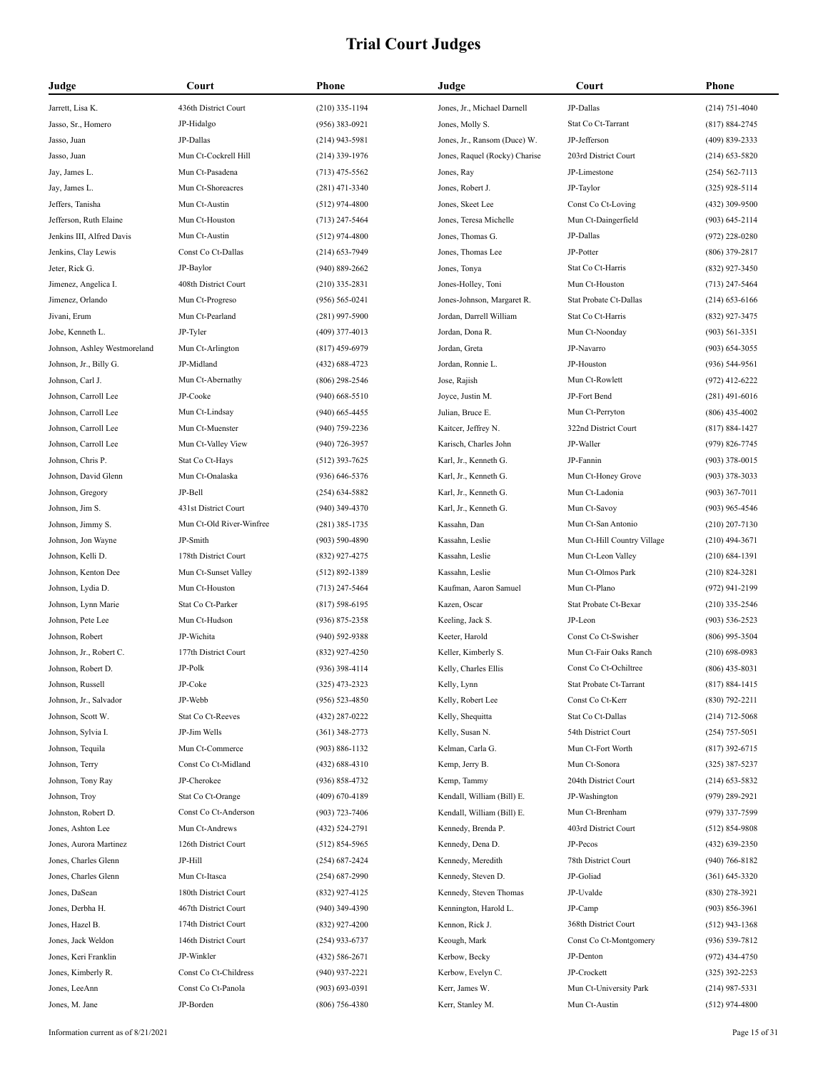# Trial Court Judges

| Judge | Court | Phone |
|---|---|---|
| Jarrett, Lisa K. | 436th District Court | (210) 335-1194 |
| Jasso, Sr., Homero | JP-Hidalgo | (956) 383-0921 |
| Jasso, Juan | JP-Dallas | (214) 943-5981 |
| Jasso, Juan | Mun Ct-Cockrell Hill | (214) 339-1976 |
| Jay, James L. | Mun Ct-Pasadena | (713) 475-5562 |
| Jay, James L. | Mun Ct-Shoreacres | (281) 471-3340 |
| Jeffers, Tanisha | Mun Ct-Austin | (512) 974-4800 |
| Jefferson, Ruth Elaine | Mun Ct-Houston | (713) 247-5464 |
| Jenkins III, Alfred Davis | Mun Ct-Austin | (512) 974-4800 |
| Jenkins, Clay Lewis | Const Co Ct-Dallas | (214) 653-7949 |
| Jeter, Rick G. | JP-Baylor | (940) 889-2662 |
| Jimenez, Angelica I. | 408th District Court | (210) 335-2831 |
| Jimenez, Orlando | Mun Ct-Progreso | (956) 565-0241 |
| Jivani, Erum | Mun Ct-Pearland | (281) 997-5900 |
| Jobe, Kenneth L. | JP-Tyler | (409) 377-4013 |
| Johnson, Ashley Westmoreland | Mun Ct-Arlington | (817) 459-6979 |
| Johnson, Jr., Billy G. | JP-Midland | (432) 688-4723 |
| Johnson, Carl J. | Mun Ct-Abernathy | (806) 298-2546 |
| Johnson, Carroll Lee | JP-Cooke | (940) 668-5510 |
| Johnson, Carroll Lee | Mun Ct-Lindsay | (940) 665-4455 |
| Johnson, Carroll Lee | Mun Ct-Muenster | (940) 759-2236 |
| Johnson, Carroll Lee | Mun Ct-Valley View | (940) 726-3957 |
| Johnson, Chris P. | Stat Co Ct-Hays | (512) 393-7625 |
| Johnson, David Glenn | Mun Ct-Onalaska | (936) 646-5376 |
| Johnson, Gregory | JP-Bell | (254) 634-5882 |
| Johnson, Jim S. | 431st District Court | (940) 349-4370 |
| Johnson, Jimmy S. | Mun Ct-Old River-Winfree | (281) 385-1735 |
| Johnson, Jon Wayne | JP-Smith | (903) 590-4890 |
| Johnson, Kelli D. | 178th District Court | (832) 927-4275 |
| Johnson, Kenton Dee | Mun Ct-Sunset Valley | (512) 892-1389 |
| Johnson, Lydia D. | Mun Ct-Houston | (713) 247-5464 |
| Johnson, Lynn Marie | Stat Co Ct-Parker | (817) 598-6195 |
| Johnson, Pete Lee | Mun Ct-Hudson | (936) 875-2358 |
| Johnson, Robert | JP-Wichita | (940) 592-9388 |
| Johnson, Jr., Robert C. | 177th District Court | (832) 927-4250 |
| Johnson, Robert D. | JP-Polk | (936) 398-4114 |
| Johnson, Russell | JP-Coke | (325) 473-2323 |
| Johnson, Jr., Salvador | JP-Webb | (956) 523-4850 |
| Johnson, Scott W. | Stat Co Ct-Reeves | (432) 287-0222 |
| Johnson, Sylvia I. | JP-Jim Wells | (361) 348-2773 |
| Johnson, Tequila | Mun Ct-Commerce | (903) 886-1132 |
| Johnson, Terry | Const Co Ct-Midland | (432) 688-4310 |
| Johnson, Tony Ray | JP-Cherokee | (936) 858-4732 |
| Johnson, Troy | Stat Co Ct-Orange | (409) 670-4189 |
| Johnston, Robert D. | Const Co Ct-Anderson | (903) 723-7406 |
| Jones, Ashton Lee | Mun Ct-Andrews | (432) 524-2791 |
| Jones, Aurora Martinez | 126th District Court | (512) 854-5965 |
| Jones, Charles Glenn | JP-Hill | (254) 687-2424 |
| Jones, Charles Glenn | Mun Ct-Itasca | (254) 687-2990 |
| Jones, DaSean | 180th District Court | (832) 927-4125 |
| Jones, Derbha H. | 467th District Court | (940) 349-4390 |
| Jones, Hazel B. | 174th District Court | (832) 927-4200 |
| Jones, Jack Weldon | 146th District Court | (254) 933-6737 |
| Jones, Keri Franklin | JP-Winkler | (432) 586-2671 |
| Jones, Kimberly R. | Const Co Ct-Childress | (940) 937-2221 |
| Jones, LeeAnn | Const Co Ct-Panola | (903) 693-0391 |
| Jones, M. Jane | JP-Borden | (806) 756-4380 |
| Jones, Jr., Michael Darnell | JP-Dallas | (214) 751-4040 |
| Jones, Molly S. | Stat Co Ct-Tarrant | (817) 884-2745 |
| Jones, Jr., Ransom (Duce) W. | JP-Jefferson | (409) 839-2333 |
| Jones, Raquel (Rocky) Charise | 203rd District Court | (214) 653-5820 |
| Jones, Ray | JP-Limestone | (254) 562-7113 |
| Jones, Robert J. | JP-Taylor | (325) 928-5114 |
| Jones, Skeet Lee | Const Co Ct-Loving | (432) 309-9500 |
| Jones, Teresa Michelle | Mun Ct-Daingerfield | (903) 645-2114 |
| Jones, Thomas G. | JP-Dallas | (972) 228-0280 |
| Jones, Thomas Lee | JP-Potter | (806) 379-2817 |
| Jones, Tonya | Stat Co Ct-Harris | (832) 927-3450 |
| Jones-Holley, Toni | Mun Ct-Houston | (713) 247-5464 |
| Jones-Johnson, Margaret R. | Stat Probate Ct-Dallas | (214) 653-6166 |
| Jordan, Darrell William | Stat Co Ct-Harris | (832) 927-3475 |
| Jordan, Dona R. | Mun Ct-Noonday | (903) 561-3351 |
| Jordan, Greta | JP-Navarro | (903) 654-3055 |
| Jordan, Ronnie L. | JP-Houston | (936) 544-9561 |
| Jose, Rajish | Mun Ct-Rowlett | (972) 412-6222 |
| Joyce, Justin M. | JP-Fort Bend | (281) 491-6016 |
| Julian, Bruce E. | Mun Ct-Perryton | (806) 435-4002 |
| Kaitcer, Jeffrey N. | 322nd District Court | (817) 884-1427 |
| Karisch, Charles John | JP-Waller | (979) 826-7745 |
| Karl, Jr., Kenneth G. | JP-Fannin | (903) 378-0015 |
| Karl, Jr., Kenneth G. | Mun Ct-Honey Grove | (903) 378-3033 |
| Karl, Jr., Kenneth G. | Mun Ct-Ladonia | (903) 367-7011 |
| Karl, Jr., Kenneth G. | Mun Ct-Savoy | (903) 965-4546 |
| Kassahn, Dan | Mun Ct-San Antonio | (210) 207-7130 |
| Kassahn, Leslie | Mun Ct-Hill Country Village | (210) 494-3671 |
| Kassahn, Leslie | Mun Ct-Leon Valley | (210) 684-1391 |
| Kassahn, Leslie | Mun Ct-Olmos Park | (210) 824-3281 |
| Kaufman, Aaron Samuel | Mun Ct-Plano | (972) 941-2199 |
| Kazen, Oscar | Stat Probate Ct-Bexar | (210) 335-2546 |
| Keeling, Jack S. | JP-Leon | (903) 536-2523 |
| Keeter, Harold | Const Co Ct-Swisher | (806) 995-3504 |
| Keller, Kimberly S. | Mun Ct-Fair Oaks Ranch | (210) 698-0983 |
| Kelly, Charles Ellis | Const Co Ct-Ochiltree | (806) 435-8031 |
| Kelly, Lynn | Stat Probate Ct-Tarrant | (817) 884-1415 |
| Kelly, Robert Lee | Const Co Ct-Kerr | (830) 792-2211 |
| Kelly, Shequitta | Stat Co Ct-Dallas | (214) 712-5068 |
| Kelly, Susan N. | 54th District Court | (254) 757-5051 |
| Kelman, Carla G. | Mun Ct-Fort Worth | (817) 392-6715 |
| Kemp, Jerry B. | Mun Ct-Sonora | (325) 387-5237 |
| Kemp, Tammy | 204th District Court | (214) 653-5832 |
| Kendall, William (Bill) E. | JP-Washington | (979) 289-2921 |
| Kendall, William (Bill) E. | Mun Ct-Brenham | (979) 337-7599 |
| Kennedy, Brenda P. | 403rd District Court | (512) 854-9808 |
| Kennedy, Dena D. | JP-Pecos | (432) 639-2350 |
| Kennedy, Meredith | 78th District Court | (940) 766-8182 |
| Kennedy, Steven D. | JP-Goliad | (361) 645-3320 |
| Kennedy, Steven Thomas | JP-Uvalde | (830) 278-3921 |
| Kennington, Harold L. | JP-Camp | (903) 856-3961 |
| Kennon, Rick J. | 368th District Court | (512) 943-1368 |
| Keough, Mark | Const Co Ct-Montgomery | (936) 539-7812 |
| Kerbow, Becky | JP-Denton | (972) 434-4750 |
| Kerbow, Evelyn C. | JP-Crockett | (325) 392-2253 |
| Kerr, James W. | Mun Ct-University Park | (214) 987-5331 |
| Kerr, Stanley M. | Mun Ct-Austin | (512) 974-4800 |

Information current as of 8/21/2021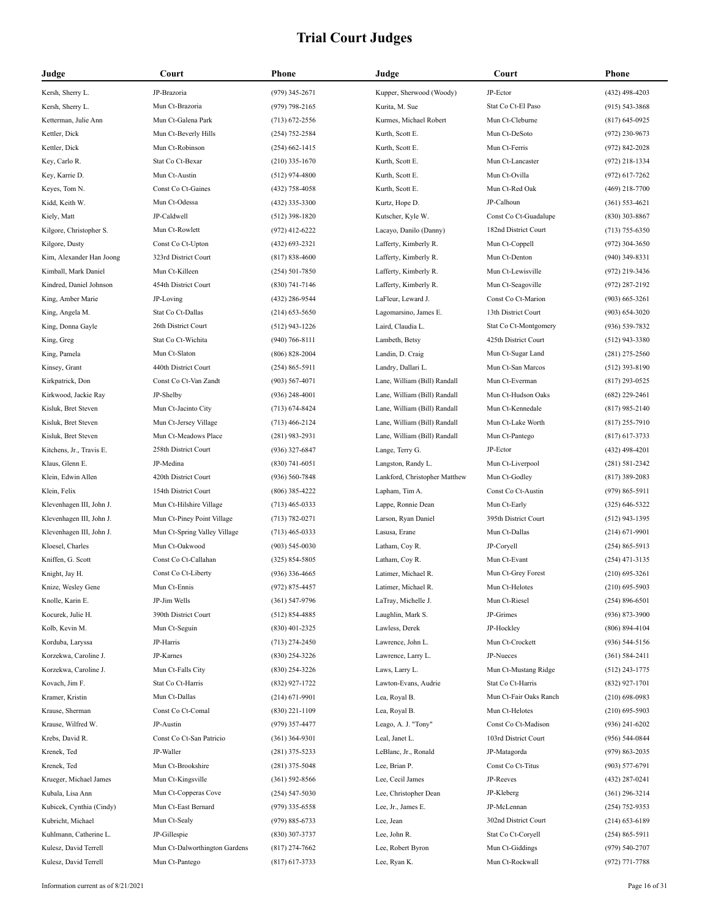# Trial Court Judges

| Judge | Court | Phone |
|---|---|---|
| Kersh, Sherry L. | JP-Brazoria | (979) 345-2671 |
| Kersh, Sherry L. | Mun Ct-Brazoria | (979) 798-2165 |
| Ketterman, Julie Ann | Mun Ct-Galena Park | (713) 672-2556 |
| Kettler, Dick | Mun Ct-Beverly Hills | (254) 752-2584 |
| Kettler, Dick | Mun Ct-Robinson | (254) 662-1415 |
| Key, Carlo R. | Stat Co Ct-Bexar | (210) 335-1670 |
| Key, Karrie D. | Mun Ct-Austin | (512) 974-4800 |
| Keyes, Tom N. | Const Co Ct-Gaines | (432) 758-4058 |
| Kidd, Keith W. | Mun Ct-Odessa | (432) 335-3300 |
| Kiely, Matt | JP-Caldwell | (512) 398-1820 |
| Kilgore, Christopher S. | Mun Ct-Rowlett | (972) 412-6222 |
| Kilgore, Dusty | Const Co Ct-Upton | (432) 693-2321 |
| Kim, Alexander Han Joong | 323rd District Court | (817) 838-4600 |
| Kimball, Mark Daniel | Mun Ct-Killeen | (254) 501-7850 |
| Kindred, Daniel Johnson | 454th District Court | (830) 741-7146 |
| King, Amber Marie | JP-Loving | (432) 286-9544 |
| King, Angela M. | Stat Co Ct-Dallas | (214) 653-5650 |
| King, Donna Gayle | 26th District Court | (512) 943-1226 |
| King, Greg | Stat Co Ct-Wichita | (940) 766-8111 |
| King, Pamela | Mun Ct-Slaton | (806) 828-2004 |
| Kinsey, Grant | 440th District Court | (254) 865-5911 |
| Kirkpatrick, Don | Const Co Ct-Van Zandt | (903) 567-4071 |
| Kirkwood, Jackie Ray | JP-Shelby | (936) 248-4001 |
| Kisluk, Bret Steven | Mun Ct-Jacinto City | (713) 674-8424 |
| Kisluk, Bret Steven | Mun Ct-Jersey Village | (713) 466-2124 |
| Kisluk, Bret Steven | Mun Ct-Meadows Place | (281) 983-2931 |
| Kitchens, Jr., Travis E. | 258th District Court | (936) 327-6847 |
| Klaus, Glenn E. | JP-Medina | (830) 741-6051 |
| Klein, Edwin Allen | 420th District Court | (936) 560-7848 |
| Klein, Felix | 154th District Court | (806) 385-4222 |
| Klevenhagen III, John J. | Mun Ct-Hilshire Village | (713) 465-0333 |
| Klevenhagen III, John J. | Mun Ct-Piney Point Village | (713) 782-0271 |
| Klevenhagen III, John J. | Mun Ct-Spring Valley Village | (713) 465-0333 |
| Kloesel, Charles | Mun Ct-Oakwood | (903) 545-0030 |
| Kniffen, G. Scott | Const Co Ct-Callahan | (325) 854-5805 |
| Knight, Jay H. | Const Co Ct-Liberty | (936) 336-4665 |
| Knize, Wesley Gene | Mun Ct-Ennis | (972) 875-4457 |
| Knolle, Karin E. | JP-Jim Wells | (361) 547-9796 |
| Kocurek, Julie H. | 390th District Court | (512) 854-4885 |
| Kolb, Kevin M. | Mun Ct-Seguin | (830) 401-2325 |
| Korduba, Laryssa | JP-Harris | (713) 274-2450 |
| Korzekwa, Caroline J. | JP-Karnes | (830) 254-3226 |
| Korzekwa, Caroline J. | Mun Ct-Falls City | (830) 254-3226 |
| Kovach, Jim F. | Stat Co Ct-Harris | (832) 927-1722 |
| Kramer, Kristin | Mun Ct-Dallas | (214) 671-9901 |
| Krause, Sherman | Const Co Ct-Comal | (830) 221-1109 |
| Krause, Wilfred W. | JP-Austin | (979) 357-4477 |
| Krebs, David R. | Const Co Ct-San Patricio | (361) 364-9301 |
| Krenek, Ted | JP-Waller | (281) 375-5233 |
| Krenek, Ted | Mun Ct-Brookshire | (281) 375-5048 |
| Krueger, Michael James | Mun Ct-Kingsville | (361) 592-8566 |
| Kubala, Lisa Ann | Mun Ct-Copperas Cove | (254) 547-5030 |
| Kubicek, Cynthia (Cindy) | Mun Ct-East Bernard | (979) 335-6558 |
| Kubricht, Michael | Mun Ct-Sealy | (979) 885-6733 |
| Kuhlmann, Catherine L. | JP-Gillespie | (830) 307-3737 |
| Kulesz, David Terrell | Mun Ct-Dalworthington Gardens | (817) 274-7662 |
| Kulesz, David Terrell | Mun Ct-Pantego | (817) 617-3733 |
| Kupper, Sherwood (Woody) | JP-Ector | (432) 498-4203 |
| Kurita, M. Sue | Stat Co Ct-El Paso | (915) 543-3868 |
| Kurmes, Michael Robert | Mun Ct-Cleburne | (817) 645-0925 |
| Kurth, Scott E. | Mun Ct-DeSoto | (972) 230-9673 |
| Kurth, Scott E. | Mun Ct-Ferris | (972) 842-2028 |
| Kurth, Scott E. | Mun Ct-Lancaster | (972) 218-1334 |
| Kurth, Scott E. | Mun Ct-Ovilla | (972) 617-7262 |
| Kurth, Scott E. | Mun Ct-Red Oak | (469) 218-7700 |
| Kurtz, Hope D. | JP-Calhoun | (361) 553-4621 |
| Kutscher, Kyle W. | Const Co Ct-Guadalupe | (830) 303-8867 |
| Lacayo, Danilo (Danny) | 182nd District Court | (713) 755-6350 |
| Lafferty, Kimberly R. | Mun Ct-Coppell | (972) 304-3650 |
| Lafferty, Kimberly R. | Mun Ct-Denton | (940) 349-8331 |
| Lafferty, Kimberly R. | Mun Ct-Lewisville | (972) 219-3436 |
| Lafferty, Kimberly R. | Mun Ct-Seagoville | (972) 287-2192 |
| LaFleur, Leward J. | Const Co Ct-Marion | (903) 665-3261 |
| Lagomarsino, James E. | 13th District Court | (903) 654-3020 |
| Laird, Claudia L. | Stat Co Ct-Montgomery | (936) 539-7832 |
| Lambeth, Betsy | 425th District Court | (512) 943-3380 |
| Landin, D. Craig | Mun Ct-Sugar Land | (281) 275-2560 |
| Landry, Dallari L. | Mun Ct-San Marcos | (512) 393-8190 |
| Lane, William (Bill) Randall | Mun Ct-Everman | (817) 293-0525 |
| Lane, William (Bill) Randall | Mun Ct-Hudson Oaks | (682) 229-2461 |
| Lane, William (Bill) Randall | Mun Ct-Kennedale | (817) 985-2140 |
| Lane, William (Bill) Randall | Mun Ct-Lake Worth | (817) 255-7910 |
| Lane, William (Bill) Randall | Mun Ct-Pantego | (817) 617-3733 |
| Lange, Terry G. | JP-Ector | (432) 498-4201 |
| Langston, Randy L. | Mun Ct-Liverpool | (281) 581-2342 |
| Lankford, Christopher Matthew | Mun Ct-Godley | (817) 389-2083 |
| Lapham, Tim A. | Const Co Ct-Austin | (979) 865-5911 |
| Lappe, Ronnie Dean | Mun Ct-Early | (325) 646-5322 |
| Larson, Ryan Daniel | 395th District Court | (512) 943-1395 |
| Lasusa, Erane | Mun Ct-Dallas | (214) 671-9901 |
| Latham, Coy R. | JP-Coryell | (254) 865-5913 |
| Latham, Coy R. | Mun Ct-Evant | (254) 471-3135 |
| Latimer, Michael R. | Mun Ct-Grey Forest | (210) 695-3261 |
| Latimer, Michael R. | Mun Ct-Helotes | (210) 695-5903 |
| LaTray, Michelle J. | Mun Ct-Riesel | (254) 896-6501 |
| Laughlin, Mark S. | JP-Grimes | (936) 873-3900 |
| Lawless, Derek | JP-Hockley | (806) 894-4104 |
| Lawrence, John L. | Mun Ct-Crockett | (936) 544-5156 |
| Lawrence, Larry L. | JP-Nueces | (361) 584-2411 |
| Laws, Larry L. | Mun Ct-Mustang Ridge | (512) 243-1775 |
| Lawton-Evans, Audrie | Stat Co Ct-Harris | (832) 927-1701 |
| Lea, Royal B. | Mun Ct-Fair Oaks Ranch | (210) 698-0983 |
| Lea, Royal B. | Mun Ct-Helotes | (210) 695-5903 |
| Leago, A. J. "Tony" | Const Co Ct-Madison | (936) 241-6202 |
| Leal, Janet L. | 103rd District Court | (956) 544-0844 |
| LeBlanc, Jr., Ronald | JP-Matagorda | (979) 863-2035 |
| Lee, Brian P. | Const Co Ct-Titus | (903) 577-6791 |
| Lee, Cecil James | JP-Reeves | (432) 287-0241 |
| Lee, Christopher Dean | JP-Kleberg | (361) 296-3214 |
| Lee, Jr., James E. | JP-McLennan | (254) 752-9353 |
| Lee, Jean | 302nd District Court | (214) 653-6189 |
| Lee, John R. | Stat Co Ct-Coryell | (254) 865-5911 |
| Lee, Robert Byron | Mun Ct-Giddings | (979) 540-2707 |
| Lee, Ryan K. | Mun Ct-Rockwall | (972) 771-7788 |

Information current as of 8/21/2021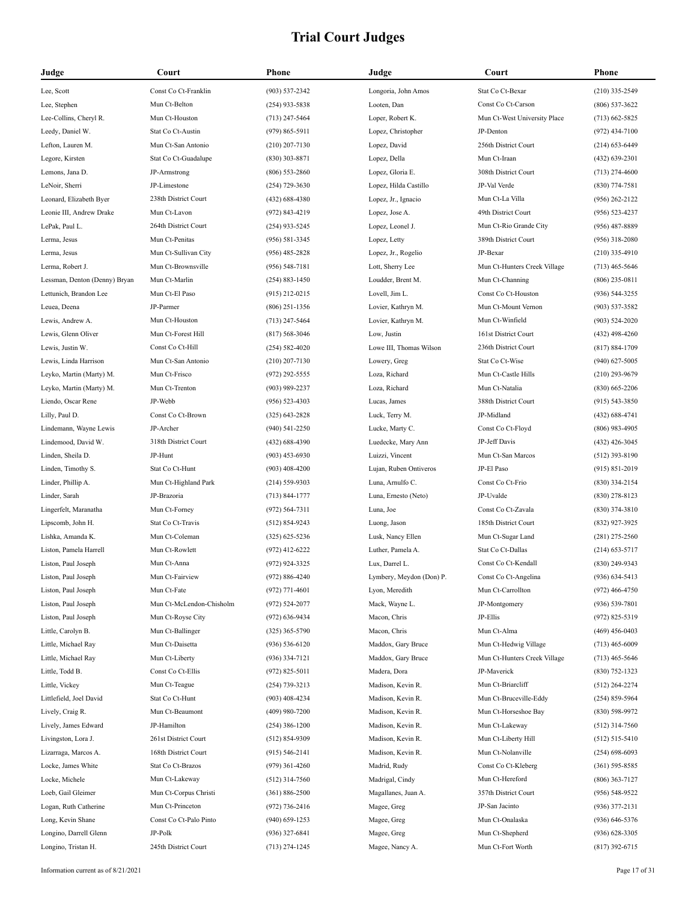# Trial Court Judges

| Judge | Court | Phone |
|---|---|---|
| Lee, Scott | Const Co Ct-Franklin | (903) 537-2342 |
| Lee, Stephen | Mun Ct-Belton | (254) 933-5838 |
| Lee-Collins, Cheryl R. | Mun Ct-Houston | (713) 247-5464 |
| Leedy, Daniel W. | Stat Co Ct-Austin | (979) 865-5911 |
| Lefton, Lauren M. | Mun Ct-San Antonio | (210) 207-7130 |
| Legore, Kirsten | Stat Co Ct-Guadalupe | (830) 303-8871 |
| Lemons, Jana D. | JP-Armstrong | (806) 553-2860 |
| LeNoir, Sherri | JP-Limestone | (254) 729-3630 |
| Leonard, Elizabeth Byer | 238th District Court | (432) 688-4380 |
| Leonie III, Andrew Drake | Mun Ct-Lavon | (972) 843-4219 |
| LePak, Paul L. | 264th District Court | (254) 933-5245 |
| Lerma, Jesus | Mun Ct-Penitas | (956) 581-3345 |
| Lerma, Jesus | Mun Ct-Sullivan City | (956) 485-2828 |
| Lerma, Robert J. | Mun Ct-Brownsville | (956) 548-7181 |
| Lessman, Denton (Denny) Bryan | Mun Ct-Marlin | (254) 883-1450 |
| Lettunich, Brandon Lee | Mun Ct-El Paso | (915) 212-0215 |
| Leuea, Deena | JP-Parmer | (806) 251-1356 |
| Lewis, Andrew A. | Mun Ct-Houston | (713) 247-5464 |
| Lewis, Glenn Oliver | Mun Ct-Forest Hill | (817) 568-3046 |
| Lewis, Justin W. | Const Co Ct-Hill | (254) 582-4020 |
| Lewis, Linda Harrison | Mun Ct-San Antonio | (210) 207-7130 |
| Leyko, Martin (Marty) M. | Mun Ct-Frisco | (972) 292-5555 |
| Leyko, Martin (Marty) M. | Mun Ct-Trenton | (903) 989-2237 |
| Liendo, Oscar Rene | JP-Webb | (956) 523-4303 |
| Lilly, Paul D. | Const Co Ct-Brown | (325) 643-2828 |
| Lindemann, Wayne Lewis | JP-Archer | (940) 541-2250 |
| Lindemood, David W. | 318th District Court | (432) 688-4390 |
| Linden, Sheila D. | JP-Hunt | (903) 453-6930 |
| Linden, Timothy S. | Stat Co Ct-Hunt | (903) 408-4200 |
| Linder, Phillip A. | Mun Ct-Highland Park | (214) 559-9303 |
| Linder, Sarah | JP-Brazoria | (713) 844-1777 |
| Lingerfelt, Maranatha | Mun Ct-Forney | (972) 564-7311 |
| Lipscomb, John H. | Stat Co Ct-Travis | (512) 854-9243 |
| Lishka, Amanda K. | Mun Ct-Coleman | (325) 625-5236 |
| Liston, Pamela Harrell | Mun Ct-Rowlett | (972) 412-6222 |
| Liston, Paul Joseph | Mun Ct-Anna | (972) 924-3325 |
| Liston, Paul Joseph | Mun Ct-Fairview | (972) 886-4240 |
| Liston, Paul Joseph | Mun Ct-Fate | (972) 771-4601 |
| Liston, Paul Joseph | Mun Ct-McLendon-Chisholm | (972) 524-2077 |
| Liston, Paul Joseph | Mun Ct-Royse City | (972) 636-9434 |
| Little, Carolyn B. | Mun Ct-Ballinger | (325) 365-5790 |
| Little, Michael Ray | Mun Ct-Daisetta | (936) 536-6120 |
| Little, Michael Ray | Mun Ct-Liberty | (936) 334-7121 |
| Little, Todd B. | Const Co Ct-Ellis | (972) 825-5011 |
| Little, Vickey | Mun Ct-Teague | (254) 739-3213 |
| Littlefield, Joel David | Stat Co Ct-Hunt | (903) 408-4234 |
| Lively, Craig R. | Mun Ct-Beaumont | (409) 980-7200 |
| Lively, James Edward | JP-Hamilton | (254) 386-1200 |
| Livingston, Lora J. | 261st District Court | (512) 854-9309 |
| Lizarraga, Marcos A. | 168th District Court | (915) 546-2141 |
| Locke, James White | Stat Co Ct-Brazos | (979) 361-4260 |
| Locke, Michele | Mun Ct-Lakeway | (512) 314-7560 |
| Loeb, Gail Gleimer | Mun Ct-Corpus Christi | (361) 886-2500 |
| Logan, Ruth Catherine | Mun Ct-Princeton | (972) 736-2416 |
| Long, Kevin Shane | Const Co Ct-Palo Pinto | (940) 659-1253 |
| Longino, Darrell Glenn | JP-Polk | (936) 327-6841 |
| Longino, Tristan H. | 245th District Court | (713) 274-1245 |
| Longoria, John Amos | Stat Co Ct-Bexar | (210) 335-2549 |
| Looten, Dan | Const Co Ct-Carson | (806) 537-3622 |
| Loper, Robert K. | Mun Ct-West University Place | (713) 662-5825 |
| Lopez, Christopher | JP-Denton | (972) 434-7100 |
| Lopez, David | 256th District Court | (214) 653-6449 |
| Lopez, Della | Mun Ct-Iraan | (432) 639-2301 |
| Lopez, Gloria E. | 308th District Court | (713) 274-4600 |
| Lopez, Hilda Castillo | JP-Val Verde | (830) 774-7581 |
| Lopez, Jr., Ignacio | Mun Ct-La Villa | (956) 262-2122 |
| Lopez, Jose A. | 49th District Court | (956) 523-4237 |
| Lopez, Leonel J. | Mun Ct-Rio Grande City | (956) 487-8889 |
| Lopez, Letty | 389th District Court | (956) 318-2080 |
| Lopez, Jr., Rogelio | JP-Bexar | (210) 335-4910 |
| Lott, Sherry Lee | Mun Ct-Hunters Creek Village | (713) 465-5646 |
| Loudder, Brent M. | Mun Ct-Channing | (806) 235-0811 |
| Lovell, Jim L. | Const Co Ct-Houston | (936) 544-3255 |
| Lovier, Kathryn M. | Mun Ct-Mount Vernon | (903) 537-3582 |
| Lovier, Kathryn M. | Mun Ct-Winfield | (903) 524-2020 |
| Low, Justin | 161st District Court | (432) 498-4260 |
| Lowe III, Thomas Wilson | 236th District Court | (817) 884-1709 |
| Lowery, Greg | Stat Co Ct-Wise | (940) 627-5005 |
| Loza, Richard | Mun Ct-Castle Hills | (210) 293-9679 |
| Loza, Richard | Mun Ct-Natalia | (830) 665-2206 |
| Lucas, James | 388th District Court | (915) 543-3850 |
| Luck, Terry M. | JP-Midland | (432) 688-4741 |
| Lucke, Marty C. | Const Co Ct-Floyd | (806) 983-4905 |
| Luedecke, Mary Ann | JP-Jeff Davis | (432) 426-3045 |
| Luizzi, Vincent | Mun Ct-San Marcos | (512) 393-8190 |
| Lujan, Ruben Ontiveros | JP-El Paso | (915) 851-2019 |
| Luna, Arnulfo C. | Const Co Ct-Frio | (830) 334-2154 |
| Luna, Ernesto (Neto) | JP-Uvalde | (830) 278-8123 |
| Luna, Joe | Const Co Ct-Zavala | (830) 374-3810 |
| Luong, Jason | 185th District Court | (832) 927-3925 |
| Lusk, Nancy Ellen | Mun Ct-Sugar Land | (281) 275-2560 |
| Luther, Pamela A. | Stat Co Ct-Dallas | (214) 653-5717 |
| Lux, Darrel L. | Const Co Ct-Kendall | (830) 249-9343 |
| Lymbery, Meydon (Don) P. | Const Co Ct-Angelina | (936) 634-5413 |
| Lyon, Meredith | Mun Ct-Carrollton | (972) 466-4750 |
| Mack, Wayne L. | JP-Montgomery | (936) 539-7801 |
| Macon, Chris | JP-Ellis | (972) 825-5319 |
| Macon, Chris | Mun Ct-Alma | (469) 456-0403 |
| Maddox, Gary Bruce | Mun Ct-Hedwig Village | (713) 465-6009 |
| Maddox, Gary Bruce | Mun Ct-Hunters Creek Village | (713) 465-5646 |
| Madera, Dora | JP-Maverick | (830) 752-1323 |
| Madison, Kevin R. | Mun Ct-Briarcliff | (512) 264-2274 |
| Madison, Kevin R. | Mun Ct-Bruceville-Eddy | (254) 859-5964 |
| Madison, Kevin R. | Mun Ct-Horseshoe Bay | (830) 598-9972 |
| Madison, Kevin R. | Mun Ct-Lakeway | (512) 314-7560 |
| Madison, Kevin R. | Mun Ct-Liberty Hill | (512) 515-5410 |
| Madison, Kevin R. | Mun Ct-Nolanville | (254) 698-6093 |
| Madrid, Rudy | Const Co Ct-Kleberg | (361) 595-8585 |
| Madrigal, Cindy | Mun Ct-Hereford | (806) 363-7127 |
| Magallanes, Juan A. | 357th District Court | (956) 548-9522 |
| Magee, Greg | JP-San Jacinto | (936) 377-2131 |
| Magee, Greg | Mun Ct-Onalaska | (936) 646-5376 |
| Magee, Greg | Mun Ct-Shepherd | (936) 628-3305 |
| Magee, Nancy A. | Mun Ct-Fort Worth | (817) 392-6715 |

Information current as of 8/21/2021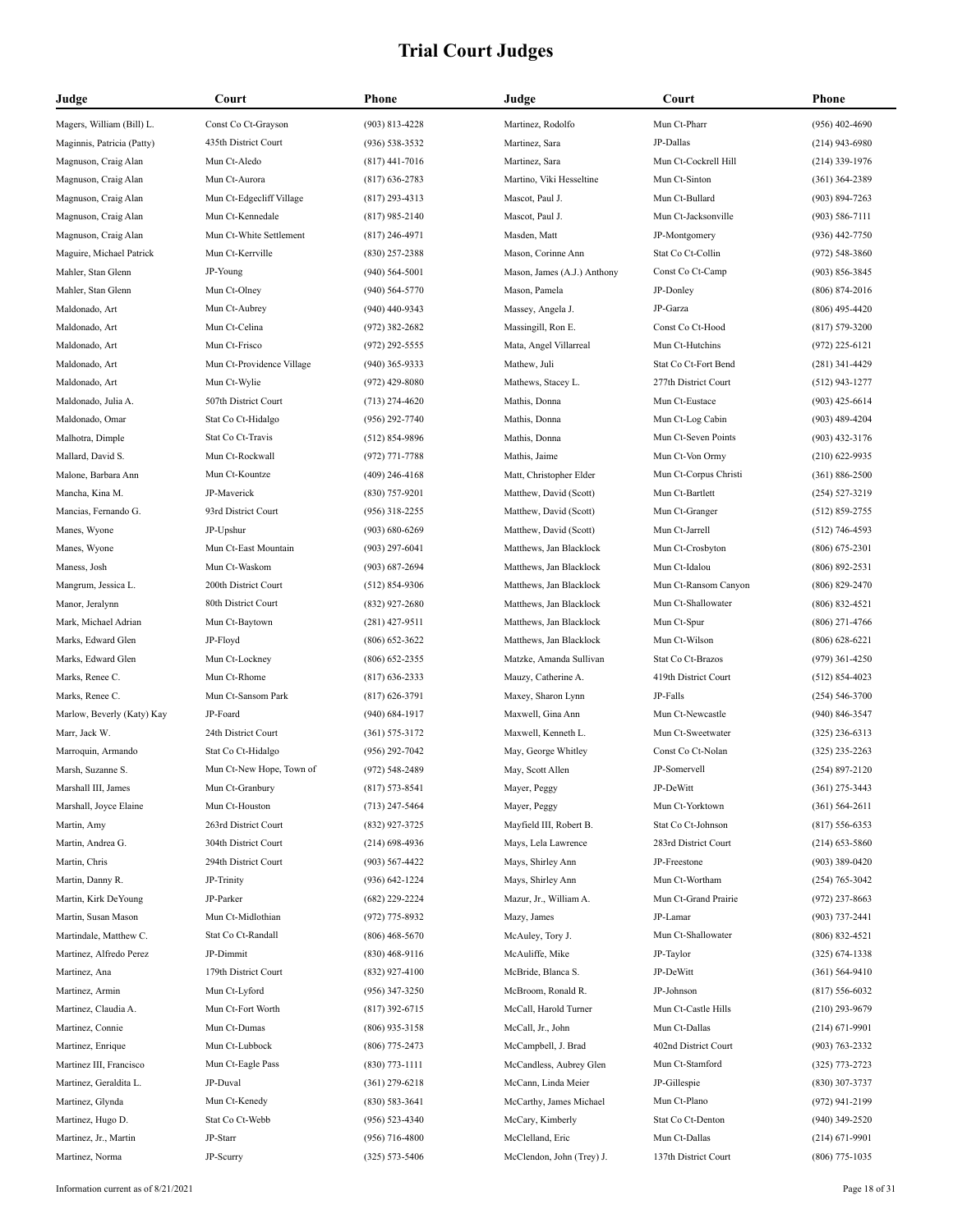# Trial Court Judges

| Judge | Court | Phone |
|---|---|---|
| Magers, William (Bill) L. | Const Co Ct-Grayson | (903) 813-4228 |
| Maginnis, Patricia (Patty) | 435th District Court | (936) 538-3532 |
| Magnuson, Craig Alan | Mun Ct-Aledo | (817) 441-7016 |
| Magnuson, Craig Alan | Mun Ct-Aurora | (817) 636-2783 |
| Magnuson, Craig Alan | Mun Ct-Edgecliff Village | (817) 293-4313 |
| Magnuson, Craig Alan | Mun Ct-Kennedale | (817) 985-2140 |
| Magnuson, Craig Alan | Mun Ct-White Settlement | (817) 246-4971 |
| Maguire, Michael Patrick | Mun Ct-Kerrville | (830) 257-2388 |
| Mahler, Stan Glenn | JP-Young | (940) 564-5001 |
| Mahler, Stan Glenn | Mun Ct-Olney | (940) 564-5770 |
| Maldonado, Art | Mun Ct-Aubrey | (940) 440-9343 |
| Maldonado, Art | Mun Ct-Celina | (972) 382-2682 |
| Maldonado, Art | Mun Ct-Frisco | (972) 292-5555 |
| Maldonado, Art | Mun Ct-Providence Village | (940) 365-9333 |
| Maldonado, Art | Mun Ct-Wylie | (972) 429-8080 |
| Maldonado, Julia A. | 507th District Court | (713) 274-4620 |
| Maldonado, Omar | Stat Co Ct-Hidalgo | (956) 292-7740 |
| Malhotra, Dimple | Stat Co Ct-Travis | (512) 854-9896 |
| Mallard, David S. | Mun Ct-Rockwall | (972) 771-7788 |
| Malone, Barbara Ann | Mun Ct-Kountze | (409) 246-4168 |
| Mancha, Kina M. | JP-Maverick | (830) 757-9201 |
| Mancias, Fernando G. | 93rd District Court | (956) 318-2255 |
| Manes, Wyone | JP-Upshur | (903) 680-6269 |
| Manes, Wyone | Mun Ct-East Mountain | (903) 297-6041 |
| Maness, Josh | Mun Ct-Waskom | (903) 687-2694 |
| Mangrum, Jessica L. | 200th District Court | (512) 854-9306 |
| Manor, Jeralynn | 80th District Court | (832) 927-2680 |
| Mark, Michael Adrian | Mun Ct-Baytown | (281) 427-9511 |
| Marks, Edward Glen | JP-Floyd | (806) 652-3622 |
| Marks, Edward Glen | Mun Ct-Lockney | (806) 652-2355 |
| Marks, Renee C. | Mun Ct-Rhome | (817) 636-2333 |
| Marks, Renee C. | Mun Ct-Sansom Park | (817) 626-3791 |
| Marlow, Beverly (Katy) Kay | JP-Foard | (940) 684-1917 |
| Marr, Jack W. | 24th District Court | (361) 575-3172 |
| Marroquin, Armando | Stat Co Ct-Hidalgo | (956) 292-7042 |
| Marsh, Suzanne S. | Mun Ct-New Hope, Town of | (972) 548-2489 |
| Marshall III, James | Mun Ct-Granbury | (817) 573-8541 |
| Marshall, Joyce Elaine | Mun Ct-Houston | (713) 247-5464 |
| Martin, Amy | 263rd District Court | (832) 927-3725 |
| Martin, Andrea G. | 304th District Court | (214) 698-4936 |
| Martin, Chris | 294th District Court | (903) 567-4422 |
| Martin, Danny R. | JP-Trinity | (936) 642-1224 |
| Martin, Kirk DeYoung | JP-Parker | (682) 229-2224 |
| Martin, Susan Mason | Mun Ct-Midlothian | (972) 775-8932 |
| Martindale, Matthew C. | Stat Co Ct-Randall | (806) 468-5670 |
| Martinez, Alfredo Perez | JP-Dimmit | (830) 468-9116 |
| Martinez, Ana | 179th District Court | (832) 927-4100 |
| Martinez, Armin | Mun Ct-Lyford | (956) 347-3250 |
| Martinez, Claudia A. | Mun Ct-Fort Worth | (817) 392-6715 |
| Martinez, Connie | Mun Ct-Dumas | (806) 935-3158 |
| Martinez, Enrique | Mun Ct-Lubbock | (806) 775-2473 |
| Martinez III, Francisco | Mun Ct-Eagle Pass | (830) 773-1111 |
| Martinez, Geraldita L. | JP-Duval | (361) 279-6218 |
| Martinez, Glynda | Mun Ct-Kenedy | (830) 583-3641 |
| Martinez, Hugo D. | Stat Co Ct-Webb | (956) 523-4340 |
| Martinez, Jr., Martin | JP-Starr | (956) 716-4800 |
| Martinez, Norma | JP-Scurry | (325) 573-5406 |
| Martinez, Rodolfo | Mun Ct-Pharr | (956) 402-4690 |
| Martinez, Sara | JP-Dallas | (214) 943-6980 |
| Martinez, Sara | Mun Ct-Cockrell Hill | (214) 339-1976 |
| Martino, Viki Hesseltine | Mun Ct-Sinton | (361) 364-2389 |
| Mascot, Paul J. | Mun Ct-Bullard | (903) 894-7263 |
| Mascot, Paul J. | Mun Ct-Jacksonville | (903) 586-7111 |
| Masden, Matt | JP-Montgomery | (936) 442-7750 |
| Mason, Corinne Ann | Stat Co Ct-Collin | (972) 548-3860 |
| Mason, James (A.J.) Anthony | Const Co Ct-Camp | (903) 856-3845 |
| Mason, Pamela | JP-Donley | (806) 874-2016 |
| Massey, Angela J. | JP-Garza | (806) 495-4420 |
| Massingill, Ron E. | Const Co Ct-Hood | (817) 579-3200 |
| Mata, Angel Villarreal | Mun Ct-Hutchins | (972) 225-6121 |
| Mathew, Juli | Stat Co Ct-Fort Bend | (281) 341-4429 |
| Mathews, Stacey L. | 277th District Court | (512) 943-1277 |
| Mathis, Donna | Mun Ct-Eustace | (903) 425-6614 |
| Mathis, Donna | Mun Ct-Log Cabin | (903) 489-4204 |
| Mathis, Donna | Mun Ct-Seven Points | (903) 432-3176 |
| Mathis, Jaime | Mun Ct-Von Ormy | (210) 622-9935 |
| Matt, Christopher Elder | Mun Ct-Corpus Christi | (361) 886-2500 |
| Matthew, David (Scott) | Mun Ct-Bartlett | (254) 527-3219 |
| Matthew, David (Scott) | Mun Ct-Granger | (512) 859-2755 |
| Matthew, David (Scott) | Mun Ct-Jarrell | (512) 746-4593 |
| Matthews, Jan Blacklock | Mun Ct-Crosbyton | (806) 675-2301 |
| Matthews, Jan Blacklock | Mun Ct-Idalou | (806) 892-2531 |
| Matthews, Jan Blacklock | Mun Ct-Ransom Canyon | (806) 829-2470 |
| Matthews, Jan Blacklock | Mun Ct-Shallowater | (806) 832-4521 |
| Matthews, Jan Blacklock | Mun Ct-Spur | (806) 271-4766 |
| Matthews, Jan Blacklock | Mun Ct-Wilson | (806) 628-6221 |
| Matzke, Amanda Sullivan | Stat Co Ct-Brazos | (979) 361-4250 |
| Mauzy, Catherine A. | 419th District Court | (512) 854-4023 |
| Maxey, Sharon Lynn | JP-Falls | (254) 546-3700 |
| Maxwell, Gina Ann | Mun Ct-Newcastle | (940) 846-3547 |
| Maxwell, Kenneth L. | Mun Ct-Sweetwater | (325) 236-6313 |
| May, George Whitley | Const Co Ct-Nolan | (325) 235-2263 |
| May, Scott Allen | JP-Somervell | (254) 897-2120 |
| Mayer, Peggy | JP-DeWitt | (361) 275-3443 |
| Mayer, Peggy | Mun Ct-Yorktown | (361) 564-2611 |
| Mayfield III, Robert B. | Stat Co Ct-Johnson | (817) 556-6353 |
| Mays, Lela Lawrence | 283rd District Court | (214) 653-5860 |
| Mays, Shirley Ann | JP-Freestone | (903) 389-0420 |
| Mays, Shirley Ann | Mun Ct-Wortham | (254) 765-3042 |
| Mazur, Jr., William A. | Mun Ct-Grand Prairie | (972) 237-8663 |
| Mazy, James | JP-Lamar | (903) 737-2441 |
| McAuley, Tory J. | Mun Ct-Shallowater | (806) 832-4521 |
| McAuliffe, Mike | JP-Taylor | (325) 674-1338 |
| McBride, Blanca S. | JP-DeWitt | (361) 564-9410 |
| McBroom, Ronald R. | JP-Johnson | (817) 556-6032 |
| McCall, Harold Turner | Mun Ct-Castle Hills | (210) 293-9679 |
| McCall, Jr., John | Mun Ct-Dallas | (214) 671-9901 |
| McCampbell, J. Brad | 402nd District Court | (903) 763-2332 |
| McCandless, Aubrey Glen | Mun Ct-Stamford | (325) 773-2723 |
| McCann, Linda Meier | JP-Gillespie | (830) 307-3737 |
| McCarthy, James Michael | Mun Ct-Plano | (972) 941-2199 |
| McCary, Kimberly | Stat Co Ct-Denton | (940) 349-2520 |
| McClelland, Eric | Mun Ct-Dallas | (214) 671-9901 |
| McClendon, John (Trey) J. | 137th District Court | (806) 775-1035 |

Information current as of 8/21/2021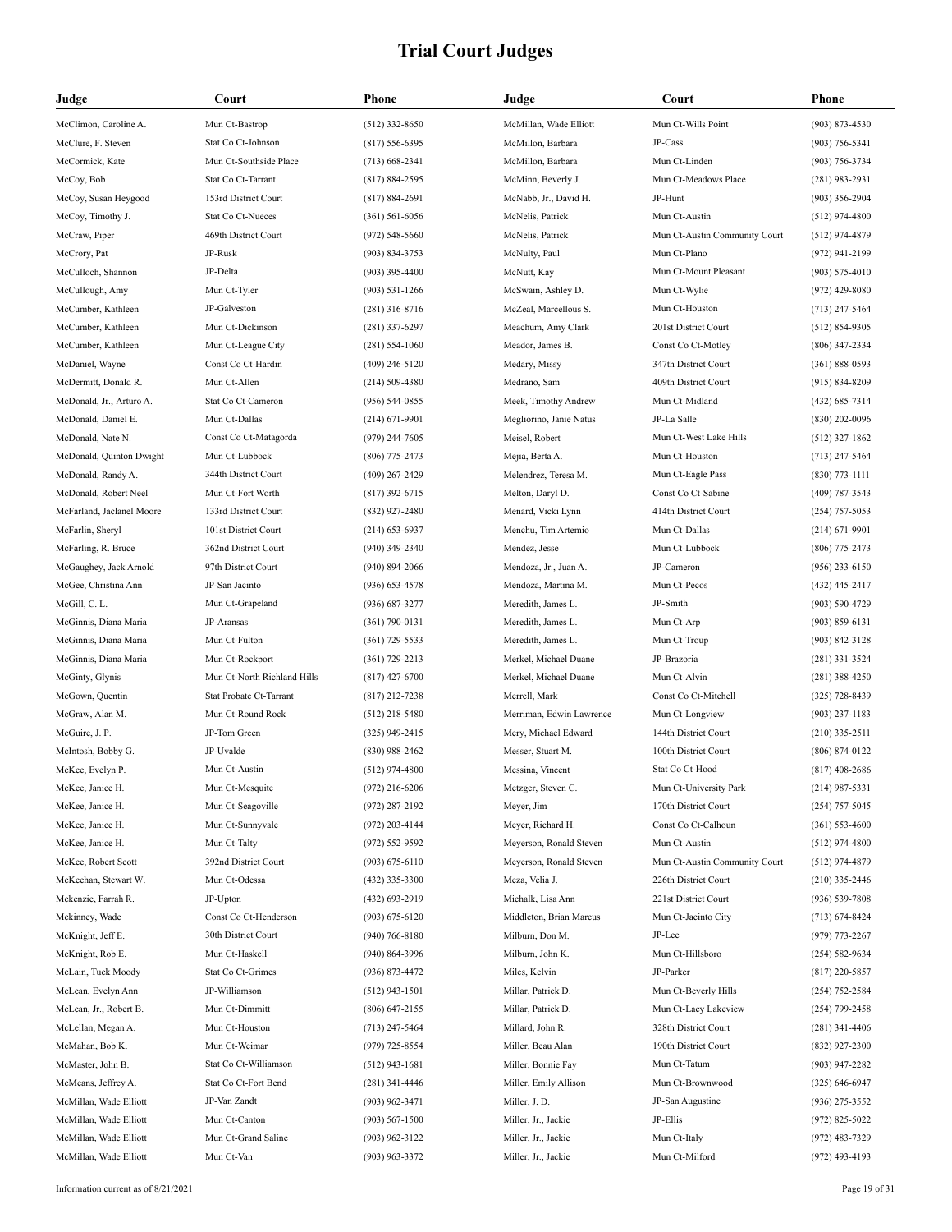# Trial Court Judges

| Judge | Court | Phone |
|---|---|---|
| McClimon, Caroline A. | Mun Ct-Bastrop | (512) 332-8650 |
| McClure, F. Steven | Stat Co Ct-Johnson | (817) 556-6395 |
| McCormick, Kate | Mun Ct-Southside Place | (713) 668-2341 |
| McCoy, Bob | Stat Co Ct-Tarrant | (817) 884-2595 |
| McCoy, Susan Heygood | 153rd District Court | (817) 884-2691 |
| McCoy, Timothy J. | Stat Co Ct-Nueces | (361) 561-6056 |
| McCraw, Piper | 469th District Court | (972) 548-5660 |
| McCrory, Pat | JP-Rusk | (903) 834-3753 |
| McCulloch, Shannon | JP-Delta | (903) 395-4400 |
| McCullough, Amy | Mun Ct-Tyler | (903) 531-1266 |
| McCumber, Kathleen | JP-Galveston | (281) 316-8716 |
| McCumber, Kathleen | Mun Ct-Dickinson | (281) 337-6297 |
| McCumber, Kathleen | Mun Ct-League City | (281) 554-1060 |
| McDaniel, Wayne | Const Co Ct-Hardin | (409) 246-5120 |
| McDermitt, Donald R. | Mun Ct-Allen | (214) 509-4380 |
| McDonald, Jr., Arturo A. | Stat Co Ct-Cameron | (956) 544-0855 |
| McDonald, Daniel E. | Mun Ct-Dallas | (214) 671-9901 |
| McDonald, Nate N. | Const Co Ct-Matagorda | (979) 244-7605 |
| McDonald, Quinton Dwight | Mun Ct-Lubbock | (806) 775-2473 |
| McDonald, Randy A. | 344th District Court | (409) 267-2429 |
| McDonald, Robert Neel | Mun Ct-Fort Worth | (817) 392-6715 |
| McFarland, Jaclanel Moore | 133rd District Court | (832) 927-2480 |
| McFarlin, Sheryl | 101st District Court | (214) 653-6937 |
| McFarling, R. Bruce | 362nd District Court | (940) 349-2340 |
| McGaughey, Jack Arnold | 97th District Court | (940) 894-2066 |
| McGee, Christina Ann | JP-San Jacinto | (936) 653-4578 |
| McGill, C. L. | Mun Ct-Grapeland | (936) 687-3277 |
| McGinnis, Diana Maria | JP-Aransas | (361) 790-0131 |
| McGinnis, Diana Maria | Mun Ct-Fulton | (361) 729-5533 |
| McGinnis, Diana Maria | Mun Ct-Rockport | (361) 729-2213 |
| McGinty, Glynis | Mun Ct-North Richland Hills | (817) 427-6700 |
| McGown, Quentin | Stat Probate Ct-Tarrant | (817) 212-7238 |
| McGraw, Alan M. | Mun Ct-Round Rock | (512) 218-5480 |
| McGuire, J. P. | JP-Tom Green | (325) 949-2415 |
| McIntosh, Bobby G. | JP-Uvalde | (830) 988-2462 |
| McKee, Evelyn P. | Mun Ct-Austin | (512) 974-4800 |
| McKee, Janice H. | Mun Ct-Mesquite | (972) 216-6206 |
| McKee, Janice H. | Mun Ct-Seagoville | (972) 287-2192 |
| McKee, Janice H. | Mun Ct-Sunnyvale | (972) 203-4144 |
| McKee, Janice H. | Mun Ct-Talty | (972) 552-9592 |
| McKee, Robert Scott | 392nd District Court | (903) 675-6110 |
| McKeehan, Stewart W. | Mun Ct-Odessa | (432) 335-3300 |
| Mckenzie, Farrah R. | JP-Upton | (432) 693-2919 |
| Mckinney, Wade | Const Co Ct-Henderson | (903) 675-6120 |
| McKnight, Jeff E. | 30th District Court | (940) 766-8180 |
| McKnight, Rob E. | Mun Ct-Haskell | (940) 864-3996 |
| McLain, Tuck Moody | Stat Co Ct-Grimes | (936) 873-4472 |
| McLean, Evelyn Ann | JP-Williamson | (512) 943-1501 |
| McLean, Jr., Robert B. | Mun Ct-Dimmitt | (806) 647-2155 |
| McLellan, Megan A. | Mun Ct-Houston | (713) 247-5464 |
| McMahan, Bob K. | Mun Ct-Weimar | (979) 725-8554 |
| McMaster, John B. | Stat Co Ct-Williamson | (512) 943-1681 |
| McMeans, Jeffrey A. | Stat Co Ct-Fort Bend | (281) 341-4446 |
| McMillan, Wade Elliott | JP-Van Zandt | (903) 962-3471 |
| McMillan, Wade Elliott | Mun Ct-Canton | (903) 567-1500 |
| McMillan, Wade Elliott | Mun Ct-Grand Saline | (903) 962-3122 |
| McMillan, Wade Elliott | Mun Ct-Van | (903) 963-3372 |
| McMillan, Wade Elliott | Mun Ct-Wills Point | (903) 873-4530 |
| McMillon, Barbara | JP-Cass | (903) 756-5341 |
| McMillon, Barbara | Mun Ct-Linden | (903) 756-3734 |
| McMinn, Beverly J. | Mun Ct-Meadows Place | (281) 983-2931 |
| McNabb, Jr., David H. | JP-Hunt | (903) 356-2904 |
| McNelis, Patrick | Mun Ct-Austin | (512) 974-4800 |
| McNelis, Patrick | Mun Ct-Austin Community Court | (512) 974-4879 |
| McNulty, Paul | Mun Ct-Plano | (972) 941-2199 |
| McNutt, Kay | Mun Ct-Mount Pleasant | (903) 575-4010 |
| McSwain, Ashley D. | Mun Ct-Wylie | (972) 429-8080 |
| McZeal, Marcellous S. | Mun Ct-Houston | (713) 247-5464 |
| Meachum, Amy Clark | 201st District Court | (512) 854-9305 |
| Meador, James B. | Const Co Ct-Motley | (806) 347-2334 |
| Medary, Missy | 347th District Court | (361) 888-0593 |
| Medrano, Sam | 409th District Court | (915) 834-8209 |
| Meek, Timothy Andrew | Mun Ct-Midland | (432) 685-7314 |
| Megliorino, Janie Natus | JP-La Salle | (830) 202-0096 |
| Meisel, Robert | Mun Ct-West Lake Hills | (512) 327-1862 |
| Mejia, Berta A. | Mun Ct-Houston | (713) 247-5464 |
| Melendrez, Teresa M. | Mun Ct-Eagle Pass | (830) 773-1111 |
| Melton, Daryl D. | Const Co Ct-Sabine | (409) 787-3543 |
| Menard, Vicki Lynn | 414th District Court | (254) 757-5053 |
| Menchu, Tim Artemio | Mun Ct-Dallas | (214) 671-9901 |
| Mendez, Jesse | Mun Ct-Lubbock | (806) 775-2473 |
| Mendoza, Jr., Juan A. | JP-Cameron | (956) 233-6150 |
| Mendoza, Martina M. | Mun Ct-Pecos | (432) 445-2417 |
| Meredith, James L. | JP-Smith | (903) 590-4729 |
| Meredith, James L. | Mun Ct-Arp | (903) 859-6131 |
| Meredith, James L. | Mun Ct-Troup | (903) 842-3128 |
| Merkel, Michael Duane | JP-Brazoria | (281) 331-3524 |
| Merkel, Michael Duane | Mun Ct-Alvin | (281) 388-4250 |
| Merrell, Mark | Const Co Ct-Mitchell | (325) 728-8439 |
| Merriman, Edwin Lawrence | Mun Ct-Longview | (903) 237-1183 |
| Mery, Michael Edward | 144th District Court | (210) 335-2511 |
| Messer, Stuart M. | 100th District Court | (806) 874-0122 |
| Messina, Vincent | Stat Co Ct-Hood | (817) 408-2686 |
| Metzger, Steven C. | Mun Ct-University Park | (214) 987-5331 |
| Meyer, Jim | 170th District Court | (254) 757-5045 |
| Meyer, Richard H. | Const Co Ct-Calhoun | (361) 553-4600 |
| Meyerson, Ronald Steven | Mun Ct-Austin | (512) 974-4800 |
| Meyerson, Ronald Steven | Mun Ct-Austin Community Court | (512) 974-4879 |
| Meza, Velia J. | 226th District Court | (210) 335-2446 |
| Michalk, Lisa Ann | 221st District Court | (936) 539-7808 |
| Middleton, Brian Marcus | Mun Ct-Jacinto City | (713) 674-8424 |
| Milburn, Don M. | JP-Lee | (979) 773-2267 |
| Milburn, John K. | Mun Ct-Hillsboro | (254) 582-9634 |
| Miles, Kelvin | JP-Parker | (817) 220-5857 |
| Millar, Patrick D. | Mun Ct-Beverly Hills | (254) 752-2584 |
| Millar, Patrick D. | Mun Ct-Lacy Lakeview | (254) 799-2458 |
| Millard, John R. | 328th District Court | (281) 341-4406 |
| Miller, Beau Alan | 190th District Court | (832) 927-2300 |
| Miller, Bonnie Fay | Mun Ct-Tatum | (903) 947-2282 |
| Miller, Emily Allison | Mun Ct-Brownwood | (325) 646-6947 |
| Miller, J. D. | JP-San Augustine | (936) 275-3552 |
| Miller, Jr., Jackie | JP-Ellis | (972) 825-5022 |
| Miller, Jr., Jackie | Mun Ct-Italy | (972) 483-7329 |
| Miller, Jr., Jackie | Mun Ct-Milford | (972) 493-4193 |

Information current as of 8/21/2021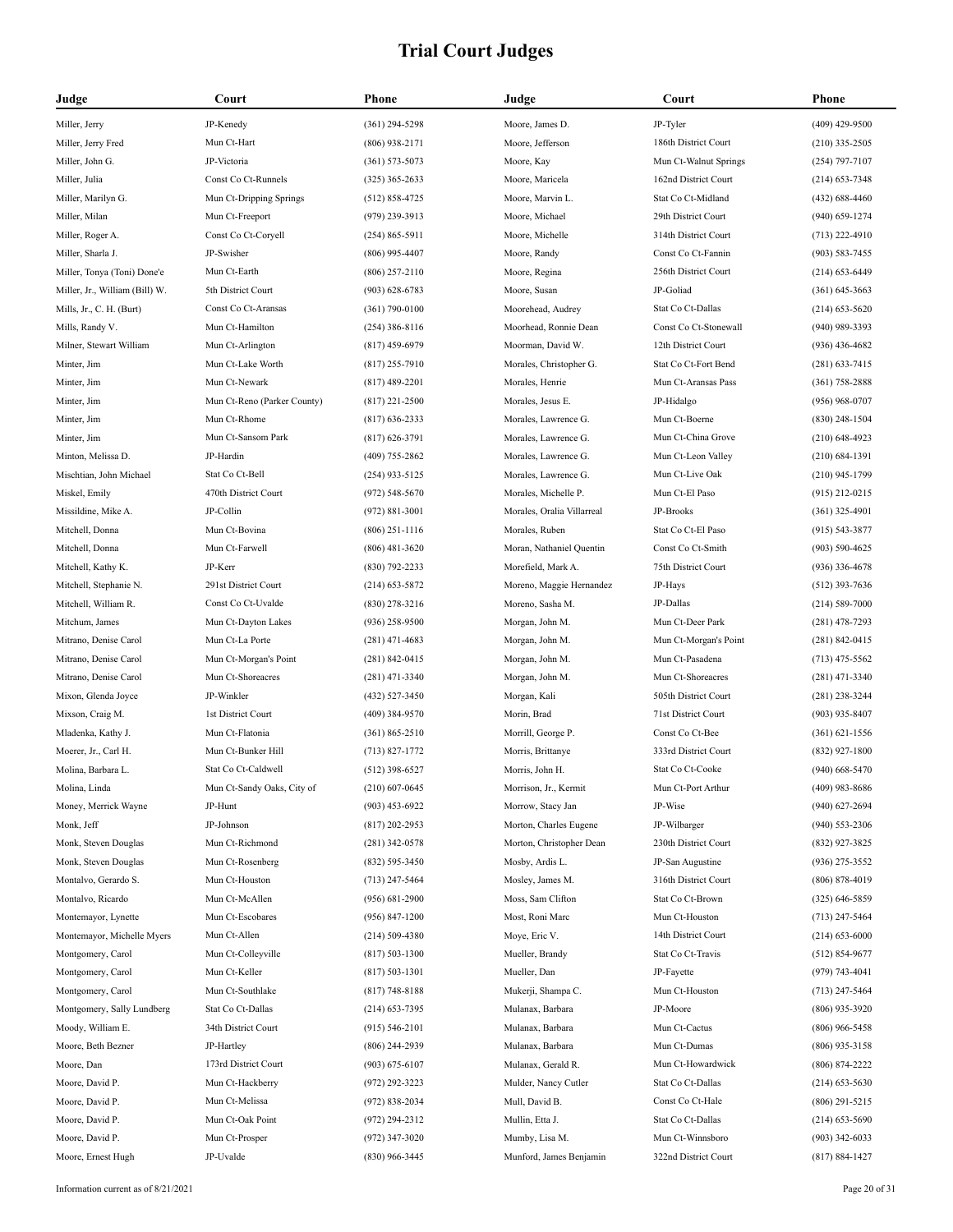# Trial Court Judges

| Judge | Court | Phone |
|---|---|---|
| Miller, Jerry | JP-Kenedy | (361) 294-5298 |
| Miller, Jerry Fred | Mun Ct-Hart | (806) 938-2171 |
| Miller, John G. | JP-Victoria | (361) 573-5073 |
| Miller, Julia | Const Co Ct-Runnels | (325) 365-2633 |
| Miller, Marilyn G. | Mun Ct-Dripping Springs | (512) 858-4725 |
| Miller, Milan | Mun Ct-Freeport | (979) 239-3913 |
| Miller, Roger A. | Const Co Ct-Coryell | (254) 865-5911 |
| Miller, Sharla J. | JP-Swisher | (806) 995-4407 |
| Miller, Tonya (Toni) Done'e | Mun Ct-Earth | (806) 257-2110 |
| Miller, Jr., William (Bill) W. | 5th District Court | (903) 628-6783 |
| Mills, Jr., C. H. (Burt) | Const Co Ct-Aransas | (361) 790-0100 |
| Mills, Randy V. | Mun Ct-Hamilton | (254) 386-8116 |
| Milner, Stewart William | Mun Ct-Arlington | (817) 459-6979 |
| Minter, Jim | Mun Ct-Lake Worth | (817) 255-7910 |
| Minter, Jim | Mun Ct-Newark | (817) 489-2201 |
| Minter, Jim | Mun Ct-Reno (Parker County) | (817) 221-2500 |
| Minter, Jim | Mun Ct-Rhome | (817) 636-2333 |
| Minter, Jim | Mun Ct-Sansom Park | (817) 626-3791 |
| Minton, Melissa D. | JP-Hardin | (409) 755-2862 |
| Mischtian, John Michael | Stat Co Ct-Bell | (254) 933-5125 |
| Miskel, Emily | 470th District Court | (972) 548-5670 |
| Missildine, Mike A. | JP-Collin | (972) 881-3001 |
| Mitchell, Donna | Mun Ct-Bovina | (806) 251-1116 |
| Mitchell, Donna | Mun Ct-Farwell | (806) 481-3620 |
| Mitchell, Kathy K. | JP-Kerr | (830) 792-2233 |
| Mitchell, Stephanie N. | 291st District Court | (214) 653-5872 |
| Mitchell, William R. | Const Co Ct-Uvalde | (830) 278-3216 |
| Mitchum, James | Mun Ct-Dayton Lakes | (936) 258-9500 |
| Mitrano, Denise Carol | Mun Ct-La Porte | (281) 471-4683 |
| Mitrano, Denise Carol | Mun Ct-Morgan's Point | (281) 842-0415 |
| Mitrano, Denise Carol | Mun Ct-Shoreacres | (281) 471-3340 |
| Mixon, Glenda Joyce | JP-Winkler | (432) 527-3450 |
| Mixson, Craig M. | 1st District Court | (409) 384-9570 |
| Mladenka, Kathy J. | Mun Ct-Flatonia | (361) 865-2510 |
| Moerer, Jr., Carl H. | Mun Ct-Bunker Hill | (713) 827-1772 |
| Molina, Barbara L. | Stat Co Ct-Caldwell | (512) 398-6527 |
| Molina, Linda | Mun Ct-Sandy Oaks, City of | (210) 607-0645 |
| Money, Merrick Wayne | JP-Hunt | (903) 453-6922 |
| Monk, Jeff | JP-Johnson | (817) 202-2953 |
| Monk, Steven Douglas | Mun Ct-Richmond | (281) 342-0578 |
| Monk, Steven Douglas | Mun Ct-Rosenberg | (832) 595-3450 |
| Montalvo, Gerardo S. | Mun Ct-Houston | (713) 247-5464 |
| Montalvo, Ricardo | Mun Ct-McAllen | (956) 681-2900 |
| Montemayor, Lynette | Mun Ct-Escobares | (956) 847-1200 |
| Montemayor, Michelle Myers | Mun Ct-Allen | (214) 509-4380 |
| Montgomery, Carol | Mun Ct-Colleyville | (817) 503-1300 |
| Montgomery, Carol | Mun Ct-Keller | (817) 503-1301 |
| Montgomery, Carol | Mun Ct-Southlake | (817) 748-8188 |
| Montgomery, Sally Lundberg | Stat Co Ct-Dallas | (214) 653-7395 |
| Moody, William E. | 34th District Court | (915) 546-2101 |
| Moore, Beth Bezner | JP-Hartley | (806) 244-2939 |
| Moore, Dan | 173rd District Court | (903) 675-6107 |
| Moore, David P. | Mun Ct-Hackberry | (972) 292-3223 |
| Moore, David P. | Mun Ct-Melissa | (972) 838-2034 |
| Moore, David P. | Mun Ct-Oak Point | (972) 294-2312 |
| Moore, David P. | Mun Ct-Prosper | (972) 347-3020 |
| Moore, Ernest Hugh | JP-Uvalde | (830) 966-3445 |
| Moore, James D. | JP-Tyler | (409) 429-9500 |
| Moore, Jefferson | 186th District Court | (210) 335-2505 |
| Moore, Kay | Mun Ct-Walnut Springs | (254) 797-7107 |
| Moore, Maricela | 162nd District Court | (214) 653-7348 |
| Moore, Marvin L. | Stat Co Ct-Midland | (432) 688-4460 |
| Moore, Michael | 29th District Court | (940) 659-1274 |
| Moore, Michelle | 314th District Court | (713) 222-4910 |
| Moore, Randy | Const Co Ct-Fannin | (903) 583-7455 |
| Moore, Regina | 256th District Court | (214) 653-6449 |
| Moore, Susan | JP-Goliad | (361) 645-3663 |
| Moorehead, Audrey | Stat Co Ct-Dallas | (214) 653-5620 |
| Moorhead, Ronnie Dean | Const Co Ct-Stonewall | (940) 989-3393 |
| Moorman, David W. | 12th District Court | (936) 436-4682 |
| Morales, Christopher G. | Stat Co Ct-Fort Bend | (281) 633-7415 |
| Morales, Henrie | Mun Ct-Aransas Pass | (361) 758-2888 |
| Morales, Jesus E. | JP-Hidalgo | (956) 968-0707 |
| Morales, Lawrence G. | Mun Ct-Boerne | (830) 248-1504 |
| Morales, Lawrence G. | Mun Ct-China Grove | (210) 648-4923 |
| Morales, Lawrence G. | Mun Ct-Leon Valley | (210) 684-1391 |
| Morales, Lawrence G. | Mun Ct-Live Oak | (210) 945-1799 |
| Morales, Michelle P. | Mun Ct-El Paso | (915) 212-0215 |
| Morales, Oralia Villarreal | JP-Brooks | (361) 325-4901 |
| Morales, Ruben | Stat Co Ct-El Paso | (915) 543-3877 |
| Moran, Nathaniel Quentin | Const Co Ct-Smith | (903) 590-4625 |
| Morefield, Mark A. | 75th District Court | (936) 336-4678 |
| Moreno, Maggie Hernandez | JP-Hays | (512) 393-7636 |
| Moreno, Sasha M. | JP-Dallas | (214) 589-7000 |
| Morgan, John M. | Mun Ct-Deer Park | (281) 478-7293 |
| Morgan, John M. | Mun Ct-Morgan's Point | (281) 842-0415 |
| Morgan, John M. | Mun Ct-Pasadena | (713) 475-5562 |
| Morgan, John M. | Mun Ct-Shoreacres | (281) 471-3340 |
| Morgan, Kali | 505th District Court | (281) 238-3244 |
| Morin, Brad | 71st District Court | (903) 935-8407 |
| Morrill, George P. | Const Co Ct-Bee | (361) 621-1556 |
| Morris, Brittanye | 333rd District Court | (832) 927-1800 |
| Morris, John H. | Stat Co Ct-Cooke | (940) 668-5470 |
| Morrison, Jr., Kermit | Mun Ct-Port Arthur | (409) 983-8686 |
| Morrow, Stacy Jan | JP-Wise | (940) 627-2694 |
| Morton, Charles Eugene | JP-Wilbarger | (940) 553-2306 |
| Morton, Christopher Dean | 230th District Court | (832) 927-3825 |
| Mosby, Ardis L. | JP-San Augustine | (936) 275-3552 |
| Mosley, James M. | 316th District Court | (806) 878-4019 |
| Moss, Sam Clifton | Stat Co Ct-Brown | (325) 646-5859 |
| Most, Roni Marc | Mun Ct-Houston | (713) 247-5464 |
| Moye, Eric V. | 14th District Court | (214) 653-6000 |
| Mueller, Brandy | Stat Co Ct-Travis | (512) 854-9677 |
| Mueller, Dan | JP-Fayette | (979) 743-4041 |
| Mukerji, Shampa C. | Mun Ct-Houston | (713) 247-5464 |
| Mulanax, Barbara | JP-Moore | (806) 935-3920 |
| Mulanax, Barbara | Mun Ct-Cactus | (806) 966-5458 |
| Mulanax, Barbara | Mun Ct-Dumas | (806) 935-3158 |
| Mulanax, Gerald R. | Mun Ct-Howardwick | (806) 874-2222 |
| Mulder, Nancy Cutler | Stat Co Ct-Dallas | (214) 653-5630 |
| Mull, David B. | Const Co Ct-Hale | (806) 291-5215 |
| Mullin, Etta J. | Stat Co Ct-Dallas | (214) 653-5690 |
| Mumby, Lisa M. | Mun Ct-Winnsboro | (903) 342-6033 |
| Munford, James Benjamin | 322nd District Court | (817) 884-1427 |

Information current as of 8/21/2021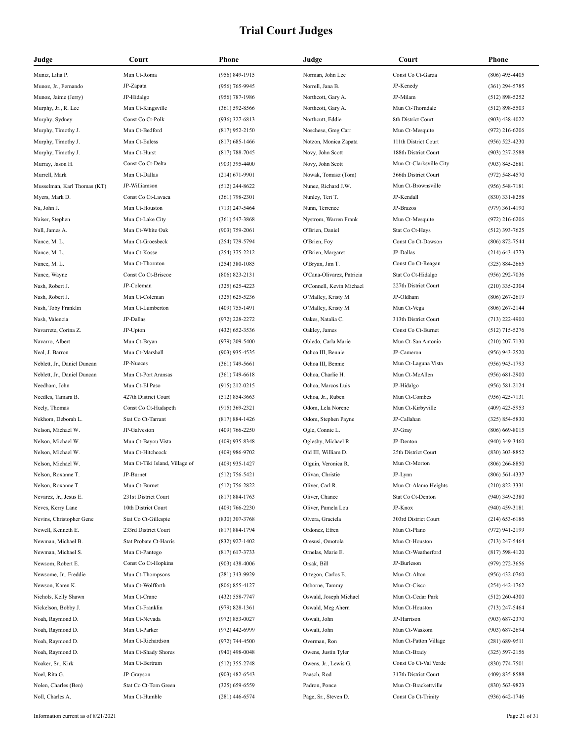# Trial Court Judges

| Judge | Court | Phone |
|---|---|---|
| Muniz, Lilia P. | Mun Ct-Roma | (956) 849-1915 |
| Munoz, Jr., Fernando | JP-Zapata | (956) 765-9945 |
| Munoz, Jaime (Jerry) | JP-Hidalgo | (956) 787-1986 |
| Murphy, Jr., R. Lee | Mun Ct-Kingsville | (361) 592-8566 |
| Murphy, Sydney | Const Co Ct-Polk | (936) 327-6813 |
| Murphy, Timothy J. | Mun Ct-Bedford | (817) 952-2150 |
| Murphy, Timothy J. | Mun Ct-Euless | (817) 685-1466 |
| Murphy, Timothy J. | Mun Ct-Hurst | (817) 788-7045 |
| Murray, Jason H. | Const Co Ct-Delta | (903) 395-4400 |
| Murrell, Mark | Mun Ct-Dallas | (214) 671-9901 |
| Musselman, Karl Thomas (KT) | JP-Williamson | (512) 244-8622 |
| Myers, Mark D. | Const Co Ct-Lavaca | (361) 798-2301 |
| Na, John J. | Mun Ct-Houston | (713) 247-5464 |
| Naiser, Stephen | Mun Ct-Lake City | (361) 547-3868 |
| Nall, James A. | Mun Ct-White Oak | (903) 759-2061 |
| Nance, M. L. | Mun Ct-Groesbeck | (254) 729-5794 |
| Nance, M. L. | Mun Ct-Kosse | (254) 375-2212 |
| Nance, M. L. | Mun Ct-Thornton | (254) 380-1085 |
| Nance, Wayne | Const Co Ct-Briscoe | (806) 823-2131 |
| Nash, Robert J. | JP-Coleman | (325) 625-4223 |
| Nash, Robert J. | Mun Ct-Coleman | (325) 625-5236 |
| Nash, Toby Franklin | Mun Ct-Lumberton | (409) 755-1491 |
| Nash, Valencia | JP-Dallas | (972) 228-2272 |
| Navarrete, Corina Z. | JP-Upton | (432) 652-3536 |
| Navarro, Albert | Mun Ct-Bryan | (979) 209-5400 |
| Neal, J. Barron | Mun Ct-Marshall | (903) 935-4535 |
| Neblett, Jr., Daniel Duncan | JP-Nueces | (361) 749-5661 |
| Neblett, Jr., Daniel Duncan | Mun Ct-Port Aransas | (361) 749-6618 |
| Needham, John | Mun Ct-El Paso | (915) 212-0215 |
| Needles, Tamara B. | 427th District Court | (512) 854-3663 |
| Neely, Thomas | Const Co Ct-Hudspeth | (915) 369-2321 |
| Nekhom, Deborah L. | Stat Co Ct-Tarrant | (817) 884-1426 |
| Nelson, Michael W. | JP-Galveston | (409) 766-2250 |
| Nelson, Michael W. | Mun Ct-Bayou Vista | (409) 935-8348 |
| Nelson, Michael W. | Mun Ct-Hitchcock | (409) 986-9702 |
| Nelson, Michael W. | Mun Ct-Tiki Island, Village of | (409) 935-1427 |
| Nelson, Roxanne T. | JP-Burnet | (512) 756-5421 |
| Nelson, Roxanne T. | Mun Ct-Burnet | (512) 756-2822 |
| Nevarez, Jr., Jesus E. | 231st District Court | (817) 884-1763 |
| Neves, Kerry Lane | 10th District Court | (409) 766-2230 |
| Nevins, Christopher Gene | Stat Co Ct-Gillespie | (830) 307-3768 |
| Newell, Kenneth E. | 233rd District Court | (817) 884-1794 |
| Newman, Michael B. | Stat Probate Ct-Harris | (832) 927-1402 |
| Newman, Michael S. | Mun Ct-Pantego | (817) 617-3733 |
| Newsom, Robert E. | Const Co Ct-Hopkins | (903) 438-4006 |
| Newsome, Jr., Freddie | Mun Ct-Thompsons | (281) 343-9929 |
| Newson, Karen K. | Mun Ct-Wolfforth | (806) 855-4127 |
| Nichols, Kelly Shawn | Mun Ct-Crane | (432) 558-7747 |
| Nickelson, Bobby J. | Mun Ct-Franklin | (979) 828-1361 |
| Noah, Raymond D. | Mun Ct-Nevada | (972) 853-0027 |
| Noah, Raymond D. | Mun Ct-Parker | (972) 442-6999 |
| Noah, Raymond D. | Mun Ct-Richardson | (972) 744-4500 |
| Noah, Raymond D. | Mun Ct-Shady Shores | (940) 498-0048 |
| Noaker, Sr., Kirk | Mun Ct-Bertram | (512) 355-2748 |
| Noel, Rita G. | JP-Grayson | (903) 482-6543 |
| Nolen, Charles (Ben) | Stat Co Ct-Tom Green | (325) 659-6559 |
| Noll, Charles A. | Mun Ct-Humble | (281) 446-6574 |
| Norman, John Lee | Const Co Ct-Garza | (806) 495-4405 |
| Norrell, Jana B. | JP-Kenedy | (361) 294-5785 |
| Northcott, Gary A. | JP-Milam | (512) 898-5252 |
| Northcott, Gary A. | Mun Ct-Thorndale | (512) 898-5503 |
| Northcutt, Eddie | 8th District Court | (903) 438-4022 |
| Noschese, Greg Carr | Mun Ct-Mesquite | (972) 216-6206 |
| Notzon, Monica Zapata | 111th District Court | (956) 523-4230 |
| Novy, John Scott | 188th District Court | (903) 237-2588 |
| Novy, John Scott | Mun Ct-Clarksville City | (903) 845-2681 |
| Nowak, Tomasz (Tom) | 366th District Court | (972) 548-4570 |
| Nunez, Richard J.W. | Mun Ct-Brownsville | (956) 548-7181 |
| Nunley, Teri T. | JP-Kendall | (830) 331-8258 |
| Nunn, Terrence | JP-Brazos | (979) 361-4190 |
| Nystrom, Warren Frank | Mun Ct-Mesquite | (972) 216-6206 |
| O'Brien, Daniel | Stat Co Ct-Hays | (512) 393-7625 |
| O'Brien, Foy | Const Co Ct-Dawson | (806) 872-7544 |
| O'Brien, Margaret | JP-Dallas | (214) 643-4773 |
| O'Bryan, Jim T. | Const Co Ct-Reagan | (325) 884-2665 |
| O'Cana-Olivarez, Patricia | Stat Co Ct-Hidalgo | (956) 292-7036 |
| O'Connell, Kevin Michael | 227th District Court | (210) 335-2304 |
| O'Malley, Kristy M. | JP-Oldham | (806) 267-2619 |
| O'Malley, Kristy M. | Mun Ct-Vega | (806) 267-2144 |
| Oakes, Natalia C. | 313th District Court | (713) 222-4900 |
| Oakley, James | Const Co Ct-Burnet | (512) 715-5276 |
| Obledo, Carla Marie | Mun Ct-San Antonio | (210) 207-7130 |
| Ochoa III, Bennie | JP-Cameron | (956) 943-2520 |
| Ochoa III, Bennie | Mun Ct-Laguna Vista | (956) 943-1793 |
| Ochoa, Charlie H. | Mun Ct-McAllen | (956) 681-2900 |
| Ochoa, Marcos Luis | JP-Hidalgo | (956) 581-2124 |
| Ochoa, Jr., Ruben | Mun Ct-Combes | (956) 425-7131 |
| Odom, Lela Norene | Mun Ct-Kirbyville | (409) 423-5953 |
| Odom, Stephen Payne | JP-Callahan | (325) 854-5830 |
| Ogle, Connie L. | JP-Gray | (806) 669-8015 |
| Oglesby, Michael R. | JP-Denton | (940) 349-3460 |
| Old III, William D. | 25th District Court | (830) 303-8852 |
| Olguin, Veronica R. | Mun Ct-Morton | (806) 266-8850 |
| Olivan, Christie | JP-Lynn | (806) 561-4337 |
| Oliver, Carl R. | Mun Ct-Alamo Heights | (210) 822-3331 |
| Oliver, Chance | Stat Co Ct-Denton | (940) 349-2380 |
| Oliver, Pamela Lou | JP-Knox | (940) 459-3181 |
| Olvera, Graciela | 303rd District Court | (214) 653-6186 |
| Ordonez, Efren | Mun Ct-Plano | (972) 941-2199 |
| Oresusi, Omotola | Mun Ct-Houston | (713) 247-5464 |
| Ornelas, Marie E. | Mun Ct-Weatherford | (817) 598-4120 |
| Orsak, Bill | JP-Burleson | (979) 272-3656 |
| Ortegon, Carlos E. | Mun Ct-Alton | (956) 432-0760 |
| Osborne, Tammy | Mun Ct-Cisco | (254) 442-1762 |
| Oswald, Joseph Michael | Mun Ct-Cedar Park | (512) 260-4300 |
| Oswald, Meg Ahern | Mun Ct-Houston | (713) 247-5464 |
| Oswalt, John | JP-Harrison | (903) 687-2370 |
| Oswalt, John | Mun Ct-Waskom | (903) 687-2694 |
| Overman, Ron | Mun Ct-Patton Village | (281) 689-9511 |
| Owens, Justin Tyler | Mun Ct-Brady | (325) 597-2156 |
| Owens, Jr., Lewis G. | Const Co Ct-Val Verde | (830) 774-7501 |
| Paasch, Rod | 317th District Court | (409) 835-8588 |
| Padron, Ponce | Mun Ct-Brackettville | (830) 563-9823 |
| Page, Sr., Steven D. | Const Co Ct-Trinity | (936) 642-1746 |

Information current as of 8/21/2021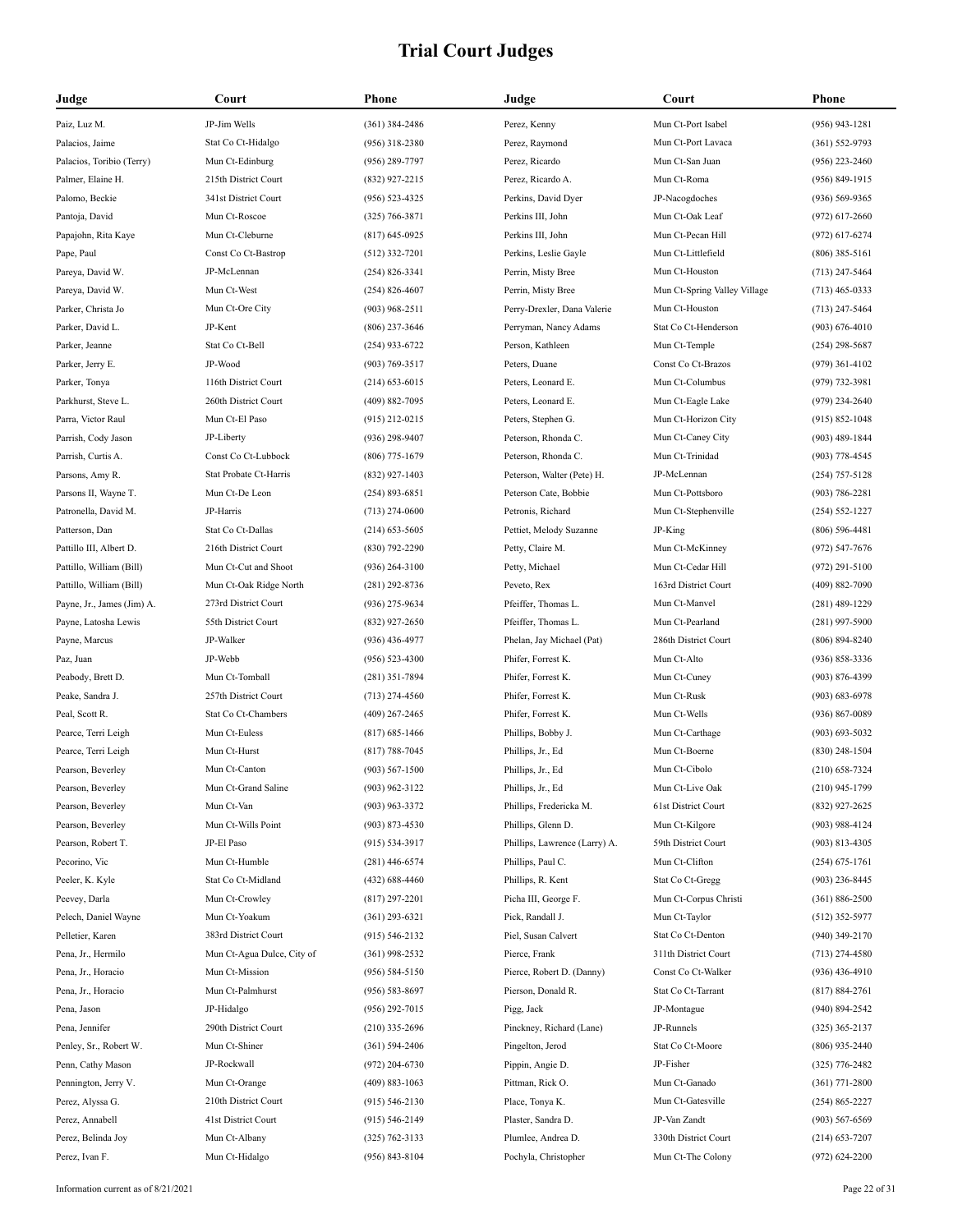# Trial Court Judges

| Judge | Court | Phone |
|---|---|---|
| Paiz, Luz M. | JP-Jim Wells | (361) 384-2486 |
| Palacios, Jaime | Stat Co Ct-Hidalgo | (956) 318-2380 |
| Palacios, Toribio (Terry) | Mun Ct-Edinburg | (956) 289-7797 |
| Palmer, Elaine H. | 215th District Court | (832) 927-2215 |
| Palomo, Beckie | 341st District Court | (956) 523-4325 |
| Pantoja, David | Mun Ct-Roscoe | (325) 766-3871 |
| Papajohn, Rita Kaye | Mun Ct-Cleburne | (817) 645-0925 |
| Pape, Paul | Const Co Ct-Bastrop | (512) 332-7201 |
| Pareya, David W. | JP-McLennan | (254) 826-3341 |
| Pareya, David W. | Mun Ct-West | (254) 826-4607 |
| Parker, Christa Jo | Mun Ct-Ore City | (903) 968-2511 |
| Parker, David L. | JP-Kent | (806) 237-3646 |
| Parker, Jeanne | Stat Co Ct-Bell | (254) 933-6722 |
| Parker, Jerry E. | JP-Wood | (903) 769-3517 |
| Parker, Tonya | 116th District Court | (214) 653-6015 |
| Parkhurst, Steve L. | 260th District Court | (409) 882-7095 |
| Parra, Victor Raul | Mun Ct-El Paso | (915) 212-0215 |
| Parrish, Cody Jason | JP-Liberty | (936) 298-9407 |
| Parrish, Curtis A. | Const Co Ct-Lubbock | (806) 775-1679 |
| Parsons, Amy R. | Stat Probate Ct-Harris | (832) 927-1403 |
| Parsons II, Wayne T. | Mun Ct-De Leon | (254) 893-6851 |
| Patronella, David M. | JP-Harris | (713) 274-0600 |
| Patterson, Dan | Stat Co Ct-Dallas | (214) 653-5605 |
| Pattillo III, Albert D. | 216th District Court | (830) 792-2290 |
| Pattillo, William (Bill) | Mun Ct-Cut and Shoot | (936) 264-3100 |
| Pattillo, William (Bill) | Mun Ct-Oak Ridge North | (281) 292-8736 |
| Payne, Jr., James (Jim) A. | 273rd District Court | (936) 275-9634 |
| Payne, Latosha Lewis | 55th District Court | (832) 927-2650 |
| Payne, Marcus | JP-Walker | (936) 436-4977 |
| Paz, Juan | JP-Webb | (956) 523-4300 |
| Peabody, Brett D. | Mun Ct-Tomball | (281) 351-7894 |
| Peake, Sandra J. | 257th District Court | (713) 274-4560 |
| Peal, Scott R. | Stat Co Ct-Chambers | (409) 267-2465 |
| Pearce, Terri Leigh | Mun Ct-Euless | (817) 685-1466 |
| Pearce, Terri Leigh | Mun Ct-Hurst | (817) 788-7045 |
| Pearson, Beverley | Mun Ct-Canton | (903) 567-1500 |
| Pearson, Beverley | Mun Ct-Grand Saline | (903) 962-3122 |
| Pearson, Beverley | Mun Ct-Van | (903) 963-3372 |
| Pearson, Beverley | Mun Ct-Wills Point | (903) 873-4530 |
| Pearson, Robert T. | JP-El Paso | (915) 534-3917 |
| Pecorino, Vic | Mun Ct-Humble | (281) 446-6574 |
| Peeler, K. Kyle | Stat Co Ct-Midland | (432) 688-4460 |
| Peevey, Darla | Mun Ct-Crowley | (817) 297-2201 |
| Pelech, Daniel Wayne | Mun Ct-Yoakum | (361) 293-6321 |
| Pelletier, Karen | 383rd District Court | (915) 546-2132 |
| Pena, Jr., Hermilo | Mun Ct-Agua Dulce, City of | (361) 998-2532 |
| Pena, Jr., Horacio | Mun Ct-Mission | (956) 584-5150 |
| Pena, Jr., Horacio | Mun Ct-Palmhurst | (956) 583-8697 |
| Pena, Jason | JP-Hidalgo | (956) 292-7015 |
| Pena, Jennifer | 290th District Court | (210) 335-2696 |
| Penley, Sr., Robert W. | Mun Ct-Shiner | (361) 594-2406 |
| Penn, Cathy Mason | JP-Rockwall | (972) 204-6730 |
| Pennington, Jerry V. | Mun Ct-Orange | (409) 883-1063 |
| Perez, Alyssa G. | 210th District Court | (915) 546-2130 |
| Perez, Annabell | 41st District Court | (915) 546-2149 |
| Perez, Belinda Joy | Mun Ct-Albany | (325) 762-3133 |
| Perez, Ivan F. | Mun Ct-Hidalgo | (956) 843-8104 |
| Perez, Kenny | Mun Ct-Port Isabel | (956) 943-1281 |
| Perez, Raymond | Mun Ct-Port Lavaca | (361) 552-9793 |
| Perez, Ricardo | Mun Ct-San Juan | (956) 223-2460 |
| Perez, Ricardo A. | Mun Ct-Roma | (956) 849-1915 |
| Perkins, David Dyer | JP-Nacogdoches | (936) 569-9365 |
| Perkins III, John | Mun Ct-Oak Leaf | (972) 617-2660 |
| Perkins III, John | Mun Ct-Pecan Hill | (972) 617-6274 |
| Perkins, Leslie Gayle | Mun Ct-Littlefield | (806) 385-5161 |
| Perrin, Misty Bree | Mun Ct-Houston | (713) 247-5464 |
| Perrin, Misty Bree | Mun Ct-Spring Valley Village | (713) 465-0333 |
| Perry-Drexler, Dana Valerie | Mun Ct-Houston | (713) 247-5464 |
| Perryman, Nancy Adams | Stat Co Ct-Henderson | (903) 676-4010 |
| Person, Kathleen | Mun Ct-Temple | (254) 298-5687 |
| Peters, Duane | Const Co Ct-Brazos | (979) 361-4102 |
| Peters, Leonard E. | Mun Ct-Columbus | (979) 732-3981 |
| Peters, Leonard E. | Mun Ct-Eagle Lake | (979) 234-2640 |
| Peters, Stephen G. | Mun Ct-Horizon City | (915) 852-1048 |
| Peterson, Rhonda C. | Mun Ct-Caney City | (903) 489-1844 |
| Peterson, Rhonda C. | Mun Ct-Trinidad | (903) 778-4545 |
| Peterson, Walter (Pete) H. | JP-McLennan | (254) 757-5128 |
| Peterson Cate, Bobbie | Mun Ct-Pottsboro | (903) 786-2281 |
| Petronis, Richard | Mun Ct-Stephenville | (254) 552-1227 |
| Pettiet, Melody Suzanne | JP-King | (806) 596-4481 |
| Petty, Claire M. | Mun Ct-McKinney | (972) 547-7676 |
| Petty, Michael | Mun Ct-Cedar Hill | (972) 291-5100 |
| Peveto, Rex | 163rd District Court | (409) 882-7090 |
| Pfeiffer, Thomas L. | Mun Ct-Manvel | (281) 489-1229 |
| Pfeiffer, Thomas L. | Mun Ct-Pearland | (281) 997-5900 |
| Phelan, Jay Michael (Pat) | 286th District Court | (806) 894-8240 |
| Phifer, Forrest K. | Mun Ct-Alto | (936) 858-3336 |
| Phifer, Forrest K. | Mun Ct-Cuney | (903) 876-4399 |
| Phifer, Forrest K. | Mun Ct-Rusk | (903) 683-6978 |
| Phifer, Forrest K. | Mun Ct-Wells | (936) 867-0089 |
| Phillips, Bobby J. | Mun Ct-Carthage | (903) 693-5032 |
| Phillips, Jr., Ed | Mun Ct-Boerne | (830) 248-1504 |
| Phillips, Jr., Ed | Mun Ct-Cibolo | (210) 658-7324 |
| Phillips, Jr., Ed | Mun Ct-Live Oak | (210) 945-1799 |
| Phillips, Fredericka M. | 61st District Court | (832) 927-2625 |
| Phillips, Glenn D. | Mun Ct-Kilgore | (903) 988-4124 |
| Phillips, Lawrence (Larry) A. | 59th District Court | (903) 813-4305 |
| Phillips, Paul C. | Mun Ct-Clifton | (254) 675-1761 |
| Phillips, R. Kent | Stat Co Ct-Gregg | (903) 236-8445 |
| Picha III, George F. | Mun Ct-Corpus Christi | (361) 886-2500 |
| Pick, Randall J. | Mun Ct-Taylor | (512) 352-5977 |
| Piel, Susan Calvert | Stat Co Ct-Denton | (940) 349-2170 |
| Pierce, Frank | 311th District Court | (713) 274-4580 |
| Pierce, Robert D. (Danny) | Const Co Ct-Walker | (936) 436-4910 |
| Pierson, Donald R. | Stat Co Ct-Tarrant | (817) 884-2761 |
| Pigg, Jack | JP-Montague | (940) 894-2542 |
| Pinckney, Richard (Lane) | JP-Runnels | (325) 365-2137 |
| Pingelton, Jerod | Stat Co Ct-Moore | (806) 935-2440 |
| Pippin, Angie D. | JP-Fisher | (325) 776-2482 |
| Pittman, Rick O. | Mun Ct-Ganado | (361) 771-2800 |
| Place, Tonya K. | Mun Ct-Gatesville | (254) 865-2227 |
| Plaster, Sandra D. | JP-Van Zandt | (903) 567-6569 |
| Plumlee, Andrea D. | 330th District Court | (214) 653-7207 |
| Pochyla, Christopher | Mun Ct-The Colony | (972) 624-2200 |

Information current as of 8/21/2021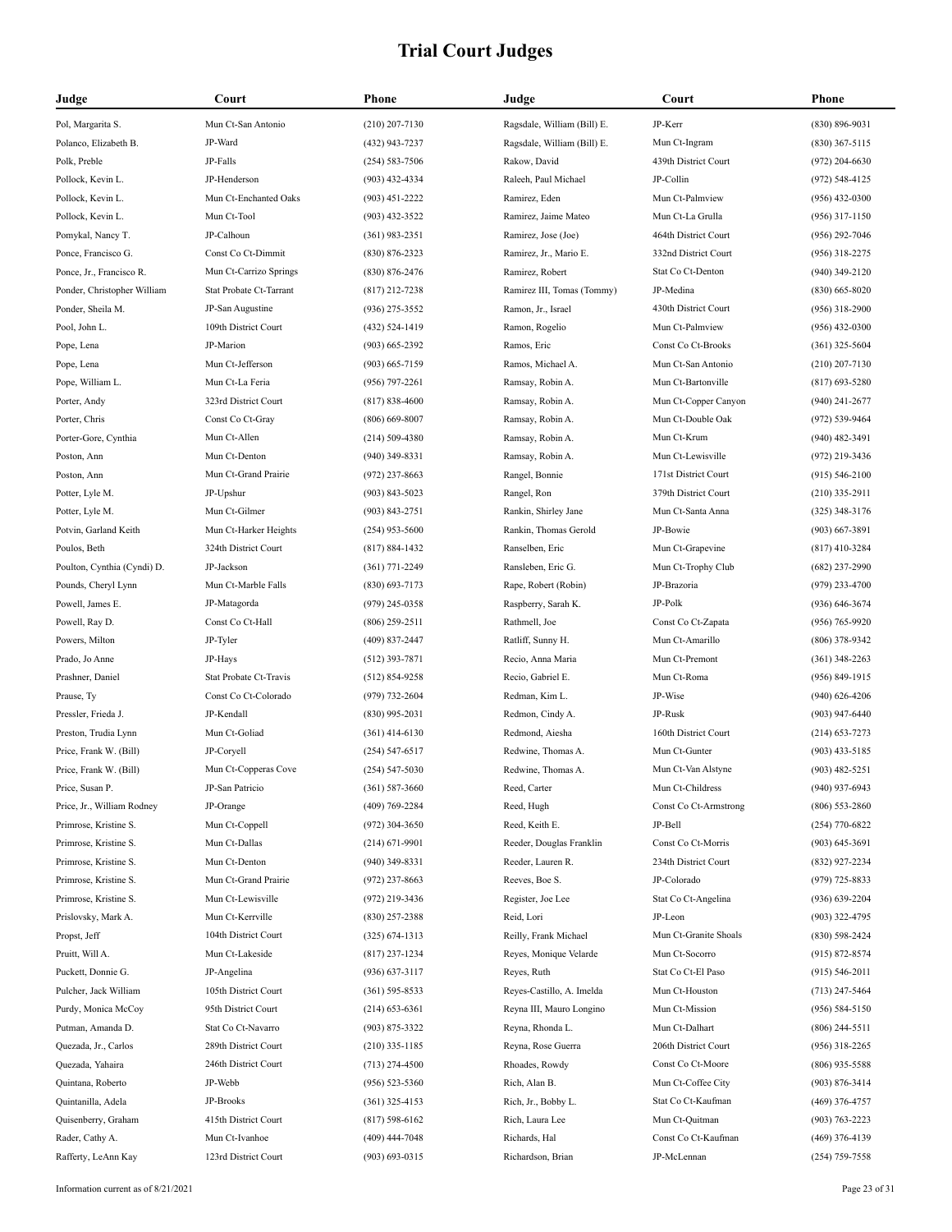# Trial Court Judges

| Judge | Court | Phone |
|---|---|---|
| Pol, Margarita S. | Mun Ct-San Antonio | (210) 207-7130 |
| Polanco, Elizabeth B. | JP-Ward | (432) 943-7237 |
| Polk, Preble | JP-Falls | (254) 583-7506 |
| Pollock, Kevin L. | JP-Henderson | (903) 432-4334 |
| Pollock, Kevin L. | Mun Ct-Enchanted Oaks | (903) 451-2222 |
| Pollock, Kevin L. | Mun Ct-Tool | (903) 432-3522 |
| Pomykal, Nancy T. | JP-Calhoun | (361) 983-2351 |
| Ponce, Francisco G. | Const Co Ct-Dimmit | (830) 876-2323 |
| Ponce, Jr., Francisco R. | Mun Ct-Carrizo Springs | (830) 876-2476 |
| Ponder, Christopher William | Stat Probate Ct-Tarrant | (817) 212-7238 |
| Ponder, Sheila M. | JP-San Augustine | (936) 275-3552 |
| Pool, John L. | 109th District Court | (432) 524-1419 |
| Pope, Lena | JP-Marion | (903) 665-2392 |
| Pope, Lena | Mun Ct-Jefferson | (903) 665-7159 |
| Pope, William L. | Mun Ct-La Feria | (956) 797-2261 |
| Porter, Andy | 323rd District Court | (817) 838-4600 |
| Porter, Chris | Const Co Ct-Gray | (806) 669-8007 |
| Porter-Gore, Cynthia | Mun Ct-Allen | (214) 509-4380 |
| Poston, Ann | Mun Ct-Denton | (940) 349-8331 |
| Poston, Ann | Mun Ct-Grand Prairie | (972) 237-8663 |
| Potter, Lyle M. | JP-Upshur | (903) 843-5023 |
| Potter, Lyle M. | Mun Ct-Gilmer | (903) 843-2751 |
| Potvin, Garland Keith | Mun Ct-Harker Heights | (254) 953-5600 |
| Poulos, Beth | 324th District Court | (817) 884-1432 |
| Poulton, Cynthia (Cyndi) D. | JP-Jackson | (361) 771-2249 |
| Pounds, Cheryl Lynn | Mun Ct-Marble Falls | (830) 693-7173 |
| Powell, James E. | JP-Matagorda | (979) 245-0358 |
| Powell, Ray D. | Const Co Ct-Hall | (806) 259-2511 |
| Powers, Milton | JP-Tyler | (409) 837-2447 |
| Prado, Jo Anne | JP-Hays | (512) 393-7871 |
| Prashner, Daniel | Stat Probate Ct-Travis | (512) 854-9258 |
| Prause, Ty | Const Co Ct-Colorado | (979) 732-2604 |
| Pressler, Frieda J. | JP-Kendall | (830) 995-2031 |
| Preston, Trudia Lynn | Mun Ct-Goliad | (361) 414-6130 |
| Price, Frank W. (Bill) | JP-Coryell | (254) 547-6517 |
| Price, Frank W. (Bill) | Mun Ct-Copperas Cove | (254) 547-5030 |
| Price, Susan P. | JP-San Patricio | (361) 587-3660 |
| Price, Jr., William Rodney | JP-Orange | (409) 769-2284 |
| Primrose, Kristine S. | Mun Ct-Coppell | (972) 304-3650 |
| Primrose, Kristine S. | Mun Ct-Dallas | (214) 671-9901 |
| Primrose, Kristine S. | Mun Ct-Denton | (940) 349-8331 |
| Primrose, Kristine S. | Mun Ct-Grand Prairie | (972) 237-8663 |
| Primrose, Kristine S. | Mun Ct-Lewisville | (972) 219-3436 |
| Prislovsky, Mark A. | Mun Ct-Kerrville | (830) 257-2388 |
| Propst, Jeff | 104th District Court | (325) 674-1313 |
| Pruitt, Will A. | Mun Ct-Lakeside | (817) 237-1234 |
| Puckett, Donnie G. | JP-Angelina | (936) 637-3117 |
| Pulcher, Jack William | 105th District Court | (361) 595-8533 |
| Purdy, Monica McCoy | 95th District Court | (214) 653-6361 |
| Putman, Amanda D. | Stat Co Ct-Navarro | (903) 875-3322 |
| Quezada, Jr., Carlos | 289th District Court | (210) 335-1185 |
| Quezada, Yahaira | 246th District Court | (713) 274-4500 |
| Quintana, Roberto | JP-Webb | (956) 523-5360 |
| Quintanilla, Adela | JP-Brooks | (361) 325-4153 |
| Quisenberry, Graham | 415th District Court | (817) 598-6162 |
| Rader, Cathy A. | Mun Ct-Ivanhoe | (409) 444-7048 |
| Rafferty, LeAnn Kay | 123rd District Court | (903) 693-0315 |
| Ragsdale, William (Bill) E. | JP-Kerr | (830) 896-9031 |
| Ragsdale, William (Bill) E. | Mun Ct-Ingram | (830) 367-5115 |
| Rakow, David | 439th District Court | (972) 204-6630 |
| Raleeh, Paul Michael | JP-Collin | (972) 548-4125 |
| Ramirez, Eden | Mun Ct-Palmview | (956) 432-0300 |
| Ramirez, Jaime Mateo | Mun Ct-La Grulla | (956) 317-1150 |
| Ramirez, Jose (Joe) | 464th District Court | (956) 292-7046 |
| Ramirez, Jr., Mario E. | 332nd District Court | (956) 318-2275 |
| Ramirez, Robert | Stat Co Ct-Denton | (940) 349-2120 |
| Ramirez III, Tomas (Tommy) | JP-Medina | (830) 665-8020 |
| Ramon, Jr., Israel | 430th District Court | (956) 318-2900 |
| Ramon, Rogelio | Mun Ct-Palmview | (956) 432-0300 |
| Ramos, Eric | Const Co Ct-Brooks | (361) 325-5604 |
| Ramos, Michael A. | Mun Ct-San Antonio | (210) 207-7130 |
| Ramsay, Robin A. | Mun Ct-Bartonville | (817) 693-5280 |
| Ramsay, Robin A. | Mun Ct-Copper Canyon | (940) 241-2677 |
| Ramsay, Robin A. | Mun Ct-Double Oak | (972) 539-9464 |
| Ramsay, Robin A. | Mun Ct-Krum | (940) 482-3491 |
| Ramsay, Robin A. | Mun Ct-Lewisville | (972) 219-3436 |
| Rangel, Bonnie | 171st District Court | (915) 546-2100 |
| Rangel, Ron | 379th District Court | (210) 335-2911 |
| Rankin, Shirley Jane | Mun Ct-Santa Anna | (325) 348-3176 |
| Rankin, Thomas Gerold | JP-Bowie | (903) 667-3891 |
| Ranselben, Eric | Mun Ct-Grapevine | (817) 410-3284 |
| Ransleben, Eric G. | Mun Ct-Trophy Club | (682) 237-2990 |
| Rape, Robert (Robin) | JP-Brazoria | (979) 233-4700 |
| Raspberry, Sarah K. | JP-Polk | (936) 646-3674 |
| Rathmell, Joe | Const Co Ct-Zapata | (956) 765-9920 |
| Ratliff, Sunny H. | Mun Ct-Amarillo | (806) 378-9342 |
| Recio, Anna Maria | Mun Ct-Premont | (361) 348-2263 |
| Recio, Gabriel E. | Mun Ct-Roma | (956) 849-1915 |
| Redman, Kim L. | JP-Wise | (940) 626-4206 |
| Redmon, Cindy A. | JP-Rusk | (903) 947-6440 |
| Redmond, Aiesha | 160th District Court | (214) 653-7273 |
| Redwine, Thomas A. | Mun Ct-Gunter | (903) 433-5185 |
| Redwine, Thomas A. | Mun Ct-Van Alstyne | (903) 482-5251 |
| Reed, Carter | Mun Ct-Childress | (940) 937-6943 |
| Reed, Hugh | Const Co Ct-Armstrong | (806) 553-2860 |
| Reed, Keith E. | JP-Bell | (254) 770-6822 |
| Reeder, Douglas Franklin | Const Co Ct-Morris | (903) 645-3691 |
| Reeder, Lauren R. | 234th District Court | (832) 927-2234 |
| Reeves, Boe S. | JP-Colorado | (979) 725-8833 |
| Register, Joe Lee | Stat Co Ct-Angelina | (936) 639-2204 |
| Reid, Lori | JP-Leon | (903) 322-4795 |
| Reilly, Frank Michael | Mun Ct-Granite Shoals | (830) 598-2424 |
| Reyes, Monique Velarde | Mun Ct-Socorro | (915) 872-8574 |
| Reyes, Ruth | Stat Co Ct-El Paso | (915) 546-2011 |
| Reyes-Castillo, A. Imelda | Mun Ct-Houston | (713) 247-5464 |
| Reyna III, Mauro Longino | Mun Ct-Mission | (956) 584-5150 |
| Reyna, Rhonda L. | Mun Ct-Dalhart | (806) 244-5511 |
| Reyna, Rose Guerra | 206th District Court | (956) 318-2265 |
| Rhoades, Rowdy | Const Co Ct-Moore | (806) 935-5588 |
| Rich, Alan B. | Mun Ct-Coffee City | (903) 876-3414 |
| Rich, Jr., Bobby L. | Stat Co Ct-Kaufman | (469) 376-4757 |
| Rich, Laura Lee | Mun Ct-Quitman | (903) 763-2223 |
| Richards, Hal | Const Co Ct-Kaufman | (469) 376-4139 |
| Richardson, Brian | JP-McLennan | (254) 759-7558 |

Information current as of 8/21/2021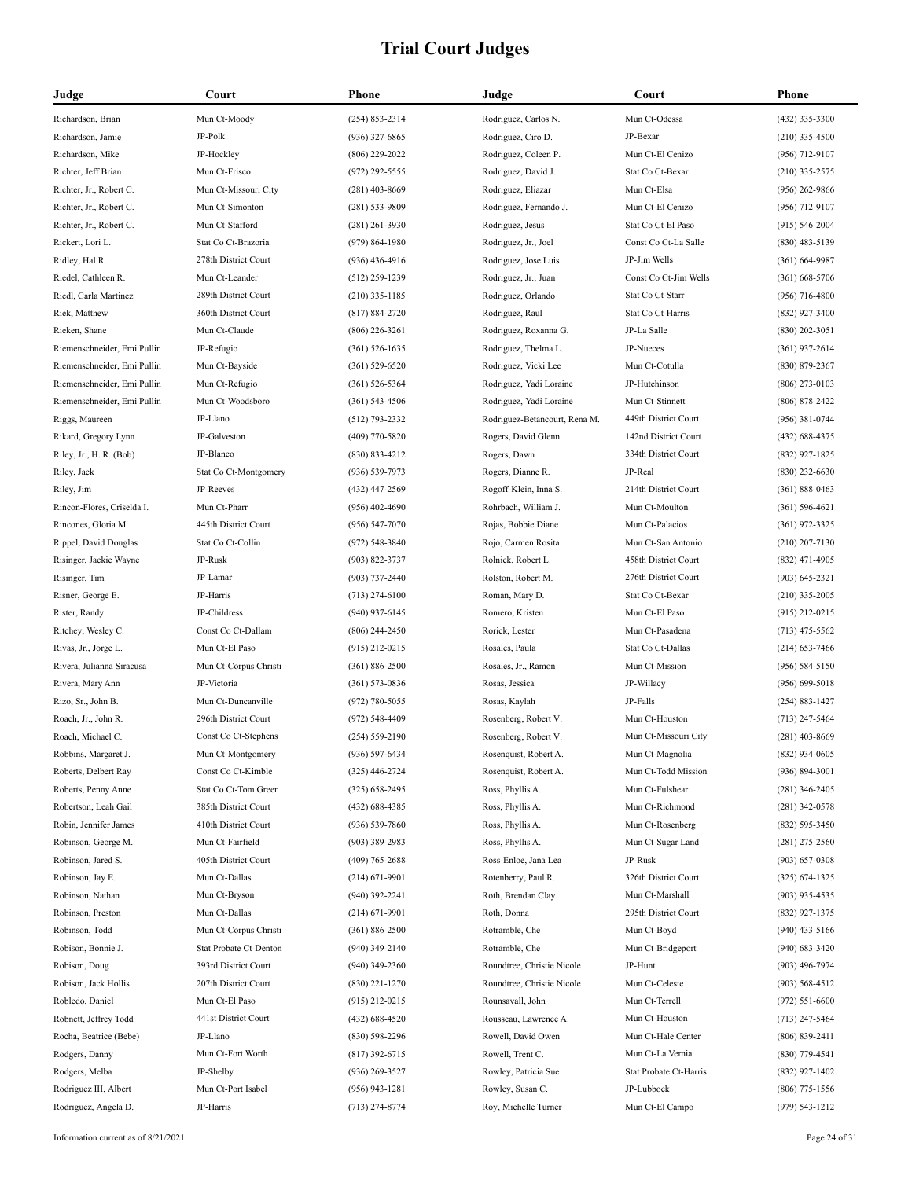# Trial Court Judges

| Judge | Court | Phone |
|---|---|---|
| Richardson, Brian | Mun Ct-Moody | (254) 853-2314 |
| Richardson, Jamie | JP-Polk | (936) 327-6865 |
| Richardson, Mike | JP-Hockley | (806) 229-2022 |
| Richter, Jeff Brian | Mun Ct-Frisco | (972) 292-5555 |
| Richter, Jr., Robert C. | Mun Ct-Missouri City | (281) 403-8669 |
| Richter, Jr., Robert C. | Mun Ct-Simonton | (281) 533-9809 |
| Richter, Jr., Robert C. | Mun Ct-Stafford | (281) 261-3930 |
| Rickert, Lori L. | Stat Co Ct-Brazoria | (979) 864-1980 |
| Ridley, Hal R. | 278th District Court | (936) 436-4916 |
| Riedel, Cathleen R. | Mun Ct-Leander | (512) 259-1239 |
| Riedl, Carla Martinez | 289th District Court | (210) 335-1185 |
| Riek, Matthew | 360th District Court | (817) 884-2720 |
| Rieken, Shane | Mun Ct-Claude | (806) 226-3261 |
| Riemenschneider, Emi Pullin | JP-Refugio | (361) 526-1635 |
| Riemenschneider, Emi Pullin | Mun Ct-Bayside | (361) 529-6520 |
| Riemenschneider, Emi Pullin | Mun Ct-Refugio | (361) 526-5364 |
| Riemenschneider, Emi Pullin | Mun Ct-Woodsboro | (361) 543-4506 |
| Riggs, Maureen | JP-Llano | (512) 793-2332 |
| Rikard, Gregory Lynn | JP-Galveston | (409) 770-5820 |
| Riley, Jr., H. R. (Bob) | JP-Blanco | (830) 833-4212 |
| Riley, Jack | Stat Co Ct-Montgomery | (936) 539-7973 |
| Riley, Jim | JP-Reeves | (432) 447-2569 |
| Rincon-Flores, Criselda I. | Mun Ct-Pharr | (956) 402-4690 |
| Rincones, Gloria M. | 445th District Court | (956) 547-7070 |
| Rippel, David Douglas | Stat Co Ct-Collin | (972) 548-3840 |
| Risinger, Jackie Wayne | JP-Rusk | (903) 822-3737 |
| Risinger, Tim | JP-Lamar | (903) 737-2440 |
| Risner, George E. | JP-Harris | (713) 274-6100 |
| Rister, Randy | JP-Childress | (940) 937-6145 |
| Ritchey, Wesley C. | Const Co Ct-Dallam | (806) 244-2450 |
| Rivas, Jr., Jorge L. | Mun Ct-El Paso | (915) 212-0215 |
| Rivera, Julianna Siracusa | Mun Ct-Corpus Christi | (361) 886-2500 |
| Rivera, Mary Ann | JP-Victoria | (361) 573-0836 |
| Rizo, Sr., John B. | Mun Ct-Duncanville | (972) 780-5055 |
| Roach, Jr., John R. | 296th District Court | (972) 548-4409 |
| Roach, Michael C. | Const Co Ct-Stephens | (254) 559-2190 |
| Robbins, Margaret J. | Mun Ct-Montgomery | (936) 597-6434 |
| Roberts, Delbert Ray | Const Co Ct-Kimble | (325) 446-2724 |
| Roberts, Penny Anne | Stat Co Ct-Tom Green | (325) 658-2495 |
| Robertson, Leah Gail | 385th District Court | (432) 688-4385 |
| Robin, Jennifer James | 410th District Court | (936) 539-7860 |
| Robinson, George M. | Mun Ct-Fairfield | (903) 389-2983 |
| Robinson, Jared S. | 405th District Court | (409) 765-2688 |
| Robinson, Jay E. | Mun Ct-Dallas | (214) 671-9901 |
| Robinson, Nathan | Mun Ct-Bryson | (940) 392-2241 |
| Robinson, Preston | Mun Ct-Dallas | (214) 671-9901 |
| Robinson, Todd | Mun Ct-Corpus Christi | (361) 886-2500 |
| Robison, Bonnie J. | Stat Probate Ct-Denton | (940) 349-2140 |
| Robison, Doug | 393rd District Court | (940) 349-2360 |
| Robison, Jack Hollis | 207th District Court | (830) 221-1270 |
| Robledo, Daniel | Mun Ct-El Paso | (915) 212-0215 |
| Robnett, Jeffrey Todd | 441st District Court | (432) 688-4520 |
| Rocha, Beatrice (Bebe) | JP-Llano | (830) 598-2296 |
| Rodgers, Danny | Mun Ct-Fort Worth | (817) 392-6715 |
| Rodgers, Melba | JP-Shelby | (936) 269-3527 |
| Rodriguez III, Albert | Mun Ct-Port Isabel | (956) 943-1281 |
| Rodriguez, Angela D. | JP-Harris | (713) 274-8774 |
| Rodriguez, Carlos N. | Mun Ct-Odessa | (432) 335-3300 |
| Rodriguez, Ciro D. | JP-Bexar | (210) 335-4500 |
| Rodriguez, Coleen P. | Mun Ct-El Cenizo | (956) 712-9107 |
| Rodriguez, David J. | Stat Co Ct-Bexar | (210) 335-2575 |
| Rodriguez, Eliazar | Mun Ct-Elsa | (956) 262-9866 |
| Rodriguez, Fernando J. | Mun Ct-El Cenizo | (956) 712-9107 |
| Rodriguez, Jesus | Stat Co Ct-El Paso | (915) 546-2004 |
| Rodriguez, Jr., Joel | Const Co Ct-La Salle | (830) 483-5139 |
| Rodriguez, Jose Luis | JP-Jim Wells | (361) 664-9987 |
| Rodriguez, Jr., Juan | Const Co Ct-Jim Wells | (361) 668-5706 |
| Rodriguez, Orlando | Stat Co Ct-Starr | (956) 716-4800 |
| Rodriguez, Raul | Stat Co Ct-Harris | (832) 927-3400 |
| Rodriguez, Roxanna G. | JP-La Salle | (830) 202-3051 |
| Rodriguez, Thelma L. | JP-Nueces | (361) 937-2614 |
| Rodriguez, Vicki Lee | Mun Ct-Cotulla | (830) 879-2367 |
| Rodriguez, Yadi Loraine | JP-Hutchinson | (806) 273-0103 |
| Rodriguez, Yadi Loraine | Mun Ct-Stinnett | (806) 878-2422 |
| Rodriguez-Betancourt, Rena M. | 449th District Court | (956) 381-0744 |
| Rogers, David Glenn | 142nd District Court | (432) 688-4375 |
| Rogers, Dawn | 334th District Court | (832) 927-1825 |
| Rogers, Dianne R. | JP-Real | (830) 232-6630 |
| Rogoff-Klein, Inna S. | 214th District Court | (361) 888-0463 |
| Rohrbach, William J. | Mun Ct-Moulton | (361) 596-4621 |
| Rojas, Bobbie Diane | Mun Ct-Palacios | (361) 972-3325 |
| Rojo, Carmen Rosita | Mun Ct-San Antonio | (210) 207-7130 |
| Rolnick, Robert L. | 458th District Court | (832) 471-4905 |
| Rolston, Robert M. | 276th District Court | (903) 645-2321 |
| Roman, Mary D. | Stat Co Ct-Bexar | (210) 335-2005 |
| Romero, Kristen | Mun Ct-El Paso | (915) 212-0215 |
| Rorick, Lester | Mun Ct-Pasadena | (713) 475-5562 |
| Rosales, Paula | Stat Co Ct-Dallas | (214) 653-7466 |
| Rosales, Jr., Ramon | Mun Ct-Mission | (956) 584-5150 |
| Rosas, Jessica | JP-Willacy | (956) 699-5018 |
| Rosas, Kaylah | JP-Falls | (254) 883-1427 |
| Rosenberg, Robert V. | Mun Ct-Houston | (713) 247-5464 |
| Rosenberg, Robert V. | Mun Ct-Missouri City | (281) 403-8669 |
| Rosenquist, Robert A. | Mun Ct-Magnolia | (832) 934-0605 |
| Rosenquist, Robert A. | Mun Ct-Todd Mission | (936) 894-3001 |
| Ross, Phyllis A. | Mun Ct-Fulshear | (281) 346-2405 |
| Ross, Phyllis A. | Mun Ct-Richmond | (281) 342-0578 |
| Ross, Phyllis A. | Mun Ct-Rosenberg | (832) 595-3450 |
| Ross, Phyllis A. | Mun Ct-Sugar Land | (281) 275-2560 |
| Ross-Enloe, Jana Lea | JP-Rusk | (903) 657-0308 |
| Rotenberry, Paul R. | 326th District Court | (325) 674-1325 |
| Roth, Brendan Clay | Mun Ct-Marshall | (903) 935-4535 |
| Roth, Donna | 295th District Court | (832) 927-1375 |
| Rotramble, Che | Mun Ct-Boyd | (940) 433-5166 |
| Rotramble, Che | Mun Ct-Bridgeport | (940) 683-3420 |
| Roundtree, Christie Nicole | JP-Hunt | (903) 496-7974 |
| Roundtree, Christie Nicole | Mun Ct-Celeste | (903) 568-4512 |
| Rounsavall, John | Mun Ct-Terrell | (972) 551-6600 |
| Rousseau, Lawrence A. | Mun Ct-Houston | (713) 247-5464 |
| Rowell, David Owen | Mun Ct-Hale Center | (806) 839-2411 |
| Rowell, Trent C. | Mun Ct-La Vernia | (830) 779-4541 |
| Rowley, Patricia Sue | Stat Probate Ct-Harris | (832) 927-1402 |
| Rowley, Susan C. | JP-Lubbock | (806) 775-1556 |
| Roy, Michelle Turner | Mun Ct-El Campo | (979) 543-1212 |

Information current as of 8/21/2021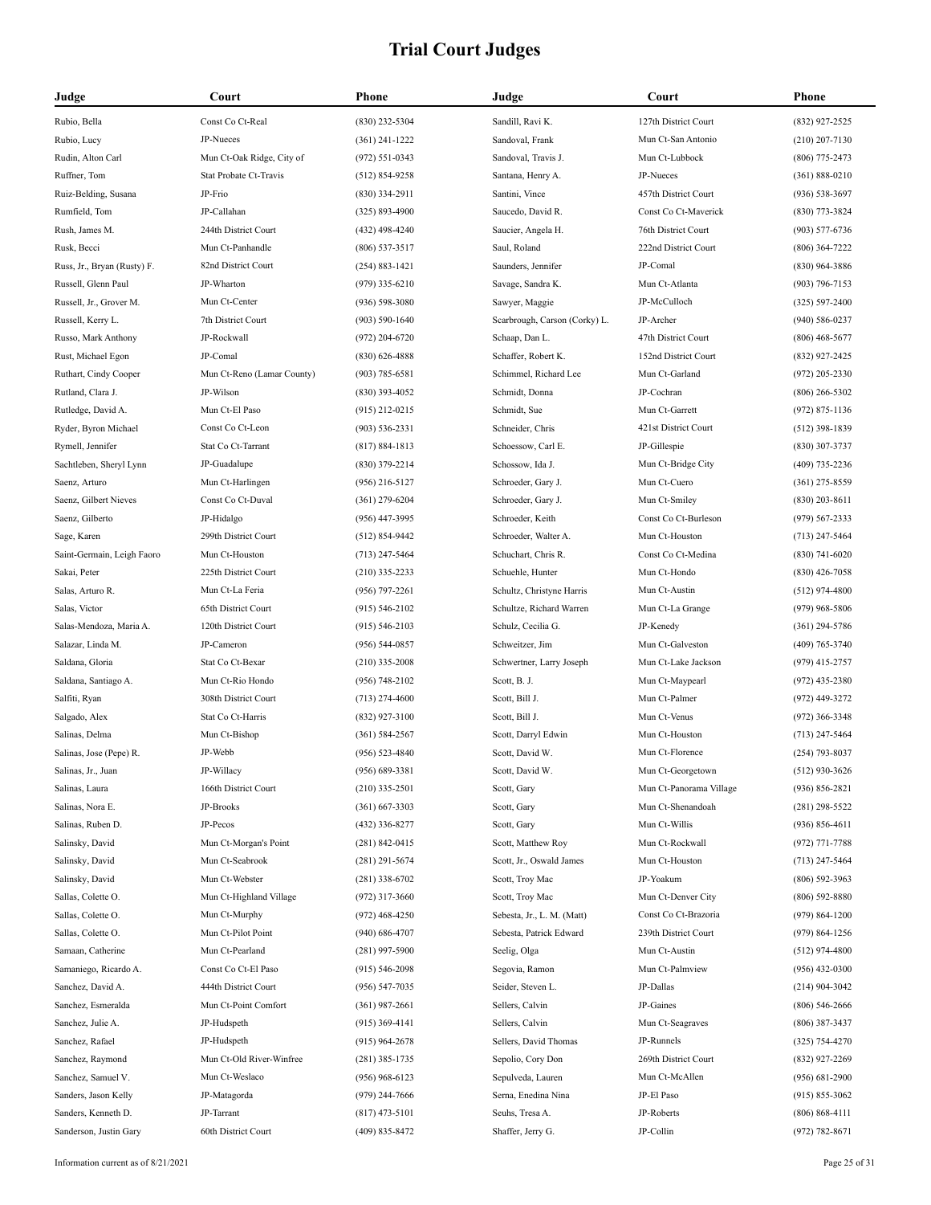# Trial Court Judges

| Judge | Court | Phone |
|---|---|---|
| Rubio, Bella | Const Co Ct-Real | (830) 232-5304 |
| Rubio, Lucy | JP-Nueces | (361) 241-1222 |
| Rudin, Alton Carl | Mun Ct-Oak Ridge, City of | (972) 551-0343 |
| Ruffner, Tom | Stat Probate Ct-Travis | (512) 854-9258 |
| Ruiz-Belding, Susana | JP-Frio | (830) 334-2911 |
| Rumfield, Tom | JP-Callahan | (325) 893-4900 |
| Rush, James M. | 244th District Court | (432) 498-4240 |
| Rusk, Becci | Mun Ct-Panhandle | (806) 537-3517 |
| Russ, Jr., Bryan (Rusty) F. | 82nd District Court | (254) 883-1421 |
| Russell, Glenn Paul | JP-Wharton | (979) 335-6210 |
| Russell, Jr., Grover M. | Mun Ct-Center | (936) 598-3080 |
| Russell, Kerry L. | 7th District Court | (903) 590-1640 |
| Russo, Mark Anthony | JP-Rockwall | (972) 204-6720 |
| Rust, Michael Egon | JP-Comal | (830) 626-4888 |
| Ruthart, Cindy Cooper | Mun Ct-Reno (Lamar County) | (903) 785-6581 |
| Rutland, Clara J. | JP-Wilson | (830) 393-4052 |
| Rutledge, David A. | Mun Ct-El Paso | (915) 212-0215 |
| Ryder, Byron Michael | Const Co Ct-Leon | (903) 536-2331 |
| Rymell, Jennifer | Stat Co Ct-Tarrant | (817) 884-1813 |
| Sachtleben, Sheryl Lynn | JP-Guadalupe | (830) 379-2214 |
| Saenz, Arturo | Mun Ct-Harlingen | (956) 216-5127 |
| Saenz, Gilbert Nieves | Const Co Ct-Duval | (361) 279-6204 |
| Saenz, Gilberto | JP-Hidalgo | (956) 447-3995 |
| Sage, Karen | 299th District Court | (512) 854-9442 |
| Saint-Germain, Leigh Faoro | Mun Ct-Houston | (713) 247-5464 |
| Sakai, Peter | 225th District Court | (210) 335-2233 |
| Salas, Arturo R. | Mun Ct-La Feria | (956) 797-2261 |
| Salas, Victor | 65th District Court | (915) 546-2102 |
| Salas-Mendoza, Maria A. | 120th District Court | (915) 546-2103 |
| Salazar, Linda M. | JP-Cameron | (956) 544-0857 |
| Saldana, Gloria | Stat Co Ct-Bexar | (210) 335-2008 |
| Saldana, Santiago A. | Mun Ct-Rio Hondo | (956) 748-2102 |
| Salfiti, Ryan | 308th District Court | (713) 274-4600 |
| Salgado, Alex | Stat Co Ct-Harris | (832) 927-3100 |
| Salinas, Delma | Mun Ct-Bishop | (361) 584-2567 |
| Salinas, Jose (Pepe) R. | JP-Webb | (956) 523-4840 |
| Salinas, Jr., Juan | JP-Willacy | (956) 689-3381 |
| Salinas, Laura | 166th District Court | (210) 335-2501 |
| Salinas, Nora E. | JP-Brooks | (361) 667-3303 |
| Salinas, Ruben D. | JP-Pecos | (432) 336-8277 |
| Salinsky, David | Mun Ct-Morgan's Point | (281) 842-0415 |
| Salinsky, David | Mun Ct-Seabrook | (281) 291-5674 |
| Salinsky, David | Mun Ct-Webster | (281) 338-6702 |
| Sallas, Colette O. | Mun Ct-Highland Village | (972) 317-3660 |
| Sallas, Colette O. | Mun Ct-Murphy | (972) 468-4250 |
| Sallas, Colette O. | Mun Ct-Pilot Point | (940) 686-4707 |
| Samaan, Catherine | Mun Ct-Pearland | (281) 997-5900 |
| Samaniego, Ricardo A. | Const Co Ct-El Paso | (915) 546-2098 |
| Sanchez, David A. | 444th District Court | (956) 547-7035 |
| Sanchez, Esmeralda | Mun Ct-Point Comfort | (361) 987-2661 |
| Sanchez, Julie A. | JP-Hudspeth | (915) 369-4141 |
| Sanchez, Rafael | JP-Hudspeth | (915) 964-2678 |
| Sanchez, Raymond | Mun Ct-Old River-Winfree | (281) 385-1735 |
| Sanchez, Samuel V. | Mun Ct-Weslaco | (956) 968-6123 |
| Sanders, Jason Kelly | JP-Matagorda | (979) 244-7666 |
| Sanders, Kenneth D. | JP-Tarrant | (817) 473-5101 |
| Sanderson, Justin Gary | 60th District Court | (409) 835-8472 |
| Sandill, Ravi K. | 127th District Court | (832) 927-2525 |
| Sandoval, Frank | Mun Ct-San Antonio | (210) 207-7130 |
| Sandoval, Travis J. | Mun Ct-Lubbock | (806) 775-2473 |
| Santana, Henry A. | JP-Nueces | (361) 888-0210 |
| Santini, Vince | 457th District Court | (936) 538-3697 |
| Saucedo, David R. | Const Co Ct-Maverick | (830) 773-3824 |
| Saucier, Angela H. | 76th District Court | (903) 577-6736 |
| Saul, Roland | 222nd District Court | (806) 364-7222 |
| Saunders, Jennifer | JP-Comal | (830) 964-3886 |
| Savage, Sandra K. | Mun Ct-Atlanta | (903) 796-7153 |
| Sawyer, Maggie | JP-McCulloch | (325) 597-2400 |
| Scarbrough, Carson (Corky) L. | JP-Archer | (940) 586-0237 |
| Schaap, Dan L. | 47th District Court | (806) 468-5677 |
| Schaffer, Robert K. | 152nd District Court | (832) 927-2425 |
| Schimmel, Richard Lee | Mun Ct-Garland | (972) 205-2330 |
| Schmidt, Donna | JP-Cochran | (806) 266-5302 |
| Schmidt, Sue | Mun Ct-Garrett | (972) 875-1136 |
| Schneider, Chris | 421st District Court | (512) 398-1839 |
| Schoessow, Carl E. | JP-Gillespie | (830) 307-3737 |
| Schossow, Ida J. | Mun Ct-Bridge City | (409) 735-2236 |
| Schroeder, Gary J. | Mun Ct-Cuero | (361) 275-8559 |
| Schroeder, Gary J. | Mun Ct-Smiley | (830) 203-8611 |
| Schroeder, Keith | Const Co Ct-Burleson | (979) 567-2333 |
| Schroeder, Walter A. | Mun Ct-Houston | (713) 247-5464 |
| Schuchart, Chris R. | Const Co Ct-Medina | (830) 741-6020 |
| Schuehle, Hunter | Mun Ct-Hondo | (830) 426-7058 |
| Schultz, Christyne Harris | Mun Ct-Austin | (512) 974-4800 |
| Schultze, Richard Warren | Mun Ct-La Grange | (979) 968-5806 |
| Schulz, Cecilia G. | JP-Kenedy | (361) 294-5786 |
| Schweitzer, Jim | Mun Ct-Galveston | (409) 765-3740 |
| Schwertner, Larry Joseph | Mun Ct-Lake Jackson | (979) 415-2757 |
| Scott, B. J. | Mun Ct-Maypearl | (972) 435-2380 |
| Scott, Bill J. | Mun Ct-Palmer | (972) 449-3272 |
| Scott, Bill J. | Mun Ct-Venus | (972) 366-3348 |
| Scott, Darryl Edwin | Mun Ct-Houston | (713) 247-5464 |
| Scott, David W. | Mun Ct-Florence | (254) 793-8037 |
| Scott, David W. | Mun Ct-Georgetown | (512) 930-3626 |
| Scott, Gary | Mun Ct-Panorama Village | (936) 856-2821 |
| Scott, Gary | Mun Ct-Shenandoah | (281) 298-5522 |
| Scott, Gary | Mun Ct-Willis | (936) 856-4611 |
| Scott, Matthew Roy | Mun Ct-Rockwall | (972) 771-7788 |
| Scott, Jr., Oswald James | Mun Ct-Houston | (713) 247-5464 |
| Scott, Troy Mac | JP-Yoakum | (806) 592-3963 |
| Scott, Troy Mac | Mun Ct-Denver City | (806) 592-8880 |
| Sebesta, Jr., L. M. (Matt) | Const Co Ct-Brazoria | (979) 864-1200 |
| Sebesta, Patrick Edward | 239th District Court | (979) 864-1256 |
| Seelig, Olga | Mun Ct-Austin | (512) 974-4800 |
| Segovia, Ramon | Mun Ct-Palmview | (956) 432-0300 |
| Seider, Steven L. | JP-Dallas | (214) 904-3042 |
| Sellers, Calvin | JP-Gaines | (806) 546-2666 |
| Sellers, Calvin | Mun Ct-Seagraves | (806) 387-3437 |
| Sellers, David Thomas | JP-Runnels | (325) 754-4270 |
| Sepolio, Cory Don | 269th District Court | (832) 927-2269 |
| Sepulveda, Lauren | Mun Ct-McAllen | (956) 681-2900 |
| Serna, Enedina Nina | JP-El Paso | (915) 855-3062 |
| Seuhs, Tresa A. | JP-Roberts | (806) 868-4111 |
| Shaffer, Jerry G. | JP-Collin | (972) 782-8671 |

Information current as of 8/21/2021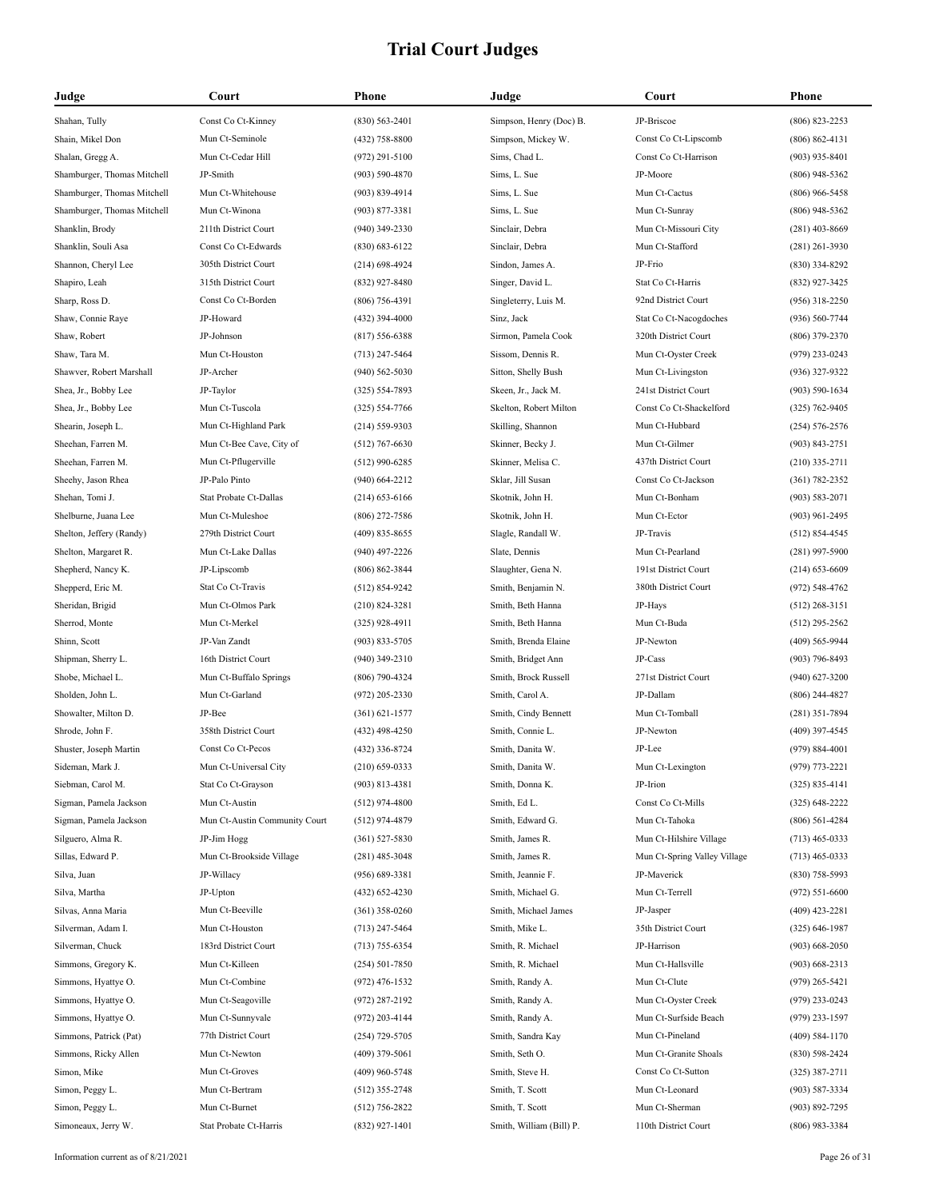# Trial Court Judges

| Judge | Court | Phone |
|---|---|---|
| Shahan, Tully | Const Co Ct-Kinney | (830) 563-2401 |
| Shain, Mikel Don | Mun Ct-Seminole | (432) 758-8800 |
| Shalan, Gregg A. | Mun Ct-Cedar Hill | (972) 291-5100 |
| Shamburger, Thomas Mitchell | JP-Smith | (903) 590-4870 |
| Shamburger, Thomas Mitchell | Mun Ct-Whitehouse | (903) 839-4914 |
| Shamburger, Thomas Mitchell | Mun Ct-Winona | (903) 877-3381 |
| Shanklin, Brody | 211th District Court | (940) 349-2330 |
| Shanklin, Souli Asa | Const Co Ct-Edwards | (830) 683-6122 |
| Shannon, Cheryl Lee | 305th District Court | (214) 698-4924 |
| Shapiro, Leah | 315th District Court | (832) 927-8480 |
| Sharp, Ross D. | Const Co Ct-Borden | (806) 756-4391 |
| Shaw, Connie Raye | JP-Howard | (432) 394-4000 |
| Shaw, Robert | JP-Johnson | (817) 556-6388 |
| Shaw, Tara M. | Mun Ct-Houston | (713) 247-5464 |
| Shawver, Robert Marshall | JP-Archer | (940) 562-5030 |
| Shea, Jr., Bobby Lee | JP-Taylor | (325) 554-7893 |
| Shea, Jr., Bobby Lee | Mun Ct-Tuscola | (325) 554-7766 |
| Shearin, Joseph L. | Mun Ct-Highland Park | (214) 559-9303 |
| Sheehan, Farren M. | Mun Ct-Bee Cave, City of | (512) 767-6630 |
| Sheehan, Farren M. | Mun Ct-Pflugerville | (512) 990-6285 |
| Sheehy, Jason Rhea | JP-Palo Pinto | (940) 664-2212 |
| Shehan, Tomi J. | Stat Probate Ct-Dallas | (214) 653-6166 |
| Shelburne, Juana Lee | Mun Ct-Muleshoe | (806) 272-7586 |
| Shelton, Jeffery (Randy) | 279th District Court | (409) 835-8655 |
| Shelton, Margaret R. | Mun Ct-Lake Dallas | (940) 497-2226 |
| Shepherd, Nancy K. | JP-Lipscomb | (806) 862-3844 |
| Shepperd, Eric M. | Stat Co Ct-Travis | (512) 854-9242 |
| Sheridan, Brigid | Mun Ct-Olmos Park | (210) 824-3281 |
| Sherrod, Monte | Mun Ct-Merkel | (325) 928-4911 |
| Shinn, Scott | JP-Van Zandt | (903) 833-5705 |
| Shipman, Sherry L. | 16th District Court | (940) 349-2310 |
| Shobe, Michael L. | Mun Ct-Buffalo Springs | (806) 790-4324 |
| Sholden, John L. | Mun Ct-Garland | (972) 205-2330 |
| Showalter, Milton D. | JP-Bee | (361) 621-1577 |
| Shrode, John F. | 358th District Court | (432) 498-4250 |
| Shuster, Joseph Martin | Const Co Ct-Pecos | (432) 336-8724 |
| Sideman, Mark J. | Mun Ct-Universal City | (210) 659-0333 |
| Siebman, Carol M. | Stat Co Ct-Grayson | (903) 813-4381 |
| Sigman, Pamela Jackson | Mun Ct-Austin | (512) 974-4800 |
| Sigman, Pamela Jackson | Mun Ct-Austin Community Court | (512) 974-4879 |
| Silguero, Alma R. | JP-Jim Hogg | (361) 527-5830 |
| Sillas, Edward P. | Mun Ct-Brookside Village | (281) 485-3048 |
| Silva, Juan | JP-Willacy | (956) 689-3381 |
| Silva, Martha | JP-Upton | (432) 652-4230 |
| Silvas, Anna Maria | Mun Ct-Beeville | (361) 358-0260 |
| Silverman, Adam I. | Mun Ct-Houston | (713) 247-5464 |
| Silverman, Chuck | 183rd District Court | (713) 755-6354 |
| Simmons, Gregory K. | Mun Ct-Killeen | (254) 501-7850 |
| Simmons, Hyattye O. | Mun Ct-Combine | (972) 476-1532 |
| Simmons, Hyattye O. | Mun Ct-Seagoville | (972) 287-2192 |
| Simmons, Hyattye O. | Mun Ct-Sunnyvale | (972) 203-4144 |
| Simmons, Patrick (Pat) | 77th District Court | (254) 729-5705 |
| Simmons, Ricky Allen | Mun Ct-Newton | (409) 379-5061 |
| Simon, Mike | Mun Ct-Groves | (409) 960-5748 |
| Simon, Peggy L. | Mun Ct-Bertram | (512) 355-2748 |
| Simon, Peggy L. | Mun Ct-Burnet | (512) 756-2822 |
| Simoneaux, Jerry W. | Stat Probate Ct-Harris | (832) 927-1401 |
| Simpson, Henry (Doc) B. | JP-Briscoe | (806) 823-2253 |
| Simpson, Mickey W. | Const Co Ct-Lipscomb | (806) 862-4131 |
| Sims, Chad L. | Const Co Ct-Harrison | (903) 935-8401 |
| Sims, L. Sue | JP-Moore | (806) 948-5362 |
| Sims, L. Sue | Mun Ct-Cactus | (806) 966-5458 |
| Sims, L. Sue | Mun Ct-Sunray | (806) 948-5362 |
| Sinclair, Debra | Mun Ct-Missouri City | (281) 403-8669 |
| Sinclair, Debra | Mun Ct-Stafford | (281) 261-3930 |
| Sindon, James A. | JP-Frio | (830) 334-8292 |
| Singer, David L. | Stat Co Ct-Harris | (832) 927-3425 |
| Singleterry, Luis M. | 92nd District Court | (956) 318-2250 |
| Sinz, Jack | Stat Co Ct-Nacogdoches | (936) 560-7744 |
| Sirmon, Pamela Cook | 320th District Court | (806) 379-2370 |
| Sissom, Dennis R. | Mun Ct-Oyster Creek | (979) 233-0243 |
| Sitton, Shelly Bush | Mun Ct-Livingston | (936) 327-9322 |
| Skeen, Jr., Jack M. | 241st District Court | (903) 590-1634 |
| Skelton, Robert Milton | Const Co Ct-Shackelford | (325) 762-9405 |
| Skilling, Shannon | Mun Ct-Hubbard | (254) 576-2576 |
| Skinner, Becky J. | Mun Ct-Gilmer | (903) 843-2751 |
| Skinner, Melisa C. | 437th District Court | (210) 335-2711 |
| Sklar, Jill Susan | Const Co Ct-Jackson | (361) 782-2352 |
| Skotnik, John H. | Mun Ct-Bonham | (903) 583-2071 |
| Skotnik, John H. | Mun Ct-Ector | (903) 961-2495 |
| Slagle, Randall W. | JP-Travis | (512) 854-4545 |
| Slate, Dennis | Mun Ct-Pearland | (281) 997-5900 |
| Slaughter, Gena N. | 191st District Court | (214) 653-6609 |
| Smith, Benjamin N. | 380th District Court | (972) 548-4762 |
| Smith, Beth Hanna | JP-Hays | (512) 268-3151 |
| Smith, Beth Hanna | Mun Ct-Buda | (512) 295-2562 |
| Smith, Brenda Elaine | JP-Newton | (409) 565-9944 |
| Smith, Bridget Ann | JP-Cass | (903) 796-8493 |
| Smith, Brock Russell | 271st District Court | (940) 627-3200 |
| Smith, Carol A. | JP-Dallam | (806) 244-4827 |
| Smith, Cindy Bennett | Mun Ct-Tomball | (281) 351-7894 |
| Smith, Connie L. | JP-Newton | (409) 397-4545 |
| Smith, Danita W. | JP-Lee | (979) 884-4001 |
| Smith, Danita W. | Mun Ct-Lexington | (979) 773-2221 |
| Smith, Donna K. | JP-Irion | (325) 835-4141 |
| Smith, Ed L. | Const Co Ct-Mills | (325) 648-2222 |
| Smith, Edward G. | Mun Ct-Tahoka | (806) 561-4284 |
| Smith, James R. | Mun Ct-Hilshire Village | (713) 465-0333 |
| Smith, James R. | Mun Ct-Spring Valley Village | (713) 465-0333 |
| Smith, Jeannie F. | JP-Maverick | (830) 758-5993 |
| Smith, Michael G. | Mun Ct-Terrell | (972) 551-6600 |
| Smith, Michael James | JP-Jasper | (409) 423-2281 |
| Smith, Mike L. | 35th District Court | (325) 646-1987 |
| Smith, R. Michael | JP-Harrison | (903) 668-2050 |
| Smith, R. Michael | Mun Ct-Hallsville | (903) 668-2313 |
| Smith, Randy A. | Mun Ct-Clute | (979) 265-5421 |
| Smith, Randy A. | Mun Ct-Oyster Creek | (979) 233-0243 |
| Smith, Randy A. | Mun Ct-Surfside Beach | (979) 233-1597 |
| Smith, Sandra Kay | Mun Ct-Pineland | (409) 584-1170 |
| Smith, Seth O. | Mun Ct-Granite Shoals | (830) 598-2424 |
| Smith, Steve H. | Const Co Ct-Sutton | (325) 387-2711 |
| Smith, T. Scott | Mun Ct-Leonard | (903) 587-3334 |
| Smith, T. Scott | Mun Ct-Sherman | (903) 892-7295 |
| Smith, William (Bill) P. | 110th District Court | (806) 983-3384 |

Information current as of 8/21/2021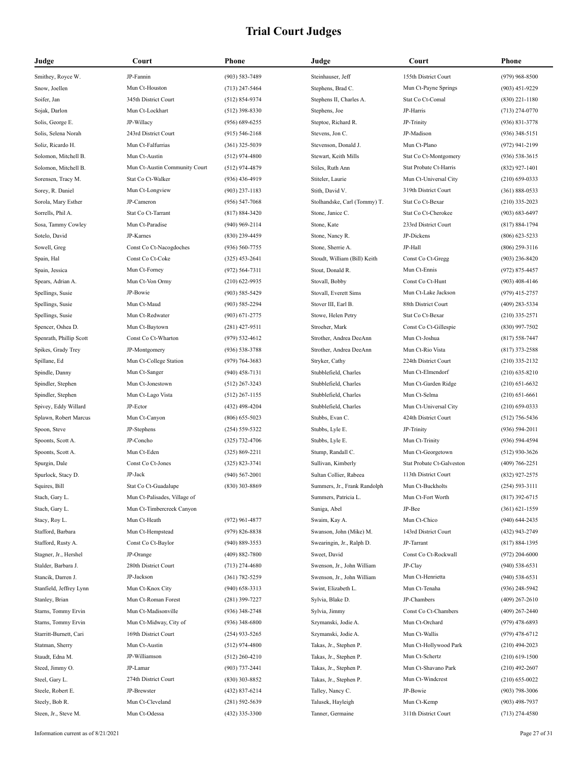# Trial Court Judges

| Judge | Court | Phone |
|---|---|---|
| Smithey, Royce W. | JP-Fannin | (903) 583-7489 |
| Snow, Joellen | Mun Ct-Houston | (713) 247-5464 |
| Soifer, Jan | 345th District Court | (512) 854-9374 |
| Sojak, Darlon | Mun Ct-Lockhart | (512) 398-8330 |
| Solis, George E. | JP-Willacy | (956) 689-6255 |
| Solis, Selena Norah | 243rd District Court | (915) 546-2168 |
| Soliz, Ricardo H. | Mun Ct-Falfurrias | (361) 325-5039 |
| Solomon, Mitchell B. | Mun Ct-Austin | (512) 974-4800 |
| Solomon, Mitchell B. | Mun Ct-Austin Community Court | (512) 974-4879 |
| Sorensen, Tracy M. | Stat Co Ct-Walker | (936) 436-4919 |
| Sorey, R. Daniel | Mun Ct-Longview | (903) 237-1183 |
| Sorola, Mary Esther | JP-Cameron | (956) 547-7068 |
| Sorrells, Phil A. | Stat Co Ct-Tarrant | (817) 884-3420 |
| Sosa, Tammy Cowley | Mun Ct-Paradise | (940) 969-2114 |
| Sotelo, David | JP-Karnes | (830) 239-4459 |
| Sowell, Greg | Const Co Ct-Nacogdoches | (936) 560-7755 |
| Spain, Hal | Const Co Ct-Coke | (325) 453-2641 |
| Spain, Jessica | Mun Ct-Forney | (972) 564-7311 |
| Spears, Adrian A. | Mun Ct-Von Ormy | (210) 622-9935 |
| Spellings, Susie | JP-Bowie | (903) 585-5429 |
| Spellings, Susie | Mun Ct-Maud | (903) 585-2294 |
| Spellings, Susie | Mun Ct-Redwater | (903) 671-2775 |
| Spencer, Oshea D. | Mun Ct-Baytown | (281) 427-9511 |
| Spenrath, Phillip Scott | Const Co Ct-Wharton | (979) 532-4612 |
| Spikes, Grady Trey | JP-Montgomery | (936) 538-3788 |
| Spillane, Ed | Mun Ct-College Station | (979) 764-3683 |
| Spindle, Danny | Mun Ct-Sanger | (940) 458-7131 |
| Spindler, Stephen | Mun Ct-Jonestown | (512) 267-3243 |
| Spindler, Stephen | Mun Ct-Lago Vista | (512) 267-1155 |
| Spivey, Eddy Willard | JP-Ector | (432) 498-4204 |
| Splawn, Robert Marcus | Mun Ct-Canyon | (806) 655-5023 |
| Spoon, Steve | JP-Stephens | (254) 559-5322 |
| Spoonts, Scott A. | JP-Concho | (325) 732-4706 |
| Spoonts, Scott A. | Mun Ct-Eden | (325) 869-2211 |
| Spurgin, Dale | Const Co Ct-Jones | (325) 823-3741 |
| Spurlock, Stacy D. | JP-Jack | (940) 567-2001 |
| Squires, Bill | Stat Co Ct-Guadalupe | (830) 303-8869 |
| Stach, Gary L. | Mun Ct-Palisades, Village of | |
| Stach, Gary L. | Mun Ct-Timbercreek Canyon | |
| Stacy, Roy L. | Mun Ct-Heath | (972) 961-4877 |
| Stafford, Barbara | Mun Ct-Hempstead | (979) 826-8838 |
| Stafford, Rusty A. | Const Co Ct-Baylor | (940) 889-3553 |
| Stagner, Jr., Hershel | JP-Orange | (409) 882-7800 |
| Stalder, Barbara J. | 280th District Court | (713) 274-4680 |
| Stancik, Darren J. | JP-Jackson | (361) 782-5259 |
| Stanfield, Jeffrey Lynn | Mun Ct-Knox City | (940) 658-3313 |
| Stanley, Brian | Mun Ct-Roman Forest | (281) 399-7227 |
| Starns, Tommy Ervin | Mun Ct-Madisonville | (936) 348-2748 |
| Starns, Tommy Ervin | Mun Ct-Midway, City of | (936) 348-6800 |
| Starritt-Burnett, Cari | 169th District Court | (254) 933-5265 |
| Statman, Sherry | Mun Ct-Austin | (512) 974-4800 |
| Staudt, Edna M. | JP-Williamson | (512) 260-4210 |
| Steed, Jimmy O. | JP-Lamar | (903) 737-2441 |
| Steel, Gary L. | 274th District Court | (830) 303-8852 |
| Steele, Robert E. | JP-Brewster | (432) 837-6214 |
| Steely, Bob R. | Mun Ct-Cleveland | (281) 592-5639 |
| Steen, Jr., Steve M. | Mun Ct-Odessa | (432) 335-3300 |
| Steinhauser, Jeff | 155th District Court | (979) 968-8500 |
| Stephens, Brad C. | Mun Ct-Payne Springs | (903) 451-9229 |
| Stephens II, Charles A. | Stat Co Ct-Comal | (830) 221-1180 |
| Stephens, Joe | JP-Harris | (713) 274-0770 |
| Steptoe, Richard R. | JP-Trinity | (936) 831-3778 |
| Stevens, Jon C. | JP-Madison | (936) 348-5151 |
| Stevenson, Donald J. | Mun Ct-Plano | (972) 941-2199 |
| Stewart, Keith Mills | Stat Co Ct-Montgomery | (936) 538-3615 |
| Stiles, Ruth Ann | Stat Probate Ct-Harris | (832) 927-1401 |
| Stiteler, Laurie | Mun Ct-Universal City | (210) 659-0333 |
| Stith, David V. | 319th District Court | (361) 888-0533 |
| Stolhandske, Carl (Tommy) T. | Stat Co Ct-Bexar | (210) 335-2023 |
| Stone, Janice C. | Stat Co Ct-Cherokee | (903) 683-6497 |
| Stone, Kate | 233rd District Court | (817) 884-1794 |
| Stone, Nancy R. | JP-Dickens | (806) 623-5233 |
| Stone, Sherrie A. | JP-Hall | (806) 259-3116 |
| Stoudt, William (Bill) Keith | Const Co Ct-Gregg | (903) 236-8420 |
| Stout, Donald R. | Mun Ct-Ennis | (972) 875-4457 |
| Stovall, Bobby | Const Co Ct-Hunt | (903) 408-4146 |
| Stovall, Everett Sims | Mun Ct-Lake Jackson | (979) 415-2757 |
| Stover III, Earl B. | 88th District Court | (409) 283-5334 |
| Stowe, Helen Petry | Stat Co Ct-Bexar | (210) 335-2571 |
| Stroeher, Mark | Const Co Ct-Gillespie | (830) 997-7502 |
| Strother, Andrea DeeAnn | Mun Ct-Joshua | (817) 558-7447 |
| Strother, Andrea DeeAnn | Mun Ct-Rio Vista | (817) 373-2588 |
| Stryker, Cathy | 224th District Court | (210) 335-2132 |
| Stubblefield, Charles | Mun Ct-Elmendorf | (210) 635-8210 |
| Stubblefield, Charles | Mun Ct-Garden Ridge | (210) 651-6632 |
| Stubblefield, Charles | Mun Ct-Selma | (210) 651-6661 |
| Stubblefield, Charles | Mun Ct-Universal City | (210) 659-0333 |
| Stubbs, Evan C. | 424th District Court | (512) 756-5436 |
| Stubbs, Lyle E. | JP-Trinity | (936) 594-2011 |
| Stubbs, Lyle E. | Mun Ct-Trinity | (936) 594-4594 |
| Stump, Randall C. | Mun Ct-Georgetown | (512) 930-3626 |
| Sullivan, Kimberly | Stat Probate Ct-Galveston | (409) 766-2251 |
| Sultan Collier, Rabeea | 113th District Court | (832) 927-2575 |
| Summers, Jr., Frank Randolph | Mun Ct-Buckholts | (254) 593-3111 |
| Summers, Patricia L. | Mun Ct-Fort Worth | (817) 392-6715 |
| Suniga, Abel | JP-Bee | (361) 621-1559 |
| Swaim, Kay A. | Mun Ct-Chico | (940) 644-2435 |
| Swanson, John (Mike) M. | 143rd District Court | (432) 943-2749 |
| Swearingin, Jr., Ralph D. | JP-Tarrant | (817) 884-1395 |
| Sweet, David | Const Co Ct-Rockwall | (972) 204-6000 |
| Swenson, Jr., John William | JP-Clay | (940) 538-6531 |
| Swenson, Jr., John William | Mun Ct-Henrietta | (940) 538-6531 |
| Swint, Elizabeth L. | Mun Ct-Tenaha | (936) 248-5942 |
| Sylvia, Blake D. | JP-Chambers | (409) 267-2610 |
| Sylvia, Jimmy | Const Co Ct-Chambers | (409) 267-2440 |
| Szymanski, Jodie A. | Mun Ct-Orchard | (979) 478-6893 |
| Szymanski, Jodie A. | Mun Ct-Wallis | (979) 478-6712 |
| Takas, Jr., Stephen P. | Mun Ct-Hollywood Park | (210) 494-2023 |
| Takas, Jr., Stephen P. | Mun Ct-Schertz | (210) 619-1500 |
| Takas, Jr., Stephen P. | Mun Ct-Shavano Park | (210) 492-2607 |
| Takas, Jr., Stephen P. | Mun Ct-Windcrest | (210) 655-0022 |
| Talley, Nancy C. | JP-Bowie | (903) 798-3006 |
| Talusek, Hayleigh | Mun Ct-Kemp | (903) 498-7937 |
| Tanner, Germaine | 311th District Court | (713) 274-4580 |

Information current as of 8/21/2021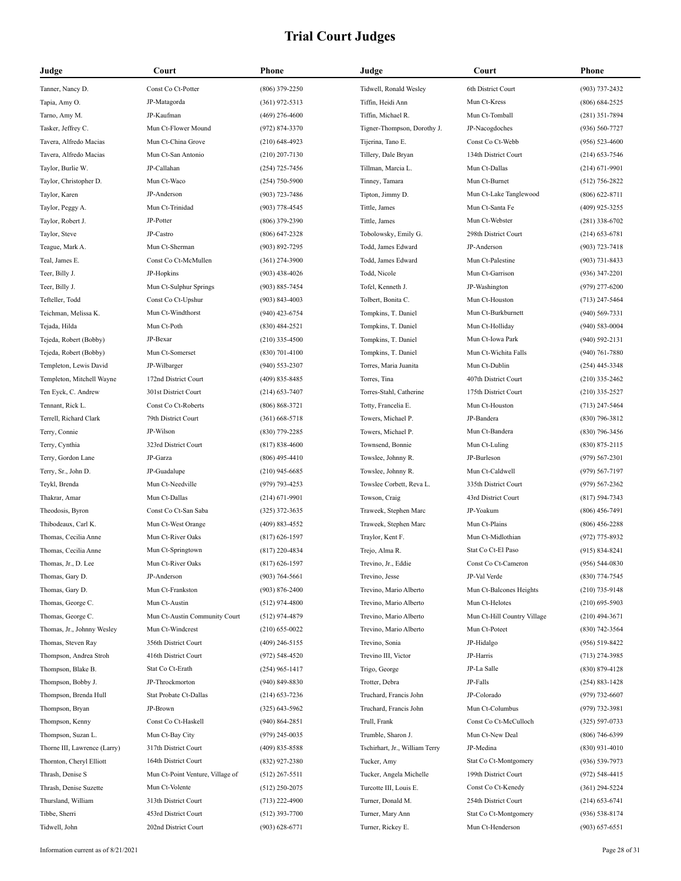# Trial Court Judges

| Judge | Court | Phone |
|---|---|---|
| Tanner, Nancy D. | Const Co Ct-Potter | (806) 379-2250 |
| Tapia, Amy O. | JP-Matagorda | (361) 972-5313 |
| Tarno, Amy M. | JP-Kaufman | (469) 276-4600 |
| Tasker, Jeffrey C. | Mun Ct-Flower Mound | (972) 874-3370 |
| Tavera, Alfredo Macias | Mun Ct-China Grove | (210) 648-4923 |
| Tavera, Alfredo Macias | Mun Ct-San Antonio | (210) 207-7130 |
| Taylor, Burlie W. | JP-Callahan | (254) 725-7456 |
| Taylor, Christopher D. | Mun Ct-Waco | (254) 750-5900 |
| Taylor, Karen | JP-Anderson | (903) 723-7486 |
| Taylor, Peggy A. | Mun Ct-Trinidad | (903) 778-4545 |
| Taylor, Robert J. | JP-Potter | (806) 379-2390 |
| Taylor, Steve | JP-Castro | (806) 647-2328 |
| Teague, Mark A. | Mun Ct-Sherman | (903) 892-7295 |
| Teal, James E. | Const Co Ct-McMullen | (361) 274-3900 |
| Teer, Billy J. | JP-Hopkins | (903) 438-4026 |
| Teer, Billy J. | Mun Ct-Sulphur Springs | (903) 885-7454 |
| Tefteller, Todd | Const Co Ct-Upshur | (903) 843-4003 |
| Teichman, Melissa K. | Mun Ct-Windthorst | (940) 423-6754 |
| Tejada, Hilda | Mun Ct-Poth | (830) 484-2521 |
| Tejeda, Robert (Bobby) | JP-Bexar | (210) 335-4500 |
| Tejeda, Robert (Bobby) | Mun Ct-Somerset | (830) 701-4100 |
| Templeton, Lewis David | JP-Wilbarger | (940) 553-2307 |
| Templeton, Mitchell Wayne | 172nd District Court | (409) 835-8485 |
| Ten Eyck, C. Andrew | 301st District Court | (214) 653-7407 |
| Tennant, Rick L. | Const Co Ct-Roberts | (806) 868-3721 |
| Terrell, Richard Clark | 79th District Court | (361) 668-5718 |
| Terry, Connie | JP-Wilson | (830) 779-2285 |
| Terry, Cynthia | 323rd District Court | (817) 838-4600 |
| Terry, Gordon Lane | JP-Garza | (806) 495-4410 |
| Terry, Sr., John D. | JP-Guadalupe | (210) 945-6685 |
| Teykl, Brenda | Mun Ct-Needville | (979) 793-4253 |
| Thakrar, Amar | Mun Ct-Dallas | (214) 671-9901 |
| Theodosis, Byron | Const Co Ct-San Saba | (325) 372-3635 |
| Thibodeaux, Carl K. | Mun Ct-West Orange | (409) 883-4552 |
| Thomas, Cecilia Anne | Mun Ct-River Oaks | (817) 626-1597 |
| Thomas, Cecilia Anne | Mun Ct-Springtown | (817) 220-4834 |
| Thomas, Jr., D. Lee | Mun Ct-River Oaks | (817) 626-1597 |
| Thomas, Gary D. | JP-Anderson | (903) 764-5661 |
| Thomas, Gary D. | Mun Ct-Frankston | (903) 876-2400 |
| Thomas, George C. | Mun Ct-Austin | (512) 974-4800 |
| Thomas, George C. | Mun Ct-Austin Community Court | (512) 974-4879 |
| Thomas, Jr., Johnny Wesley | Mun Ct-Windcrest | (210) 655-0022 |
| Thomas, Steven Ray | 356th District Court | (409) 246-5155 |
| Thompson, Andrea Stroh | 416th District Court | (972) 548-4520 |
| Thompson, Blake B. | Stat Co Ct-Erath | (254) 965-1417 |
| Thompson, Bobby J. | JP-Throckmorton | (940) 849-8830 |
| Thompson, Brenda Hull | Stat Probate Ct-Dallas | (214) 653-7236 |
| Thompson, Bryan | JP-Brown | (325) 643-5962 |
| Thompson, Kenny | Const Co Ct-Haskell | (940) 864-2851 |
| Thompson, Suzan L. | Mun Ct-Bay City | (979) 245-0035 |
| Thorne III, Lawrence (Larry) | 317th District Court | (409) 835-8588 |
| Thornton, Cheryl Elliott | 164th District Court | (832) 927-2380 |
| Thrash, Denise S | Mun Ct-Point Venture, Village of | (512) 267-5511 |
| Thrash, Denise Suzette | Mun Ct-Volente | (512) 250-2075 |
| Thursland, William | 313th District Court | (713) 222-4900 |
| Tibbe, Sherri | 453rd District Court | (512) 393-7700 |
| Tidwell, John | 202nd District Court | (903) 628-6771 |
| Tidwell, Ronald Wesley | 6th District Court | (903) 737-2432 |
| Tiffin, Heidi Ann | Mun Ct-Kress | (806) 684-2525 |
| Tiffin, Michael R. | Mun Ct-Tomball | (281) 351-7894 |
| Tigner-Thompson, Dorothy J. | JP-Nacogdoches | (936) 560-7727 |
| Tijerina, Tano E. | Const Co Ct-Webb | (956) 523-4600 |
| Tillery, Dale Bryan | 134th District Court | (214) 653-7546 |
| Tillman, Marcia L. | Mun Ct-Dallas | (214) 671-9901 |
| Tinney, Tamara | Mun Ct-Burnet | (512) 756-2822 |
| Tipton, Jimmy D. | Mun Ct-Lake Tanglewood | (806) 622-8711 |
| Tittle, James | Mun Ct-Santa Fe | (409) 925-3255 |
| Tittle, James | Mun Ct-Webster | (281) 338-6702 |
| Tobolowsky, Emily G. | 298th District Court | (214) 653-6781 |
| Todd, James Edward | JP-Anderson | (903) 723-7418 |
| Todd, James Edward | Mun Ct-Palestine | (903) 731-8433 |
| Todd, Nicole | Mun Ct-Garrison | (936) 347-2201 |
| Tofel, Kenneth J. | JP-Washington | (979) 277-6200 |
| Tolbert, Bonita C. | Mun Ct-Houston | (713) 247-5464 |
| Tompkins, T. Daniel | Mun Ct-Burkburnett | (940) 569-7331 |
| Tompkins, T. Daniel | Mun Ct-Holliday | (940) 583-0004 |
| Tompkins, T. Daniel | Mun Ct-Iowa Park | (940) 592-2131 |
| Tompkins, T. Daniel | Mun Ct-Wichita Falls | (940) 761-7880 |
| Torres, Maria Juanita | Mun Ct-Dublin | (254) 445-3348 |
| Torres, Tina | 407th District Court | (210) 335-2462 |
| Torres-Stahl, Catherine | 175th District Court | (210) 335-2527 |
| Totty, Francelia E. | Mun Ct-Houston | (713) 247-5464 |
| Towers, Michael P. | JP-Bandera | (830) 796-3812 |
| Towers, Michael P. | Mun Ct-Bandera | (830) 796-3456 |
| Townsend, Bonnie | Mun Ct-Luling | (830) 875-2115 |
| Towslee, Johnny R. | JP-Burleson | (979) 567-2301 |
| Towslee, Johnny R. | Mun Ct-Caldwell | (979) 567-7197 |
| Towslee Corbett, Reva L. | 335th District Court | (979) 567-2362 |
| Towson, Craig | 43rd District Court | (817) 594-7343 |
| Traweek, Stephen Marc | JP-Yoakum | (806) 456-7491 |
| Traweek, Stephen Marc | Mun Ct-Plains | (806) 456-2288 |
| Traylor, Kent F. | Mun Ct-Midlothian | (972) 775-8932 |
| Trejo, Alma R. | Stat Co Ct-El Paso | (915) 834-8241 |
| Trevino, Jr., Eddie | Const Co Ct-Cameron | (956) 544-0830 |
| Trevino, Jesse | JP-Val Verde | (830) 774-7545 |
| Trevino, Mario Alberto | Mun Ct-Balcones Heights | (210) 735-9148 |
| Trevino, Mario Alberto | Mun Ct-Helotes | (210) 695-5903 |
| Trevino, Mario Alberto | Mun Ct-Hill Country Village | (210) 494-3671 |
| Trevino, Mario Alberto | Mun Ct-Poteet | (830) 742-3564 |
| Trevino, Sonia | JP-Hidalgo | (956) 519-8422 |
| Trevino III, Victor | JP-Harris | (713) 274-3985 |
| Trigo, George | JP-La Salle | (830) 879-4128 |
| Trotter, Debra | JP-Falls | (254) 883-1428 |
| Truchard, Francis John | JP-Colorado | (979) 732-6607 |
| Truchard, Francis John | Mun Ct-Columbus | (979) 732-3981 |
| Trull, Frank | Const Co Ct-McCulloch | (325) 597-0733 |
| Trumble, Sharon J. | Mun Ct-New Deal | (806) 746-6399 |
| Tschirhart, Jr., William Terry | JP-Medina | (830) 931-4010 |
| Tucker, Amy | Stat Co Ct-Montgomery | (936) 539-7973 |
| Tucker, Angela Michelle | 199th District Court | (972) 548-4415 |
| Turcotte III, Louis E. | Const Co Ct-Kenedy | (361) 294-5224 |
| Turner, Donald M. | 254th District Court | (214) 653-6741 |
| Turner, Mary Ann | Stat Co Ct-Montgomery | (936) 538-8174 |
| Turner, Rickey E. | Mun Ct-Henderson | (903) 657-6551 |

Information current as of 8/21/2021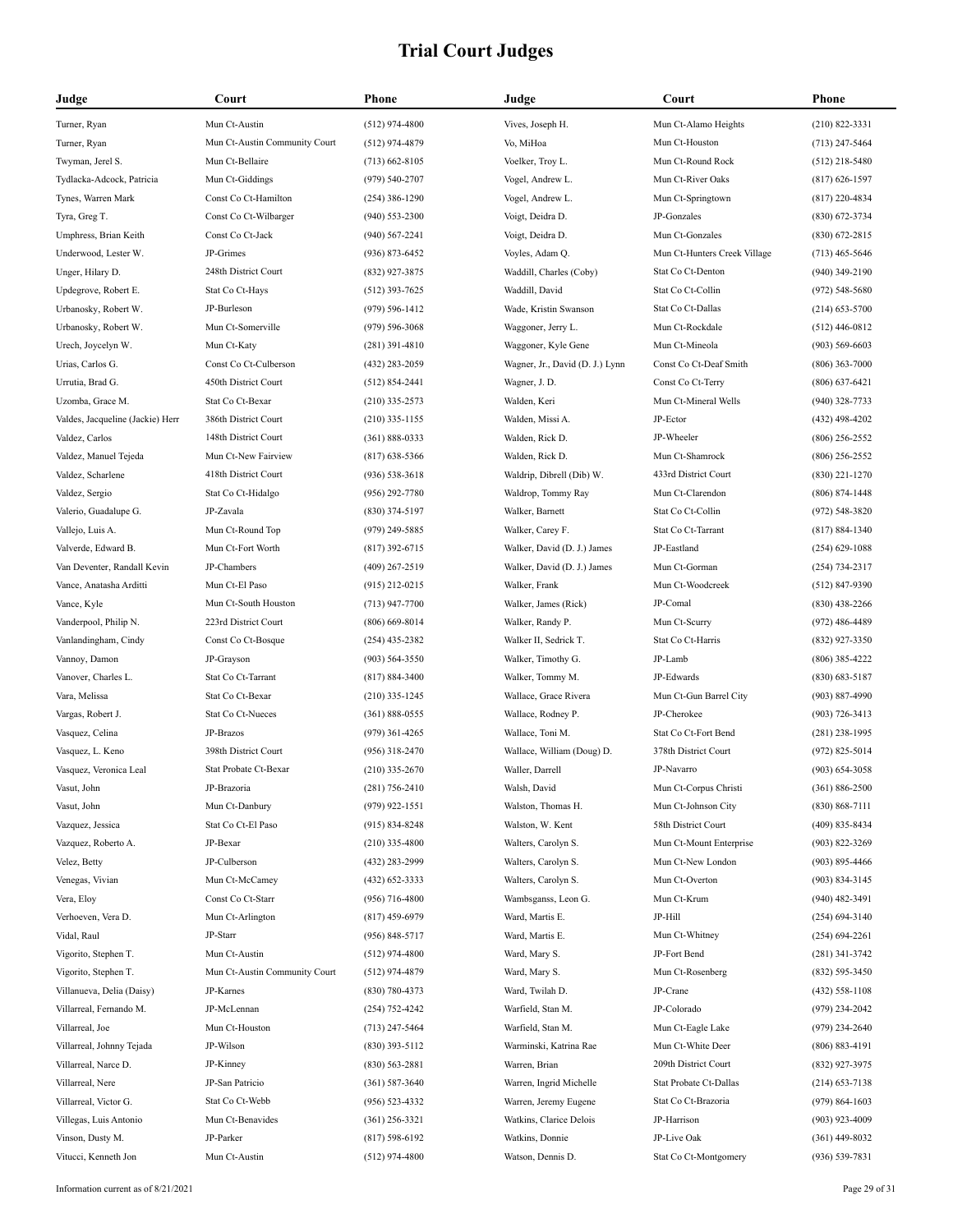# Trial Court Judges

| Judge | Court | Phone |
|---|---|---|
| Turner, Ryan | Mun Ct-Austin | (512) 974-4800 |
| Turner, Ryan | Mun Ct-Austin Community Court | (512) 974-4879 |
| Twyman, Jerel S. | Mun Ct-Bellaire | (713) 662-8105 |
| Tydlacka-Adcock, Patricia | Mun Ct-Giddings | (979) 540-2707 |
| Tynes, Warren Mark | Const Co Ct-Hamilton | (254) 386-1290 |
| Tyra, Greg T. | Const Co Ct-Wilbarger | (940) 553-2300 |
| Umphress, Brian Keith | Const Co Ct-Jack | (940) 567-2241 |
| Underwood, Lester W. | JP-Grimes | (936) 873-6452 |
| Unger, Hilary D. | 248th District Court | (832) 927-3875 |
| Updegrove, Robert E. | Stat Co Ct-Hays | (512) 393-7625 |
| Urbanosky, Robert W. | JP-Burleson | (979) 596-1412 |
| Urbanosky, Robert W. | Mun Ct-Somerville | (979) 596-3068 |
| Urech, Joycelyn W. | Mun Ct-Katy | (281) 391-4810 |
| Urias, Carlos G. | Const Co Ct-Culberson | (432) 283-2059 |
| Urrutia, Brad G. | 450th District Court | (512) 854-2441 |
| Uzomba, Grace M. | Stat Co Ct-Bexar | (210) 335-2573 |
| Valdes, Jacqueline (Jackie) Herr | 386th District Court | (210) 335-1155 |
| Valdez, Carlos | 148th District Court | (361) 888-0333 |
| Valdez, Manuel Tejeda | Mun Ct-New Fairview | (817) 638-5366 |
| Valdez, Scharlene | 418th District Court | (936) 538-3618 |
| Valdez, Sergio | Stat Co Ct-Hidalgo | (956) 292-7780 |
| Valerio, Guadalupe G. | JP-Zavala | (830) 374-5197 |
| Vallejo, Luis A. | Mun Ct-Round Top | (979) 249-5885 |
| Valverde, Edward B. | Mun Ct-Fort Worth | (817) 392-6715 |
| Van Deventer, Randall Kevin | JP-Chambers | (409) 267-2519 |
| Vance, Anatasha Arditti | Mun Ct-El Paso | (915) 212-0215 |
| Vance, Kyle | Mun Ct-South Houston | (713) 947-7700 |
| Vanderpool, Philip N. | 223rd District Court | (806) 669-8014 |
| Vanlandingham, Cindy | Const Co Ct-Bosque | (254) 435-2382 |
| Vannoy, Damon | JP-Grayson | (903) 564-3550 |
| Vanover, Charles L. | Stat Co Ct-Tarrant | (817) 884-3400 |
| Vara, Melissa | Stat Co Ct-Bexar | (210) 335-1245 |
| Vargas, Robert J. | Stat Co Ct-Nueces | (361) 888-0555 |
| Vasquez, Celina | JP-Brazos | (979) 361-4265 |
| Vasquez, L. Keno | 398th District Court | (956) 318-2470 |
| Vasquez, Veronica Leal | Stat Probate Ct-Bexar | (210) 335-2670 |
| Vasut, John | JP-Brazoria | (281) 756-2410 |
| Vasut, John | Mun Ct-Danbury | (979) 922-1551 |
| Vazquez, Jessica | Stat Co Ct-El Paso | (915) 834-8248 |
| Vazquez, Roberto A. | JP-Bexar | (210) 335-4800 |
| Velez, Betty | JP-Culberson | (432) 283-2999 |
| Venegas, Vivian | Mun Ct-McCamey | (432) 652-3333 |
| Vera, Eloy | Const Co Ct-Starr | (956) 716-4800 |
| Verhoeven, Vera D. | Mun Ct-Arlington | (817) 459-6979 |
| Vidal, Raul | JP-Starr | (956) 848-5717 |
| Vigorito, Stephen T. | Mun Ct-Austin | (512) 974-4800 |
| Vigorito, Stephen T. | Mun Ct-Austin Community Court | (512) 974-4879 |
| Villanueva, Delia (Daisy) | JP-Karnes | (830) 780-4373 |
| Villarreal, Fernando M. | JP-McLennan | (254) 752-4242 |
| Villarreal, Joe | Mun Ct-Houston | (713) 247-5464 |
| Villarreal, Johnny Tejada | JP-Wilson | (830) 393-5112 |
| Villarreal, Narce D. | JP-Kinney | (830) 563-2881 |
| Villarreal, Nere | JP-San Patricio | (361) 587-3640 |
| Villarreal, Victor G. | Stat Co Ct-Webb | (956) 523-4332 |
| Villegas, Luis Antonio | Mun Ct-Benavides | (361) 256-3321 |
| Vinson, Dusty M. | JP-Parker | (817) 598-6192 |
| Vitucci, Kenneth Jon | Mun Ct-Austin | (512) 974-4800 |
| Vives, Joseph H. | Mun Ct-Alamo Heights | (210) 822-3331 |
| Vo, MiHoa | Mun Ct-Houston | (713) 247-5464 |
| Voelker, Troy L. | Mun Ct-Round Rock | (512) 218-5480 |
| Vogel, Andrew L. | Mun Ct-River Oaks | (817) 626-1597 |
| Vogel, Andrew L. | Mun Ct-Springtown | (817) 220-4834 |
| Voigt, Deidra D. | JP-Gonzales | (830) 672-3734 |
| Voigt, Deidra D. | Mun Ct-Gonzales | (830) 672-2815 |
| Voyles, Adam Q. | Mun Ct-Hunters Creek Village | (713) 465-5646 |
| Waddill, Charles (Coby) | Stat Co Ct-Denton | (940) 349-2190 |
| Waddill, David | Stat Co Ct-Collin | (972) 548-5680 |
| Wade, Kristin Swanson | Stat Co Ct-Dallas | (214) 653-5700 |
| Waggoner, Jerry L. | Mun Ct-Rockdale | (512) 446-0812 |
| Waggoner, Kyle Gene | Mun Ct-Mineola | (903) 569-6603 |
| Wagner, Jr., David (D. J.) Lynn | Const Co Ct-Deaf Smith | (806) 363-7000 |
| Wagner, J. D. | Const Co Ct-Terry | (806) 637-6421 |
| Walden, Keri | Mun Ct-Mineral Wells | (940) 328-7733 |
| Walden, Missi A. | JP-Ector | (432) 498-4202 |
| Walden, Rick D. | JP-Wheeler | (806) 256-2552 |
| Walden, Rick D. | Mun Ct-Shamrock | (806) 256-2552 |
| Waldrip, Dibrell (Dib) W. | 433rd District Court | (830) 221-1270 |
| Waldrop, Tommy Ray | Mun Ct-Clarendon | (806) 874-1448 |
| Walker, Barnett | Stat Co Ct-Collin | (972) 548-3820 |
| Walker, Carey F. | Stat Co Ct-Tarrant | (817) 884-1340 |
| Walker, David (D. J.) James | JP-Eastland | (254) 629-1088 |
| Walker, David (D. J.) James | Mun Ct-Gorman | (254) 734-2317 |
| Walker, Frank | Mun Ct-Woodcreek | (512) 847-9390 |
| Walker, James (Rick) | JP-Comal | (830) 438-2266 |
| Walker, Randy P. | Mun Ct-Scurry | (972) 486-4489 |
| Walker II, Sedrick T. | Stat Co Ct-Harris | (832) 927-3350 |
| Walker, Timothy G. | JP-Lamb | (806) 385-4222 |
| Walker, Tommy M. | JP-Edwards | (830) 683-5187 |
| Wallace, Grace Rivera | Mun Ct-Gun Barrel City | (903) 887-4990 |
| Wallace, Rodney P. | JP-Cherokee | (903) 726-3413 |
| Wallace, Toni M. | Stat Co Ct-Fort Bend | (281) 238-1995 |
| Wallace, William (Doug) D. | 378th District Court | (972) 825-5014 |
| Waller, Darrell | JP-Navarro | (903) 654-3058 |
| Walsh, David | Mun Ct-Corpus Christi | (361) 886-2500 |
| Walston, Thomas H. | Mun Ct-Johnson City | (830) 868-7111 |
| Walston, W. Kent | 58th District Court | (409) 835-8434 |
| Walters, Carolyn S. | Mun Ct-Mount Enterprise | (903) 822-3269 |
| Walters, Carolyn S. | Mun Ct-New London | (903) 895-4466 |
| Walters, Carolyn S. | Mun Ct-Overton | (903) 834-3145 |
| Wambsganss, Leon G. | Mun Ct-Krum | (940) 482-3491 |
| Ward, Martis E. | JP-Hill | (254) 694-3140 |
| Ward, Martis E. | Mun Ct-Whitney | (254) 694-2261 |
| Ward, Mary S. | JP-Fort Bend | (281) 341-3742 |
| Ward, Mary S. | Mun Ct-Rosenberg | (832) 595-3450 |
| Ward, Twilah D. | JP-Crane | (432) 558-1108 |
| Warfield, Stan M. | JP-Colorado | (979) 234-2042 |
| Warfield, Stan M. | Mun Ct-Eagle Lake | (979) 234-2640 |
| Warminski, Katrina Rae | Mun Ct-White Deer | (806) 883-4191 |
| Warren, Brian | 209th District Court | (832) 927-3975 |
| Warren, Ingrid Michelle | Stat Probate Ct-Dallas | (214) 653-7138 |
| Warren, Jeremy Eugene | Stat Co Ct-Brazoria | (979) 864-1603 |
| Watkins, Clarice Delois | JP-Harrison | (903) 923-4009 |
| Watkins, Donnie | JP-Live Oak | (361) 449-8032 |
| Watson, Dennis D. | Stat Co Ct-Montgomery | (936) 539-7831 |

Information current as of 8/21/2021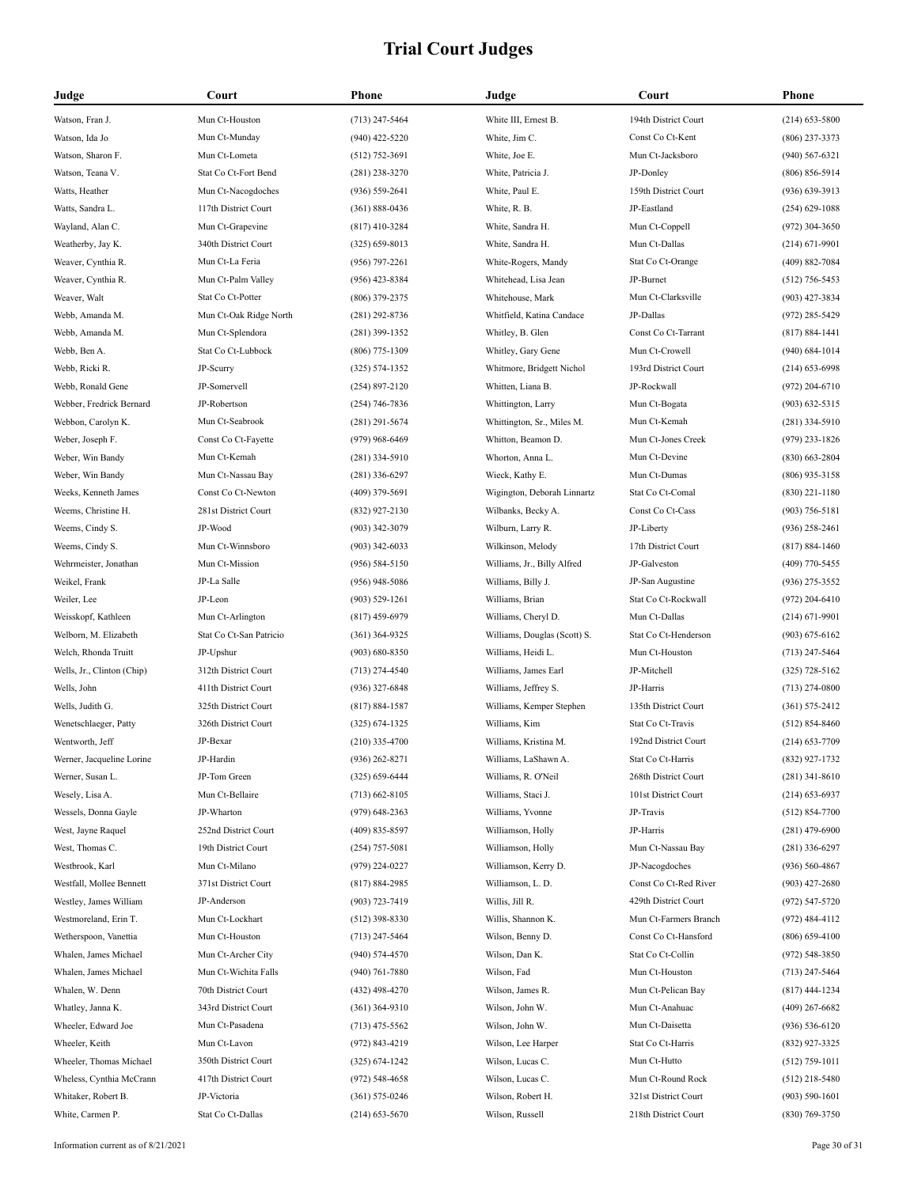# Trial Court Judges

| Judge | Court | Phone |
|---|---|---|
| Watson, Fran J. | Mun Ct-Houston | (713) 247-5464 |
| Watson, Ida Jo | Mun Ct-Munday | (940) 422-5220 |
| Watson, Sharon F. | Mun Ct-Lometa | (512) 752-3691 |
| Watson, Teana V. | Stat Co Ct-Fort Bend | (281) 238-3270 |
| Watts, Heather | Mun Ct-Nacogdoches | (936) 559-2641 |
| Watts, Sandra L. | 117th District Court | (361) 888-0436 |
| Wayland, Alan C. | Mun Ct-Grapevine | (817) 410-3284 |
| Weatherby, Jay K. | 340th District Court | (325) 659-8013 |
| Weaver, Cynthia R. | Mun Ct-La Feria | (956) 797-2261 |
| Weaver, Cynthia R. | Mun Ct-Palm Valley | (956) 423-8384 |
| Weaver, Walt | Stat Co Ct-Potter | (806) 379-2375 |
| Webb, Amanda M. | Mun Ct-Oak Ridge North | (281) 292-8736 |
| Webb, Amanda M. | Mun Ct-Splendora | (281) 399-1352 |
| Webb, Ben A. | Stat Co Ct-Lubbock | (806) 775-1309 |
| Webb, Ricki R. | JP-Scurry | (325) 574-1352 |
| Webb, Ronald Gene | JP-Somervell | (254) 897-2120 |
| Webber, Fredrick Bernard | JP-Robertson | (254) 746-7836 |
| Webbon, Carolyn K. | Mun Ct-Seabrook | (281) 291-5674 |
| Weber, Joseph F. | Const Co Ct-Fayette | (979) 968-6469 |
| Weber, Win Bandy | Mun Ct-Kemah | (281) 334-5910 |
| Weber, Win Bandy | Mun Ct-Nassau Bay | (281) 336-6297 |
| Weeks, Kenneth James | Const Co Ct-Newton | (409) 379-5691 |
| Weems, Christine H. | 281st District Court | (832) 927-2130 |
| Weems, Cindy S. | JP-Wood | (903) 342-3079 |
| Weems, Cindy S. | Mun Ct-Winnsboro | (903) 342-6033 |
| Wehrmeister, Jonathan | Mun Ct-Mission | (956) 584-5150 |
| Weikel, Frank | JP-La Salle | (956) 948-5086 |
| Weiler, Lee | JP-Leon | (903) 529-1261 |
| Weisskopf, Kathleen | Mun Ct-Arlington | (817) 459-6979 |
| Welborn, M. Elizabeth | Stat Co Ct-San Patricio | (361) 364-9325 |
| Welch, Rhonda Truitt | JP-Upshur | (903) 680-8350 |
| Wells, Jr., Clinton (Chip) | 312th District Court | (713) 274-4540 |
| Wells, John | 411th District Court | (936) 327-6848 |
| Wells, Judith G. | 325th District Court | (817) 884-1587 |
| Wenetschlaeger, Patty | 326th District Court | (325) 674-1325 |
| Wentworth, Jeff | JP-Bexar | (210) 335-4700 |
| Werner, Jacqueline Lorine | JP-Hardin | (936) 262-8271 |
| Werner, Susan L. | JP-Tom Green | (325) 659-6444 |
| Wesely, Lisa A. | Mun Ct-Bellaire | (713) 662-8105 |
| Wessels, Donna Gayle | JP-Wharton | (979) 648-2363 |
| West, Jayne Raquel | 252nd District Court | (409) 835-8597 |
| West, Thomas C. | 19th District Court | (254) 757-5081 |
| Westbrook, Karl | Mun Ct-Milano | (979) 224-0227 |
| Westfall, Mollee Bennett | 371st District Court | (817) 884-2985 |
| Westley, James William | JP-Anderson | (903) 723-7419 |
| Westmoreland, Erin T. | Mun Ct-Lockhart | (512) 398-8330 |
| Wetherspoon, Vanettia | Mun Ct-Houston | (713) 247-5464 |
| Whalen, James Michael | Mun Ct-Archer City | (940) 574-4570 |
| Whalen, James Michael | Mun Ct-Wichita Falls | (940) 761-7880 |
| Whalen, W. Denn | 70th District Court | (432) 498-4270 |
| Whatley, Janna K. | 343rd District Court | (361) 364-9310 |
| Wheeler, Edward Joe | Mun Ct-Pasadena | (713) 475-5562 |
| Wheeler, Keith | Mun Ct-Lavon | (972) 843-4219 |
| Wheeler, Thomas Michael | 350th District Court | (325) 674-1242 |
| Wheless, Cynthia McCrann | 417th District Court | (972) 548-4658 |
| Whitaker, Robert B. | JP-Victoria | (361) 575-0246 |
| White, Carmen P. | Stat Co Ct-Dallas | (214) 653-5670 |
| White III, Ernest B. | 194th District Court | (214) 653-5800 |
| White, Jim C. | Const Co Ct-Kent | (806) 237-3373 |
| White, Joe E. | Mun Ct-Jacksboro | (940) 567-6321 |
| White, Patricia J. | JP-Donley | (806) 856-5914 |
| White, Paul E. | 159th District Court | (936) 639-3913 |
| White, R. B. | JP-Eastland | (254) 629-1088 |
| White, Sandra H. | Mun Ct-Coppell | (972) 304-3650 |
| White, Sandra H. | Mun Ct-Dallas | (214) 671-9901 |
| White-Rogers, Mandy | Stat Co Ct-Orange | (409) 882-7084 |
| Whitehead, Lisa Jean | JP-Burnet | (512) 756-5453 |
| Whitehouse, Mark | Mun Ct-Clarksville | (903) 427-3834 |
| Whitfield, Katina Candace | JP-Dallas | (972) 285-5429 |
| Whitley, B. Glen | Const Co Ct-Tarrant | (817) 884-1441 |
| Whitley, Gary Gene | Mun Ct-Crowell | (940) 684-1014 |
| Whitmore, Bridgett Nichol | 193rd District Court | (214) 653-6998 |
| Whitten, Liana B. | JP-Rockwall | (972) 204-6710 |
| Whittington, Larry | Mun Ct-Bogata | (903) 632-5315 |
| Whittington, Sr., Miles M. | Mun Ct-Kemah | (281) 334-5910 |
| Whitton, Beamon D. | Mun Ct-Jones Creek | (979) 233-1826 |
| Whorton, Anna L. | Mun Ct-Devine | (830) 663-2804 |
| Wieck, Kathy E. | Mun Ct-Dumas | (806) 935-3158 |
| Wigington, Deborah Linnartz | Stat Co Ct-Comal | (830) 221-1180 |
| Wilbanks, Becky A. | Const Co Ct-Cass | (903) 756-5181 |
| Wilburn, Larry R. | JP-Liberty | (936) 258-2461 |
| Wilkinson, Melody | 17th District Court | (817) 884-1460 |
| Williams, Jr., Billy Alfred | JP-Galveston | (409) 770-5455 |
| Williams, Billy J. | JP-San Augustine | (936) 275-3552 |
| Williams, Brian | Stat Co Ct-Rockwall | (972) 204-6410 |
| Williams, Cheryl D. | Mun Ct-Dallas | (214) 671-9901 |
| Williams, Douglas (Scott) S. | Stat Co Ct-Henderson | (903) 675-6162 |
| Williams, Heidi L. | Mun Ct-Houston | (713) 247-5464 |
| Williams, James Earl | JP-Mitchell | (325) 728-5162 |
| Williams, Jeffrey S. | JP-Harris | (713) 274-0800 |
| Williams, Kemper Stephen | 135th District Court | (361) 575-2412 |
| Williams, Kim | Stat Co Ct-Travis | (512) 854-8460 |
| Williams, Kristina M. | 192nd District Court | (214) 653-7709 |
| Williams, LaShawn A. | Stat Co Ct-Harris | (832) 927-1732 |
| Williams, R. O'Neil | 268th District Court | (281) 341-8610 |
| Williams, Staci J. | 101st District Court | (214) 653-6937 |
| Williams, Yvonne | JP-Travis | (512) 854-7700 |
| Williamson, Holly | JP-Harris | (281) 479-6900 |
| Williamson, Holly | Mun Ct-Nassau Bay | (281) 336-6297 |
| Williamson, Kerry D. | JP-Nacogdoches | (936) 560-4867 |
| Williamson, L. D. | Const Co Ct-Red River | (903) 427-2680 |
| Willis, Jill R. | 429th District Court | (972) 547-5720 |
| Willis, Shannon K. | Mun Ct-Farmers Branch | (972) 484-4112 |
| Wilson, Benny D. | Const Co Ct-Hansford | (806) 659-4100 |
| Wilson, Dan K. | Stat Co Ct-Collin | (972) 548-3850 |
| Wilson, Fad | Mun Ct-Houston | (713) 247-5464 |
| Wilson, James R. | Mun Ct-Pelican Bay | (817) 444-1234 |
| Wilson, John W. | Mun Ct-Anahuac | (409) 267-6682 |
| Wilson, John W. | Mun Ct-Daisetta | (936) 536-6120 |
| Wilson, Lee Harper | Stat Co Ct-Harris | (832) 927-3325 |
| Wilson, Lucas C. | Mun Ct-Hutto | (512) 759-1011 |
| Wilson, Lucas C. | Mun Ct-Round Rock | (512) 218-5480 |
| Wilson, Robert H. | 321st District Court | (903) 590-1601 |
| Wilson, Russell | 218th District Court | (830) 769-3750 |

Information current as of 8/21/2021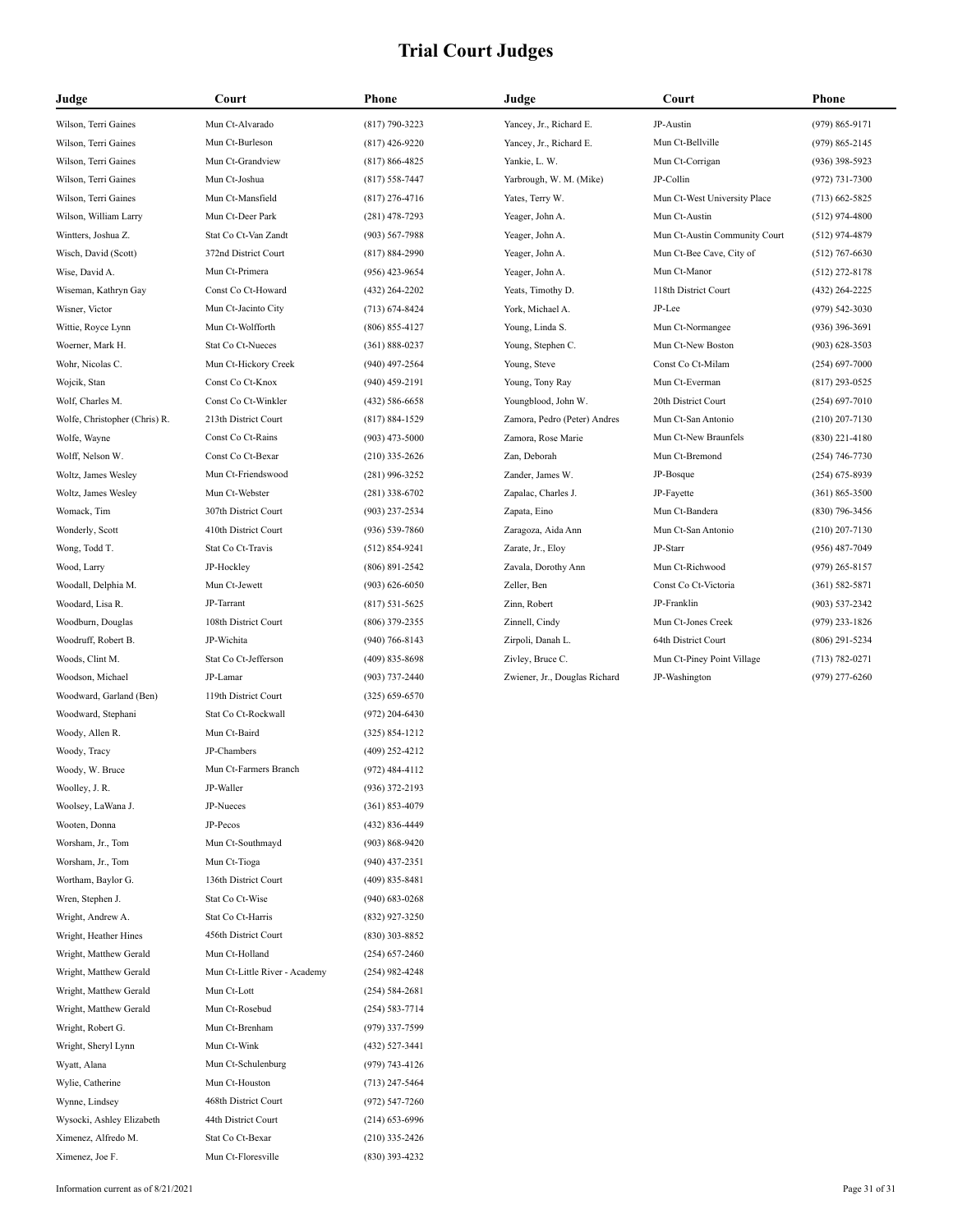# Trial Court Judges

| Judge | Court | Phone |
|---|---|---|
| Wilson, Terri Gaines | Mun Ct-Alvarado | (817) 790-3223 |
| Wilson, Terri Gaines | Mun Ct-Burleson | (817) 426-9220 |
| Wilson, Terri Gaines | Mun Ct-Grandview | (817) 866-4825 |
| Wilson, Terri Gaines | Mun Ct-Joshua | (817) 558-7447 |
| Wilson, Terri Gaines | Mun Ct-Mansfield | (817) 276-4716 |
| Wilson, William Larry | Mun Ct-Deer Park | (281) 478-7293 |
| Wintters, Joshua Z. | Stat Co Ct-Van Zandt | (903) 567-7988 |
| Wisch, David (Scott) | 372nd District Court | (817) 884-2990 |
| Wise, David A. | Mun Ct-Primera | (956) 423-9654 |
| Wiseman, Kathryn Gay | Const Co Ct-Howard | (432) 264-2202 |
| Wisner, Victor | Mun Ct-Jacinto City | (713) 674-8424 |
| Wittie, Royce Lynn | Mun Ct-Wolfforth | (806) 855-4127 |
| Woerner, Mark H. | Stat Co Ct-Nueces | (361) 888-0237 |
| Wohr, Nicolas C. | Mun Ct-Hickory Creek | (940) 497-2564 |
| Wojcik, Stan | Const Co Ct-Knox | (940) 459-2191 |
| Wolf, Charles M. | Const Co Ct-Winkler | (432) 586-6658 |
| Wolfe, Christopher (Chris) R. | 213th District Court | (817) 884-1529 |
| Wolfe, Wayne | Const Co Ct-Rains | (903) 473-5000 |
| Wolff, Nelson W. | Const Co Ct-Bexar | (210) 335-2626 |
| Woltz, James Wesley | Mun Ct-Friendswood | (281) 996-3252 |
| Woltz, James Wesley | Mun Ct-Webster | (281) 338-6702 |
| Womack, Tim | 307th District Court | (903) 237-2534 |
| Wonderly, Scott | 410th District Court | (936) 539-7860 |
| Wong, Todd T. | Stat Co Ct-Travis | (512) 854-9241 |
| Wood, Larry | JP-Hockley | (806) 891-2542 |
| Woodall, Delphia M. | Mun Ct-Jewett | (903) 626-6050 |
| Woodard, Lisa R. | JP-Tarrant | (817) 531-5625 |
| Woodburn, Douglas | 108th District Court | (806) 379-2355 |
| Woodruff, Robert B. | JP-Wichita | (940) 766-8143 |
| Woods, Clint M. | Stat Co Ct-Jefferson | (409) 835-8698 |
| Woodson, Michael | JP-Lamar | (903) 737-2440 |
| Woodward, Garland (Ben) | 119th District Court | (325) 659-6570 |
| Woodward, Stephani | Stat Co Ct-Rockwall | (972) 204-6430 |
| Woody, Allen R. | Mun Ct-Baird | (325) 854-1212 |
| Woody, Tracy | JP-Chambers | (409) 252-4212 |
| Woody, W. Bruce | Mun Ct-Farmers Branch | (972) 484-4112 |
| Woolley, J. R. | JP-Waller | (936) 372-2193 |
| Woolsey, LaWana J. | JP-Nueces | (361) 853-4079 |
| Wooten, Donna | JP-Pecos | (432) 836-4449 |
| Worsham, Jr., Tom | Mun Ct-Southmayd | (903) 868-9420 |
| Worsham, Jr., Tom | Mun Ct-Tioga | (940) 437-2351 |
| Wortham, Baylor G. | 136th District Court | (409) 835-8481 |
| Wren, Stephen J. | Stat Co Ct-Wise | (940) 683-0268 |
| Wright, Andrew A. | Stat Co Ct-Harris | (832) 927-3250 |
| Wright, Heather Hines | 456th District Court | (830) 303-8852 |
| Wright, Matthew Gerald | Mun Ct-Holland | (254) 657-2460 |
| Wright, Matthew Gerald | Mun Ct-Little River - Academy | (254) 982-4248 |
| Wright, Matthew Gerald | Mun Ct-Lott | (254) 584-2681 |
| Wright, Matthew Gerald | Mun Ct-Rosebud | (254) 583-7714 |
| Wright, Robert G. | Mun Ct-Brenham | (979) 337-7599 |
| Wright, Sheryl Lynn | Mun Ct-Wink | (432) 527-3441 |
| Wyatt, Alana | Mun Ct-Schulenburg | (979) 743-4126 |
| Wylie, Catherine | Mun Ct-Houston | (713) 247-5464 |
| Wynne, Lindsey | 468th District Court | (972) 547-7260 |
| Wysocki, Ashley Elizabeth | 44th District Court | (214) 653-6996 |
| Ximenez, Alfredo M. | Stat Co Ct-Bexar | (210) 335-2426 |
| Ximenez, Joe F. | Mun Ct-Floresville | (830) 393-4232 |
| Yancey, Jr., Richard E. | JP-Austin | (979) 865-9171 |
| Yancey, Jr., Richard E. | Mun Ct-Bellville | (979) 865-2145 |
| Yankie, L. W. | Mun Ct-Corrigan | (936) 398-5923 |
| Yarbrough, W. M. (Mike) | JP-Collin | (972) 731-7300 |
| Yates, Terry W. | Mun Ct-West University Place | (713) 662-5825 |
| Yeager, John A. | Mun Ct-Austin | (512) 974-4800 |
| Yeager, John A. | Mun Ct-Austin Community Court | (512) 974-4879 |
| Yeager, John A. | Mun Ct-Bee Cave, City of | (512) 767-6630 |
| Yeager, John A. | Mun Ct-Manor | (512) 272-8178 |
| Yeats, Timothy D. | 118th District Court | (432) 264-2225 |
| York, Michael A. | JP-Lee | (979) 542-3030 |
| Young, Linda S. | Mun Ct-Normangee | (936) 396-3691 |
| Young, Stephen C. | Mun Ct-New Boston | (903) 628-3503 |
| Young, Steve | Const Co Ct-Milam | (254) 697-7000 |
| Young, Tony Ray | Mun Ct-Everman | (817) 293-0525 |
| Youngblood, John W. | 20th District Court | (254) 697-7010 |
| Zamora, Pedro (Peter) Andres | Mun Ct-San Antonio | (210) 207-7130 |
| Zamora, Rose Marie | Mun Ct-New Braunfels | (830) 221-4180 |
| Zan, Deborah | Mun Ct-Bremond | (254) 746-7730 |
| Zander, James W. | JP-Bosque | (254) 675-8939 |
| Zapalac, Charles J. | JP-Fayette | (361) 865-3500 |
| Zapata, Eino | Mun Ct-Bandera | (830) 796-3456 |
| Zaragoza, Aida Ann | Mun Ct-San Antonio | (210) 207-7130 |
| Zarate, Jr., Eloy | JP-Starr | (956) 487-7049 |
| Zavala, Dorothy Ann | Mun Ct-Richwood | (979) 265-8157 |
| Zeller, Ben | Const Co Ct-Victoria | (361) 582-5871 |
| Zinn, Robert | JP-Franklin | (903) 537-2342 |
| Zinnell, Cindy | Mun Ct-Jones Creek | (979) 233-1826 |
| Zirpoli, Danah L. | 64th District Court | (806) 291-5234 |
| Zivley, Bruce C. | Mun Ct-Piney Point Village | (713) 782-0271 |
| Zwiener, Jr., Douglas Richard | JP-Washington | (979) 277-6260 |

Information current as of 8/21/2021